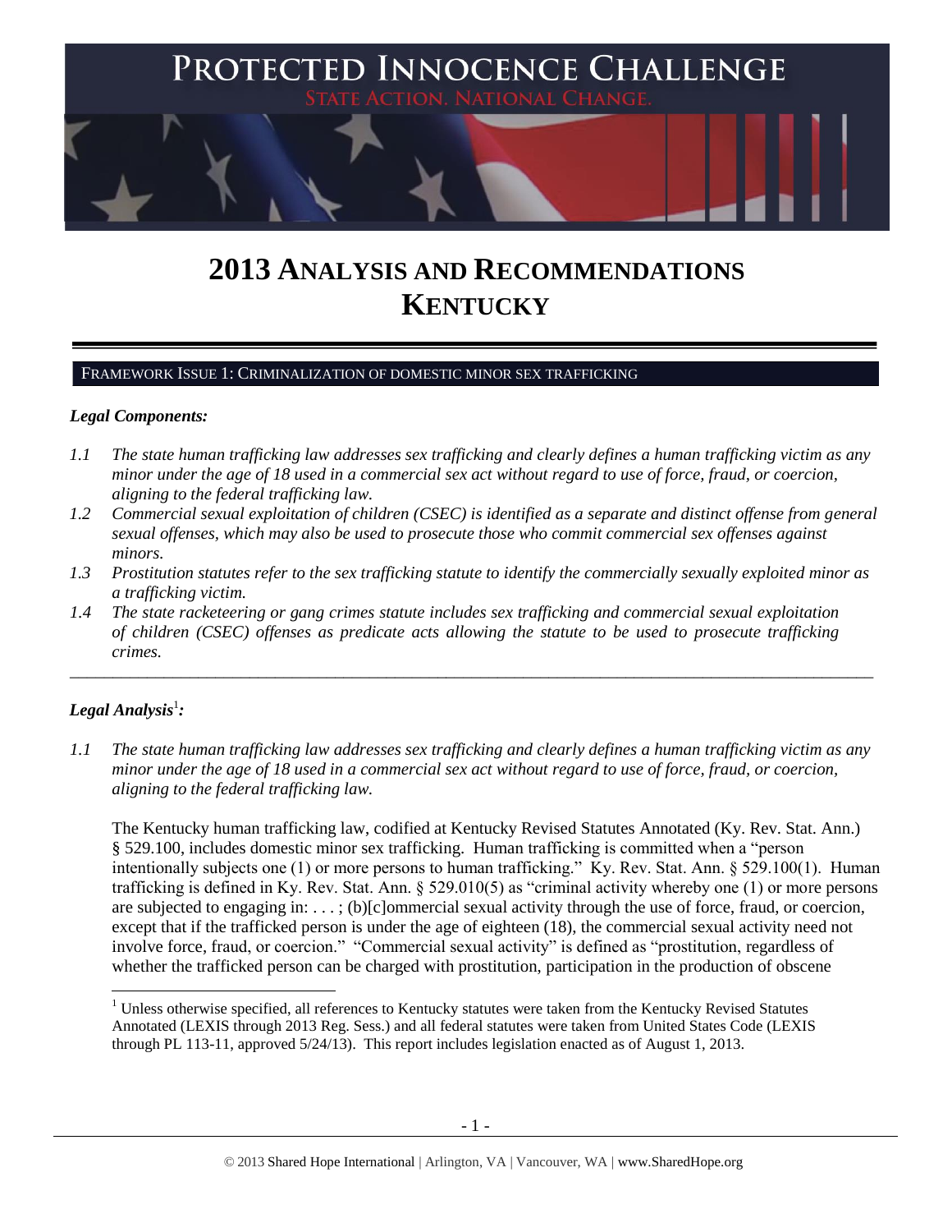# PROTECTED INNOCENCE CHALLENGE

STATE ACTION. NATIONAL CHANGE.

# 2013 ANALYSIS AND RECOMMENDATIONS KENTUCKY

## FRAMEWORK ISSUE 1: CRIMINALIZATION OF DOMESTIC MINOR SEX TRAFFICKING

### *Legal Components:*

*1.1 The state human trafficking law addresses sex trafficking and clearly defines a human trafficking victim as any minor under the age of 18 used in a commercial sex act without regard to use of force, fraud, or coercion, aligning to the federal trafficking law.*

*1.2 Commercial sexual exploitation of children (CSEC) is identified as a separate and distinct offense from general sexual offenses, which may also be used to prosecute those who commit commercial sex offenses against minors.*

*1.3 Prostitution statutes refer to the sex trafficking statute to identify the commercially sexually exploited minor as a trafficking victim.*

*1.4 The state racketeering or gang crimes statute includes sex trafficking and commercial sexual exploitation of children (CSEC) offenses as predicate acts allowing the statute to be used to prosecute trafficking crimes.*

---

### *Legal Analysis*[1]*:*

*1.1 The state human trafficking law addresses sex trafficking and clearly defines a human trafficking victim as any minor under the age of 18 used in a commercial sex act without regard to use of force, fraud, or coercion, aligning to the federal trafficking law.*

The Kentucky human trafficking law, codified at Kentucky Revised Statutes Annotated (Ky. Rev. Stat. Ann.) § 529.100, includes domestic minor sex trafficking. Human trafficking is committed when a "person intentionally subjects one (1) or more persons to human trafficking." Ky. Rev. Stat. Ann. § 529.100(1). Human trafficking is defined in Ky. Rev. Stat. Ann. § 529.010(5) as "criminal activity whereby one (1) or more persons are subjected to engaging in: . . . ; (b)[c]ommercial sexual activity through the use of force, fraud, or coercion, except that if the trafficked person is under the age of eighteen (18), the commercial sexual activity need not involve force, fraud, or coercion." "Commercial sexual activity" is defined as "prostitution, regardless of whether the trafficked person can be charged with prostitution, participation in the production of obscene

---

[1] Unless otherwise specified, all references to Kentucky statutes were taken from the Kentucky Revised Statutes Annotated (LEXIS through 2013 Reg. Sess.) and all federal statutes were taken from United States Code (LEXIS through PL 113-11, approved 5/24/13). This report includes legislation enacted as of August 1, 2013.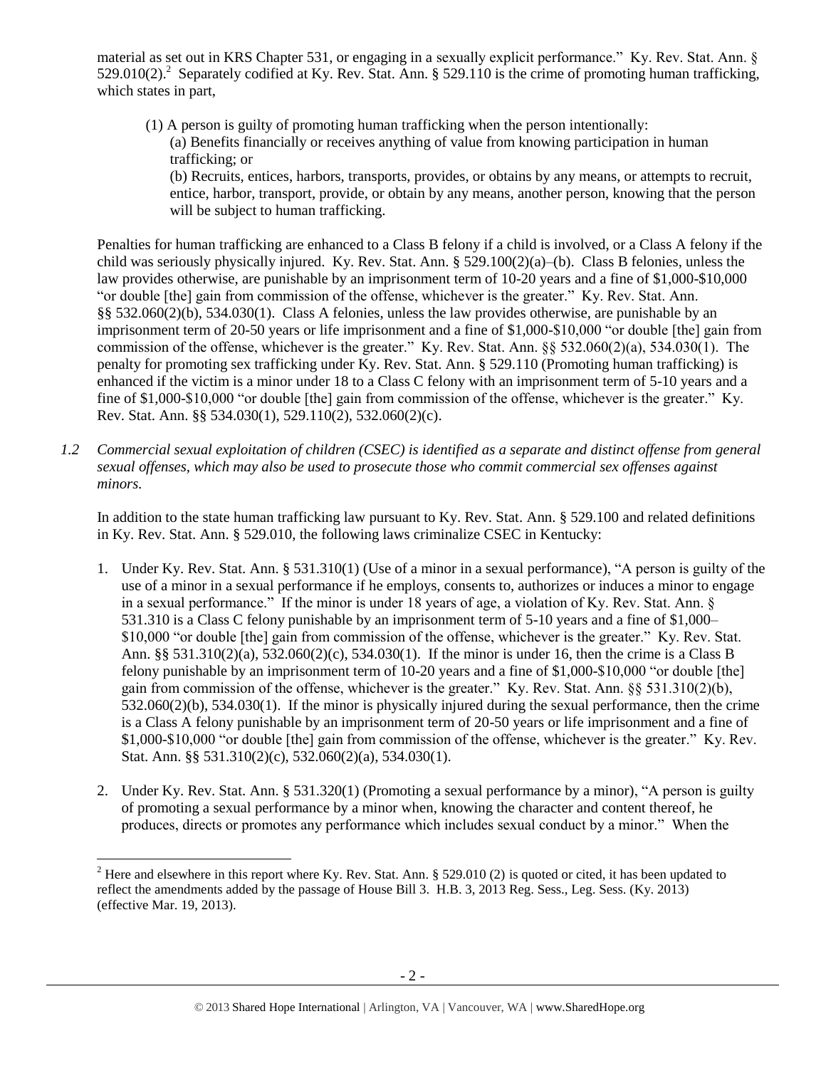material as set out in KRS Chapter 531, or engaging in a sexually explicit performance." Ky. Rev. Stat. Ann. § 529.010(2).[2] Separately codified at Ky. Rev. Stat. Ann. § 529.110 is the crime of promoting human trafficking, which states in part,

> (1) A person is guilty of promoting human trafficking when the person intentionally:
> (a) Benefits financially or receives anything of value from knowing participation in human trafficking; or
> (b) Recruits, entices, harbors, transports, provides, or obtains by any means, or attempts to recruit, entice, harbor, transport, provide, or obtain by any means, another person, knowing that the person will be subject to human trafficking.

Penalties for human trafficking are enhanced to a Class B felony if a child is involved, or a Class A felony if the child was seriously physically injured. Ky. Rev. Stat. Ann. § 529.100(2)(a)–(b). Class B felonies, unless the law provides otherwise, are punishable by an imprisonment term of 10-20 years and a fine of $1,000-$10,000 "or double [the] gain from commission of the offense, whichever is the greater." Ky. Rev. Stat. Ann. §§ 532.060(2)(b), 534.030(1). Class A felonies, unless the law provides otherwise, are punishable by an imprisonment term of 20-50 years or life imprisonment and a fine of $1,000-$10,000 "or double [the] gain from commission of the offense, whichever is the greater." Ky. Rev. Stat. Ann. §§ 532.060(2)(a), 534.030(1). The penalty for promoting sex trafficking under Ky. Rev. Stat. Ann. § 529.110 (Promoting human trafficking) is enhanced if the victim is a minor under 18 to a Class C felony with an imprisonment term of 5-10 years and a fine of $1,000-$10,000 "or double [the] gain from commission of the offense, whichever is the greater." Ky. Rev. Stat. Ann. §§ 534.030(1), 529.110(2), 532.060(2)(c).

*1.2 Commercial sexual exploitation of children (CSEC) is identified as a separate and distinct offense from general sexual offenses, which may also be used to prosecute those who commit commercial sex offenses against minors.*

In addition to the state human trafficking law pursuant to Ky. Rev. Stat. Ann. § 529.100 and related definitions in Ky. Rev. Stat. Ann. § 529.010, the following laws criminalize CSEC in Kentucky:

1. Under Ky. Rev. Stat. Ann. § 531.310(1) (Use of a minor in a sexual performance), "A person is guilty of the use of a minor in a sexual performance if he employs, consents to, authorizes or induces a minor to engage in a sexual performance." If the minor is under 18 years of age, a violation of Ky. Rev. Stat. Ann. § 531.310 is a Class C felony punishable by an imprisonment term of 5-10 years and a fine of $1,000–$10,000 "or double [the] gain from commission of the offense, whichever is the greater." Ky. Rev. Stat. Ann. §§ 531.310(2)(a), 532.060(2)(c), 534.030(1). If the minor is under 16, then the crime is a Class B felony punishable by an imprisonment term of 10-20 years and a fine of $1,000-$10,000 "or double [the] gain from commission of the offense, whichever is the greater." Ky. Rev. Stat. Ann. §§ 531.310(2)(b), 532.060(2)(b), 534.030(1). If the minor is physically injured during the sexual performance, then the crime is a Class A felony punishable by an imprisonment term of 20-50 years or life imprisonment and a fine of $1,000-$10,000 "or double [the] gain from commission of the offense, whichever is the greater." Ky. Rev. Stat. Ann. §§ 531.310(2)(c), 532.060(2)(a), 534.030(1).

2. Under Ky. Rev. Stat. Ann. § 531.320(1) (Promoting a sexual performance by a minor), "A person is guilty of promoting a sexual performance by a minor when, knowing the character and content thereof, he produces, directs or promotes any performance which includes sexual conduct by a minor." When the

[2] Here and elsewhere in this report where Ky. Rev. Stat. Ann. § 529.010 (2) is quoted or cited, it has been updated to reflect the amendments added by the passage of House Bill 3. H.B. 3, 2013 Reg. Sess., Leg. Sess. (Ky. 2013) (effective Mar. 19, 2013).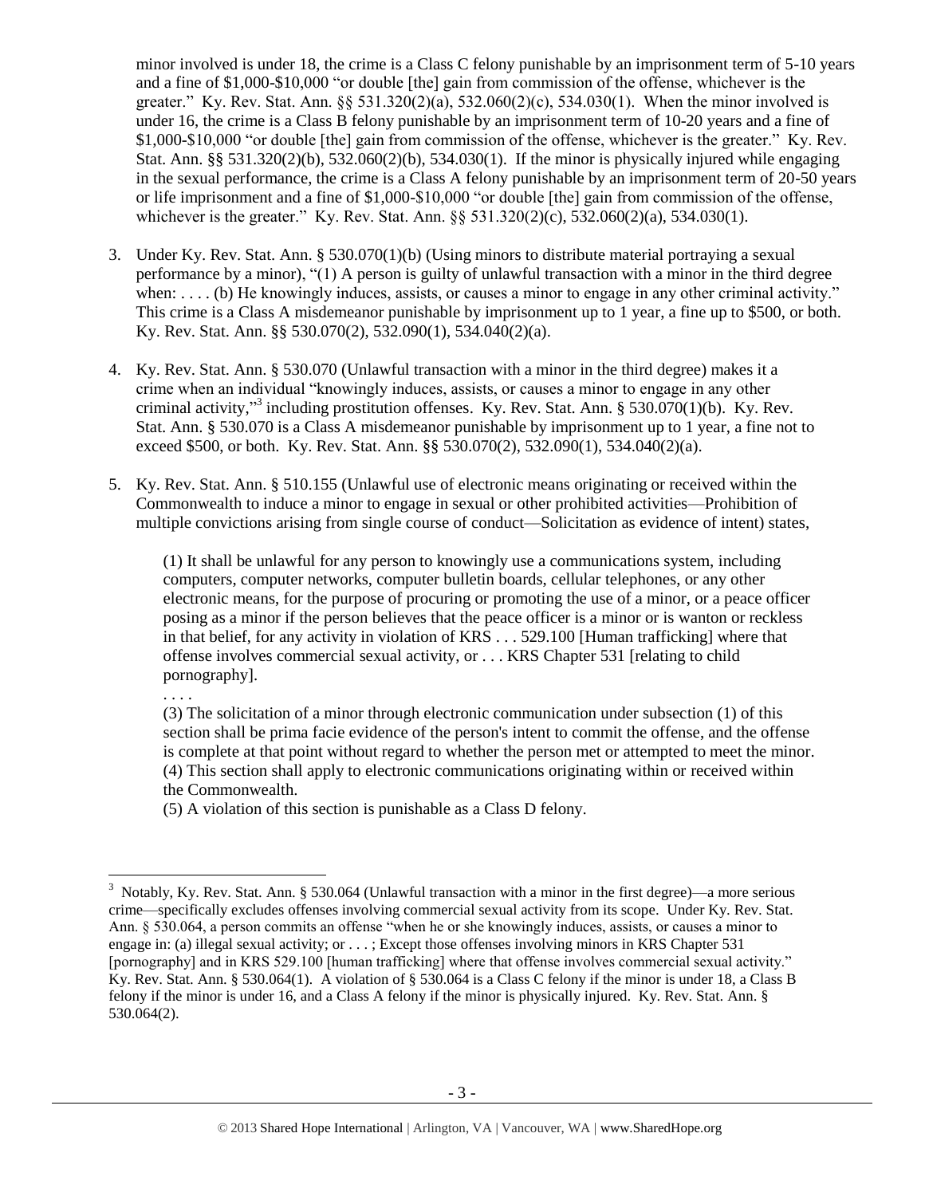minor involved is under 18, the crime is a Class C felony punishable by an imprisonment term of 5-10 years and a fine of $1,000-$10,000 "or double [the] gain from commission of the offense, whichever is the greater." Ky. Rev. Stat. Ann. §§ 531.320(2)(a), 532.060(2)(c), 534.030(1). When the minor involved is under 16, the crime is a Class B felony punishable by an imprisonment term of 10-20 years and a fine of $1,000-$10,000 "or double [the] gain from commission of the offense, whichever is the greater." Ky. Rev. Stat. Ann. §§ 531.320(2)(b), 532.060(2)(b), 534.030(1). If the minor is physically injured while engaging in the sexual performance, the crime is a Class A felony punishable by an imprisonment term of 20-50 years or life imprisonment and a fine of $1,000-$10,000 "or double [the] gain from commission of the offense, whichever is the greater." Ky. Rev. Stat. Ann. §§ 531.320(2)(c), 532.060(2)(a), 534.030(1).

3. Under Ky. Rev. Stat. Ann. § 530.070(1)(b) (Using minors to distribute material portraying a sexual performance by a minor), "(1) A person is guilty of unlawful transaction with a minor in the third degree when: . . . . (b) He knowingly induces, assists, or causes a minor to engage in any other criminal activity." This crime is a Class A misdemeanor punishable by imprisonment up to 1 year, a fine up to $500, or both. Ky. Rev. Stat. Ann. §§ 530.070(2), 532.090(1), 534.040(2)(a).

4. Ky. Rev. Stat. Ann. § 530.070 (Unlawful transaction with a minor in the third degree) makes it a crime when an individual "knowingly induces, assists, or causes a minor to engage in any other criminal activity,"[3] including prostitution offenses. Ky. Rev. Stat. Ann. § 530.070(1)(b). Ky. Rev. Stat. Ann. § 530.070 is a Class A misdemeanor punishable by imprisonment up to 1 year, a fine not to exceed $500, or both. Ky. Rev. Stat. Ann. §§ 530.070(2), 532.090(1), 534.040(2)(a).

5. Ky. Rev. Stat. Ann. § 510.155 (Unlawful use of electronic means originating or received within the Commonwealth to induce a minor to engage in sexual or other prohibited activities—Prohibition of multiple convictions arising from single course of conduct—Solicitation as evidence of intent) states,

   (1) It shall be unlawful for any person to knowingly use a communications system, including computers, computer networks, computer bulletin boards, cellular telephones, or any other electronic means, for the purpose of procuring or promoting the use of a minor, or a peace officer posing as a minor if the person believes that the peace officer is a minor or is wanton or reckless in that belief, for any activity in violation of KRS . . . 529.100 [Human trafficking] where that offense involves commercial sexual activity, or . . . KRS Chapter 531 [relating to child pornography].
   
   . . . .
   
   (3) The solicitation of a minor through electronic communication under subsection (1) of this section shall be prima facie evidence of the person's intent to commit the offense, and the offense is complete at that point without regard to whether the person met or attempted to meet the minor.
   (4) This section shall apply to electronic communications originating within or received within the Commonwealth.
   (5) A violation of this section is punishable as a Class D felony.

[3] Notably, Ky. Rev. Stat. Ann. § 530.064 (Unlawful transaction with a minor in the first degree)—a more serious crime—specifically excludes offenses involving commercial sexual activity from its scope. Under Ky. Rev. Stat. Ann. § 530.064, a person commits an offense "when he or she knowingly induces, assists, or causes a minor to engage in: (a) illegal sexual activity; or . . . ; Except those offenses involving minors in KRS Chapter 531 [pornography] and in KRS 529.100 [human trafficking] where that offense involves commercial sexual activity." Ky. Rev. Stat. Ann. § 530.064(1). A violation of § 530.064 is a Class C felony if the minor is under 18, a Class B felony if the minor is under 16, and a Class A felony if the minor is physically injured. Ky. Rev. Stat. Ann. § 530.064(2).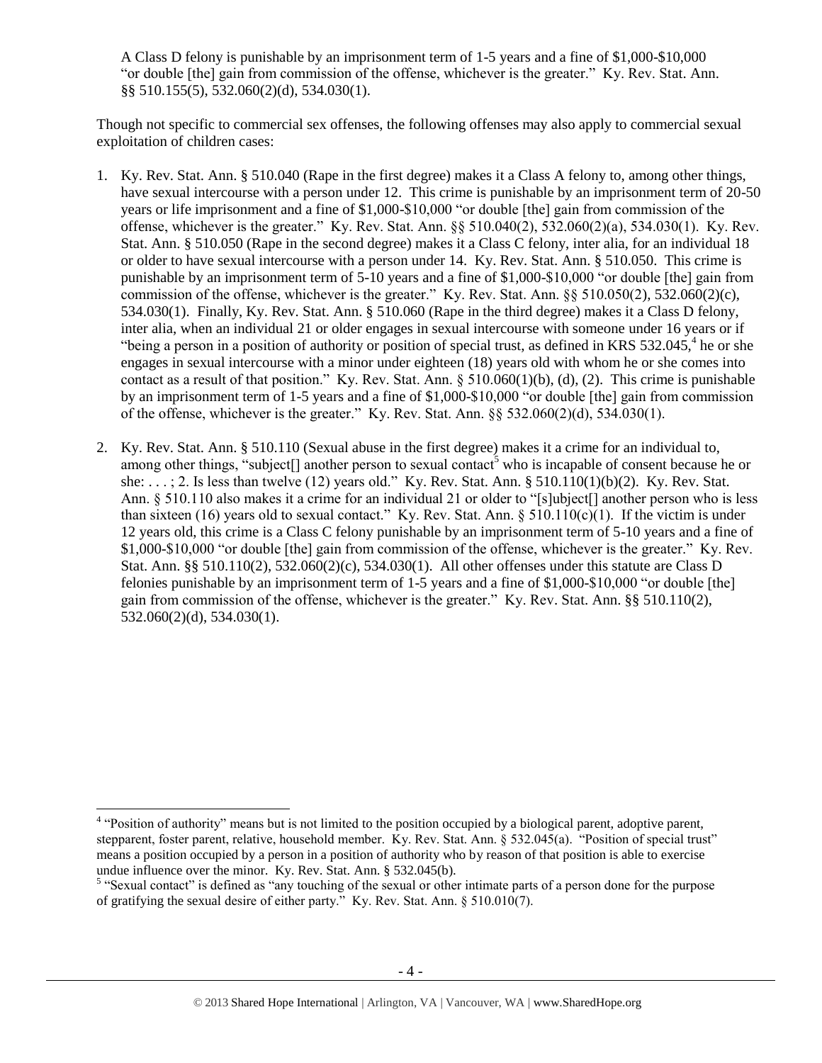A Class D felony is punishable by an imprisonment term of 1-5 years and a fine of $1,000-$10,000 "or double [the] gain from commission of the offense, whichever is the greater." Ky. Rev. Stat. Ann. §§ 510.155(5), 532.060(2)(d), 534.030(1).

Though not specific to commercial sex offenses, the following offenses may also apply to commercial sexual exploitation of children cases:

1. Ky. Rev. Stat. Ann. § 510.040 (Rape in the first degree) makes it a Class A felony to, among other things, have sexual intercourse with a person under 12. This crime is punishable by an imprisonment term of 20-50 years or life imprisonment and a fine of $1,000-$10,000 "or double [the] gain from commission of the offense, whichever is the greater." Ky. Rev. Stat. Ann. §§ 510.040(2), 532.060(2)(a), 534.030(1). Ky. Rev. Stat. Ann. § 510.050 (Rape in the second degree) makes it a Class C felony, inter alia, for an individual 18 or older to have sexual intercourse with a person under 14. Ky. Rev. Stat. Ann. § 510.050. This crime is punishable by an imprisonment term of 5-10 years and a fine of $1,000-$10,000 "or double [the] gain from commission of the offense, whichever is the greater." Ky. Rev. Stat. Ann. §§ 510.050(2), 532.060(2)(c), 534.030(1). Finally, Ky. Rev. Stat. Ann. § 510.060 (Rape in the third degree) makes it a Class D felony, inter alia, when an individual 21 or older engages in sexual intercourse with someone under 16 years or if "being a person in a position of authority or position of special trust, as defined in KRS 532.045,[4] he or she engages in sexual intercourse with a minor under eighteen (18) years old with whom he or she comes into contact as a result of that position." Ky. Rev. Stat. Ann. § 510.060(1)(b), (d), (2). This crime is punishable by an imprisonment term of 1-5 years and a fine of $1,000-$10,000 "or double [the] gain from commission of the offense, whichever is the greater." Ky. Rev. Stat. Ann. §§ 532.060(2)(d), 534.030(1).

2. Ky. Rev. Stat. Ann. § 510.110 (Sexual abuse in the first degree) makes it a crime for an individual to, among other things, "subject[] another person to sexual contact[5] who is incapable of consent because he or she: . . . ; 2. Is less than twelve (12) years old." Ky. Rev. Stat. Ann. § 510.110(1)(b)(2). Ky. Rev. Stat. Ann. § 510.110 also makes it a crime for an individual 21 or older to "[s]ubject[] another person who is less than sixteen (16) years old to sexual contact." Ky. Rev. Stat. Ann. § 510.110(c)(1). If the victim is under 12 years old, this crime is a Class C felony punishable by an imprisonment term of 5-10 years and a fine of $1,000-$10,000 "or double [the] gain from commission of the offense, whichever is the greater." Ky. Rev. Stat. Ann. §§ 510.110(2), 532.060(2)(c), 534.030(1). All other offenses under this statute are Class D felonies punishable by an imprisonment term of 1-5 years and a fine of $1,000-$10,000 "or double [the] gain from commission of the offense, whichever is the greater." Ky. Rev. Stat. Ann. §§ 510.110(2), 532.060(2)(d), 534.030(1).

---

[4] "Position of authority" means but is not limited to the position occupied by a biological parent, adoptive parent, stepparent, foster parent, relative, household member. Ky. Rev. Stat. Ann. § 532.045(a). "Position of special trust" means a position occupied by a person in a position of authority who by reason of that position is able to exercise undue influence over the minor. Ky. Rev. Stat. Ann. § 532.045(b).

[5] "Sexual contact" is defined as "any touching of the sexual or other intimate parts of a person done for the purpose of gratifying the sexual desire of either party." Ky. Rev. Stat. Ann. § 510.010(7).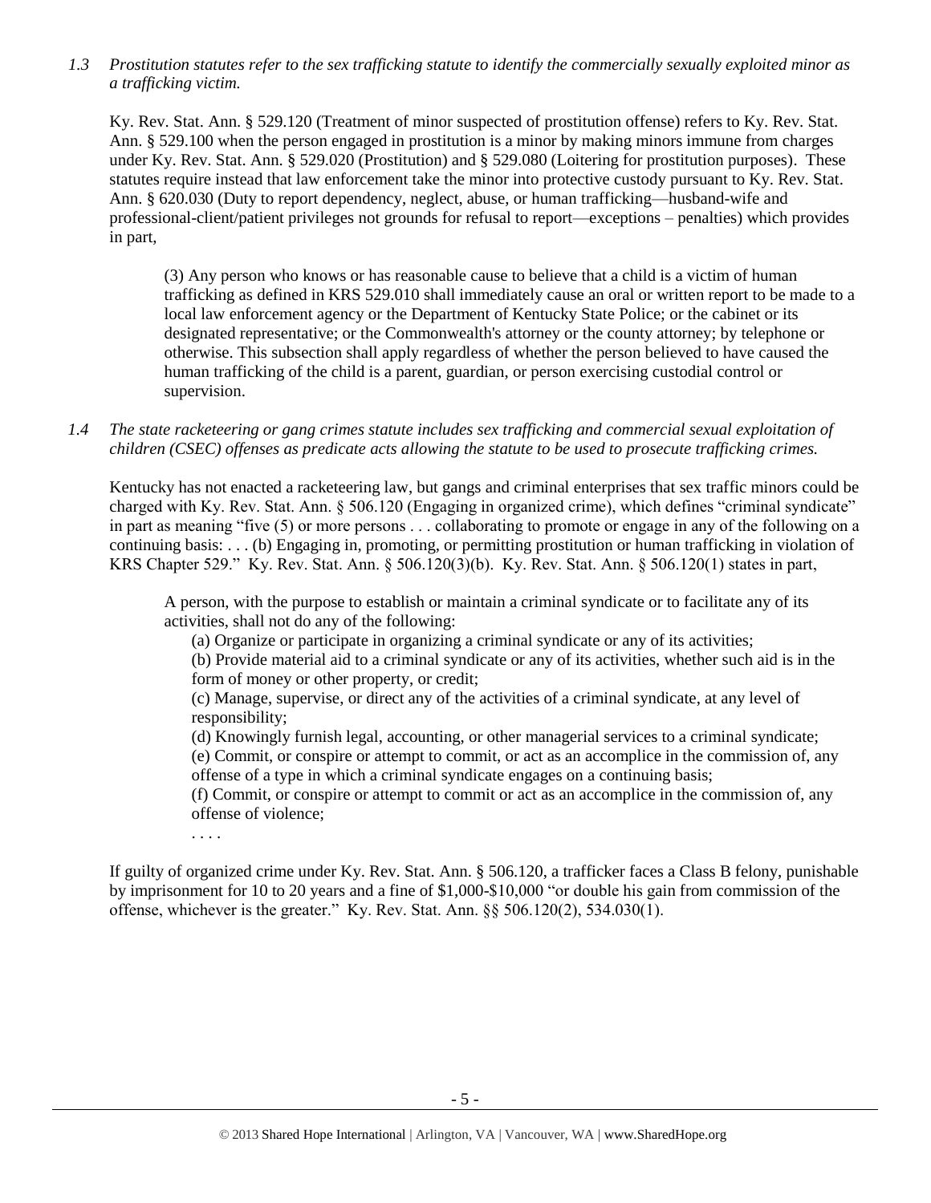*1.3 Prostitution statutes refer to the sex trafficking statute to identify the commercially sexually exploited minor as a trafficking victim.*

Ky. Rev. Stat. Ann. § 529.120 (Treatment of minor suspected of prostitution offense) refers to Ky. Rev. Stat. Ann. § 529.100 when the person engaged in prostitution is a minor by making minors immune from charges under Ky. Rev. Stat. Ann. § 529.020 (Prostitution) and § 529.080 (Loitering for prostitution purposes). These statutes require instead that law enforcement take the minor into protective custody pursuant to Ky. Rev. Stat. Ann. § 620.030 (Duty to report dependency, neglect, abuse, or human trafficking—husband-wife and professional-client/patient privileges not grounds for refusal to report—exceptions – penalties) which provides in part,

> (3) Any person who knows or has reasonable cause to believe that a child is a victim of human trafficking as defined in KRS 529.010 shall immediately cause an oral or written report to be made to a local law enforcement agency or the Department of Kentucky State Police; or the cabinet or its designated representative; or the Commonwealth's attorney or the county attorney; by telephone or otherwise. This subsection shall apply regardless of whether the person believed to have caused the human trafficking of the child is a parent, guardian, or person exercising custodial control or supervision.

*1.4 The state racketeering or gang crimes statute includes sex trafficking and commercial sexual exploitation of children (CSEC) offenses as predicate acts allowing the statute to be used to prosecute trafficking crimes.*

Kentucky has not enacted a racketeering law, but gangs and criminal enterprises that sex traffic minors could be charged with Ky. Rev. Stat. Ann. § 506.120 (Engaging in organized crime), which defines "criminal syndicate" in part as meaning "five (5) or more persons . . . collaborating to promote or engage in any of the following on a continuing basis: . . . (b) Engaging in, promoting, or permitting prostitution or human trafficking in violation of KRS Chapter 529." Ky. Rev. Stat. Ann. § 506.120(3)(b). Ky. Rev. Stat. Ann. § 506.120(1) states in part,

> A person, with the purpose to establish or maintain a criminal syndicate or to facilitate any of its activities, shall not do any of the following:
>
> (a) Organize or participate in organizing a criminal syndicate or any of its activities;
>
> (b) Provide material aid to a criminal syndicate or any of its activities, whether such aid is in the form of money or other property, or credit;
>
> (c) Manage, supervise, or direct any of the activities of a criminal syndicate, at any level of responsibility;
>
> (d) Knowingly furnish legal, accounting, or other managerial services to a criminal syndicate;
>
> (e) Commit, or conspire or attempt to commit, or act as an accomplice in the commission of, any offense of a type in which a criminal syndicate engages on a continuing basis;
>
> (f) Commit, or conspire or attempt to commit or act as an accomplice in the commission of, any offense of violence;
>
> . . . .

If guilty of organized crime under Ky. Rev. Stat. Ann. § 506.120, a trafficker faces a Class B felony, punishable by imprisonment for 10 to 20 years and a fine of $1,000-$10,000 "or double his gain from commission of the offense, whichever is the greater." Ky. Rev. Stat. Ann. §§ 506.120(2), 534.030(1).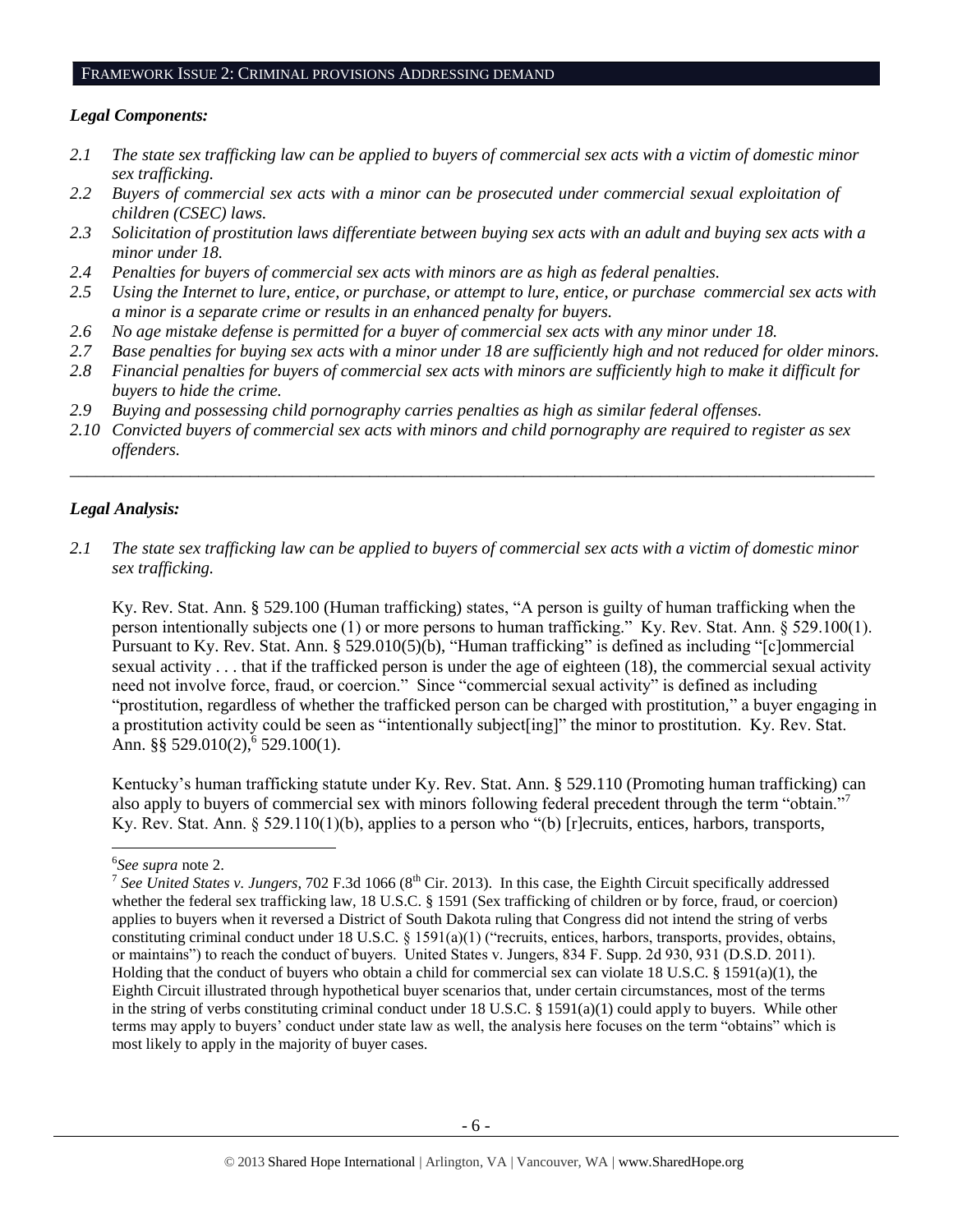## FRAMEWORK ISSUE 2: CRIMINAL PROVISIONS ADDRESSING DEMAND

### *Legal Components:*

- *2.1 The state sex trafficking law can be applied to buyers of commercial sex acts with a victim of domestic minor sex trafficking.*
- *2.2 Buyers of commercial sex acts with a minor can be prosecuted under commercial sexual exploitation of children (CSEC) laws.*
- *2.3 Solicitation of prostitution laws differentiate between buying sex acts with an adult and buying sex acts with a minor under 18.*
- *2.4 Penalties for buyers of commercial sex acts with minors are as high as federal penalties.*
- *2.5 Using the Internet to lure, entice, or purchase, or attempt to lure, entice, or purchase commercial sex acts with a minor is a separate crime or results in an enhanced penalty for buyers.*
- *2.6 No age mistake defense is permitted for a buyer of commercial sex acts with any minor under 18.*
- *2.7 Base penalties for buying sex acts with a minor under 18 are sufficiently high and not reduced for older minors.*
- *2.8 Financial penalties for buyers of commercial sex acts with minors are sufficiently high to make it difficult for buyers to hide the crime.*
- *2.9 Buying and possessing child pornography carries penalties as high as similar federal offenses.*
- *2.10 Convicted buyers of commercial sex acts with minors and child pornography are required to register as sex offenders.*

---

### *Legal Analysis:*

*2.1 The state sex trafficking law can be applied to buyers of commercial sex acts with a victim of domestic minor sex trafficking.*

Ky. Rev. Stat. Ann. § 529.100 (Human trafficking) states, "A person is guilty of human trafficking when the person intentionally subjects one (1) or more persons to human trafficking." Ky. Rev. Stat. Ann. § 529.100(1). Pursuant to Ky. Rev. Stat. Ann. § 529.010(5)(b), "Human trafficking" is defined as including "[c]ommercial sexual activity . . . that if the trafficked person is under the age of eighteen (18), the commercial sexual activity need not involve force, fraud, or coercion." Since "commercial sexual activity" is defined as including "prostitution, regardless of whether the trafficked person can be charged with prostitution," a buyer engaging in a prostitution activity could be seen as "intentionally subject[ing]" the minor to prostitution. Ky. Rev. Stat. Ann. §§ 529.010(2),[6] 529.100(1).

Kentucky's human trafficking statute under Ky. Rev. Stat. Ann. § 529.110 (Promoting human trafficking) can also apply to buyers of commercial sex with minors following federal precedent through the term "obtain."[7] Ky. Rev. Stat. Ann. § 529.110(1)(b), applies to a person who "(b) [r]ecruits, entices, harbors, transports,

---

[6] *See supra* note 2.

[7] *See United States v. Jungers*, 702 F.3d 1066 (8th Cir. 2013). In this case, the Eighth Circuit specifically addressed whether the federal sex trafficking law, 18 U.S.C. § 1591 (Sex trafficking of children or by force, fraud, or coercion) applies to buyers when it reversed a District of South Dakota ruling that Congress did not intend the string of verbs constituting criminal conduct under 18 U.S.C. § 1591(a)(1) ("recruits, entices, harbors, transports, provides, obtains, or maintains") to reach the conduct of buyers. United States v. Jungers, 834 F. Supp. 2d 930, 931 (D.S.D. 2011). Holding that the conduct of buyers who obtain a child for commercial sex can violate 18 U.S.C. § 1591(a)(1), the Eighth Circuit illustrated through hypothetical buyer scenarios that, under certain circumstances, most of the terms in the string of verbs constituting criminal conduct under 18 U.S.C. § 1591(a)(1) could apply to buyers. While other terms may apply to buyers' conduct under state law as well, the analysis here focuses on the term "obtains" which is most likely to apply in the majority of buyer cases.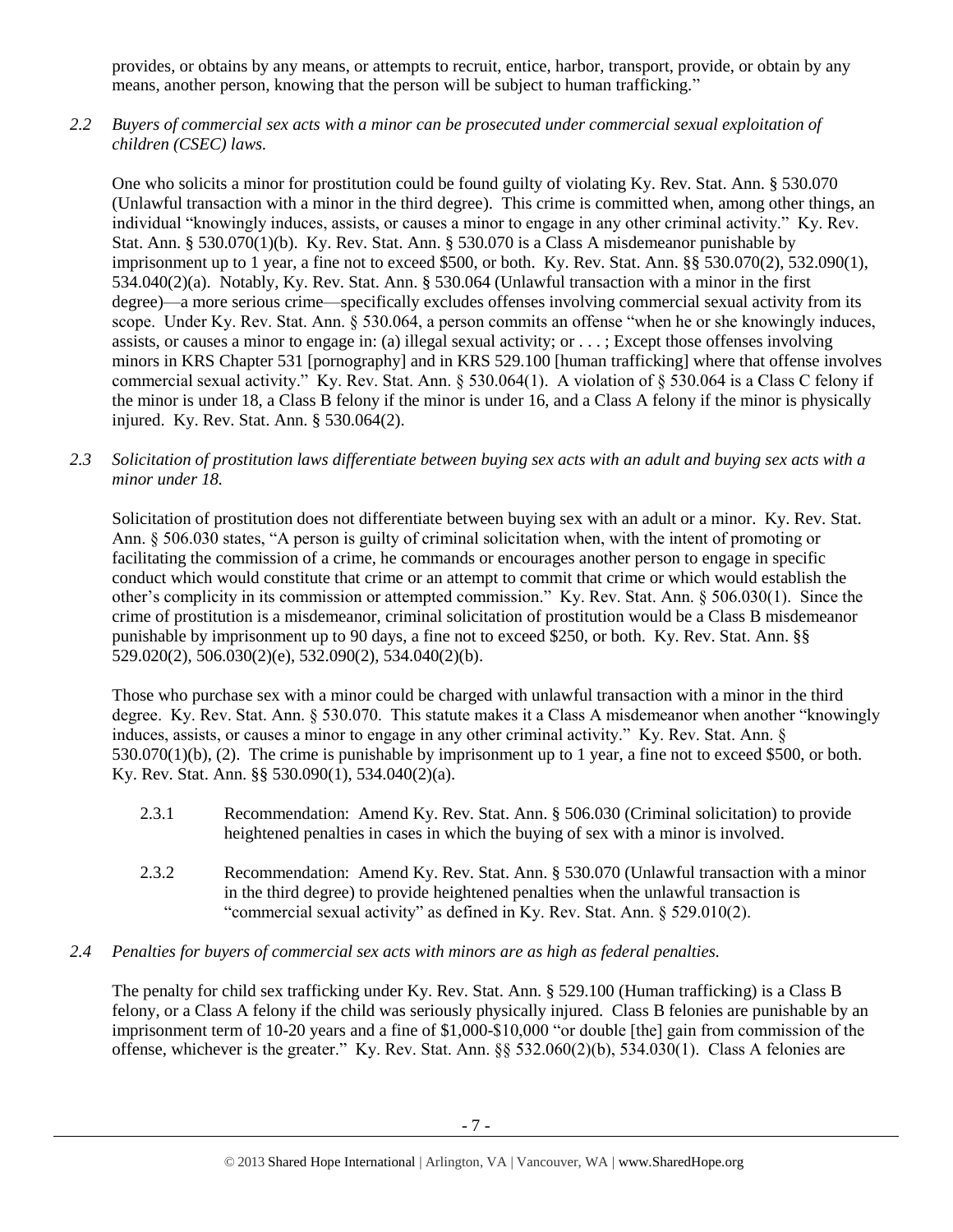provides, or obtains by any means, or attempts to recruit, entice, harbor, transport, provide, or obtain by any means, another person, knowing that the person will be subject to human trafficking."

*2.2 Buyers of commercial sex acts with a minor can be prosecuted under commercial sexual exploitation of children (CSEC) laws.*

One who solicits a minor for prostitution could be found guilty of violating Ky. Rev. Stat. Ann. § 530.070 (Unlawful transaction with a minor in the third degree). This crime is committed when, among other things, an individual "knowingly induces, assists, or causes a minor to engage in any other criminal activity." Ky. Rev. Stat. Ann. § 530.070(1)(b). Ky. Rev. Stat. Ann. § 530.070 is a Class A misdemeanor punishable by imprisonment up to 1 year, a fine not to exceed $500, or both. Ky. Rev. Stat. Ann. §§ 530.070(2), 532.090(1), 534.040(2)(a). Notably, Ky. Rev. Stat. Ann. § 530.064 (Unlawful transaction with a minor in the first degree)—a more serious crime—specifically excludes offenses involving commercial sexual activity from its scope. Under Ky. Rev. Stat. Ann. § 530.064, a person commits an offense "when he or she knowingly induces, assists, or causes a minor to engage in: (a) illegal sexual activity; or . . . ; Except those offenses involving minors in KRS Chapter 531 [pornography] and in KRS 529.100 [human trafficking] where that offense involves commercial sexual activity." Ky. Rev. Stat. Ann. § 530.064(1). A violation of § 530.064 is a Class C felony if the minor is under 18, a Class B felony if the minor is under 16, and a Class A felony if the minor is physically injured. Ky. Rev. Stat. Ann. § 530.064(2).

*2.3 Solicitation of prostitution laws differentiate between buying sex acts with an adult and buying sex acts with a minor under 18.*

Solicitation of prostitution does not differentiate between buying sex with an adult or a minor. Ky. Rev. Stat. Ann. § 506.030 states, "A person is guilty of criminal solicitation when, with the intent of promoting or facilitating the commission of a crime, he commands or encourages another person to engage in specific conduct which would constitute that crime or an attempt to commit that crime or which would establish the other's complicity in its commission or attempted commission." Ky. Rev. Stat. Ann. § 506.030(1). Since the crime of prostitution is a misdemeanor, criminal solicitation of prostitution would be a Class B misdemeanor punishable by imprisonment up to 90 days, a fine not to exceed $250, or both. Ky. Rev. Stat. Ann. §§ 529.020(2), 506.030(2)(e), 532.090(2), 534.040(2)(b).

Those who purchase sex with a minor could be charged with unlawful transaction with a minor in the third degree. Ky. Rev. Stat. Ann. § 530.070. This statute makes it a Class A misdemeanor when another "knowingly induces, assists, or causes a minor to engage in any other criminal activity." Ky. Rev. Stat. Ann. § 530.070(1)(b), (2). The crime is punishable by imprisonment up to 1 year, a fine not to exceed $500, or both. Ky. Rev. Stat. Ann. §§ 530.090(1), 534.040(2)(a).

2.3.1 Recommendation: Amend Ky. Rev. Stat. Ann. § 506.030 (Criminal solicitation) to provide heightened penalties in cases in which the buying of sex with a minor is involved.

2.3.2 Recommendation: Amend Ky. Rev. Stat. Ann. § 530.070 (Unlawful transaction with a minor in the third degree) to provide heightened penalties when the unlawful transaction is "commercial sexual activity" as defined in Ky. Rev. Stat. Ann. § 529.010(2).

*2.4 Penalties for buyers of commercial sex acts with minors are as high as federal penalties.*

The penalty for child sex trafficking under Ky. Rev. Stat. Ann. § 529.100 (Human trafficking) is a Class B felony, or a Class A felony if the child was seriously physically injured. Class B felonies are punishable by an imprisonment term of 10-20 years and a fine of $1,000-$10,000 "or double [the] gain from commission of the offense, whichever is the greater." Ky. Rev. Stat. Ann. §§ 532.060(2)(b), 534.030(1). Class A felonies are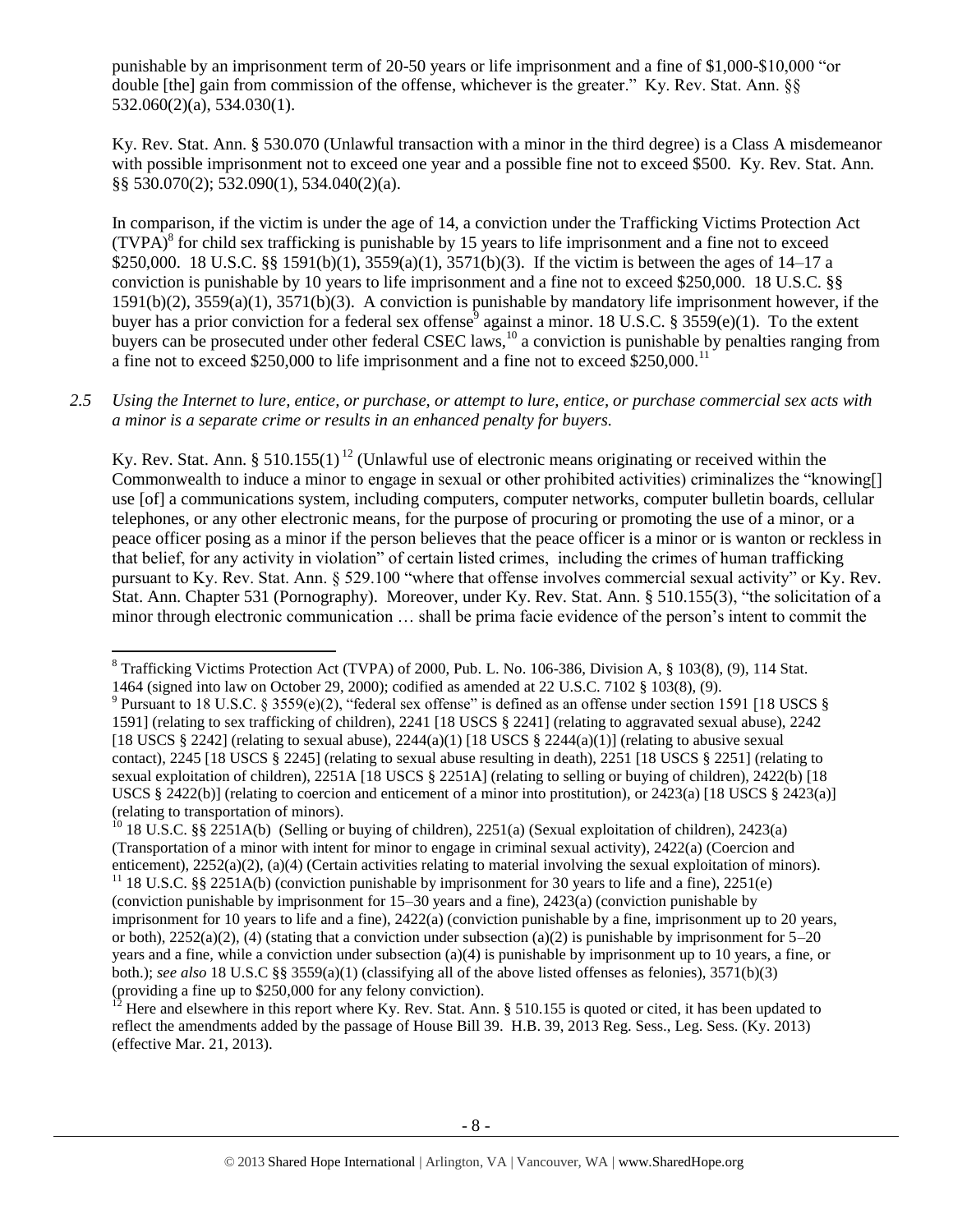punishable by an imprisonment term of 20-50 years or life imprisonment and a fine of $1,000-$10,000 "or double [the] gain from commission of the offense, whichever is the greater." Ky. Rev. Stat. Ann. §§ 532.060(2)(a), 534.030(1).

Ky. Rev. Stat. Ann. § 530.070 (Unlawful transaction with a minor in the third degree) is a Class A misdemeanor with possible imprisonment not to exceed one year and a possible fine not to exceed $500. Ky. Rev. Stat. Ann. §§ 530.070(2); 532.090(1), 534.040(2)(a).

In comparison, if the victim is under the age of 14, a conviction under the Trafficking Victims Protection Act (TVPA)[8] for child sex trafficking is punishable by 15 years to life imprisonment and a fine not to exceed $250,000. 18 U.S.C. §§ 1591(b)(1), 3559(a)(1), 3571(b)(3). If the victim is between the ages of 14–17 a conviction is punishable by 10 years to life imprisonment and a fine not to exceed $250,000. 18 U.S.C. §§ 1591(b)(2), 3559(a)(1), 3571(b)(3). A conviction is punishable by mandatory life imprisonment however, if the buyer has a prior conviction for a federal sex offense[9] against a minor. 18 U.S.C. § 3559(e)(1). To the extent buyers can be prosecuted under other federal CSEC laws,[10] a conviction is punishable by penalties ranging from a fine not to exceed $250,000 to life imprisonment and a fine not to exceed $250,000.[11]

*2.5 Using the Internet to lure, entice, or purchase, or attempt to lure, entice, or purchase commercial sex acts with a minor is a separate crime or results in an enhanced penalty for buyers.*

Ky. Rev. Stat. Ann. § 510.155(1)[12] (Unlawful use of electronic means originating or received within the Commonwealth to induce a minor to engage in sexual or other prohibited activities) criminalizes the "knowing[] use [of] a communications system, including computers, computer networks, computer bulletin boards, cellular telephones, or any other electronic means, for the purpose of procuring or promoting the use of a minor, or a peace officer posing as a minor if the person believes that the peace officer is a minor or is wanton or reckless in that belief, for any activity in violation" of certain listed crimes, including the crimes of human trafficking pursuant to Ky. Rev. Stat. Ann. § 529.100 "where that offense involves commercial sexual activity" or Ky. Rev. Stat. Ann. Chapter 531 (Pornography). Moreover, under Ky. Rev. Stat. Ann. § 510.155(3), "the solicitation of a minor through electronic communication … shall be prima facie evidence of the person's intent to commit the

---

[8] Trafficking Victims Protection Act (TVPA) of 2000, Pub. L. No. 106-386, Division A, § 103(8), (9), 114 Stat. 1464 (signed into law on October 29, 2000); codified as amended at 22 U.S.C. 7102 § 103(8), (9).

[9] Pursuant to 18 U.S.C. § 3559(e)(2), "federal sex offense" is defined as an offense under section 1591 [18 USCS § 1591] (relating to sex trafficking of children), 2241 [18 USCS § 2241] (relating to aggravated sexual abuse), 2242 [18 USCS § 2242] (relating to sexual abuse), 2244(a)(1) [18 USCS § 2244(a)(1)] (relating to abusive sexual contact), 2245 [18 USCS § 2245] (relating to sexual abuse resulting in death), 2251 [18 USCS § 2251] (relating to sexual exploitation of children), 2251A [18 USCS § 2251A] (relating to selling or buying of children), 2422(b) [18 USCS § 2422(b)] (relating to coercion and enticement of a minor into prostitution), or 2423(a) [18 USCS § 2423(a)] (relating to transportation of minors).

[10] 18 U.S.C. §§ 2251A(b) (Selling or buying of children), 2251(a) (Sexual exploitation of children), 2423(a) (Transportation of a minor with intent for minor to engage in criminal sexual activity), 2422(a) (Coercion and enticement), 2252(a)(2), (a)(4) (Certain activities relating to material involving the sexual exploitation of minors).

[11] 18 U.S.C. §§ 2251A(b) (conviction punishable by imprisonment for 30 years to life and a fine), 2251(e) (conviction punishable by imprisonment for 15–30 years and a fine), 2423(a) (conviction punishable by imprisonment for 10 years to life and a fine), 2422(a) (conviction punishable by a fine, imprisonment up to 20 years, or both), 2252(a)(2), (4) (stating that a conviction under subsection (a)(2) is punishable by imprisonment for 5–20 years and a fine, while a conviction under subsection (a)(4) is punishable by imprisonment up to 10 years, a fine, or both.); *see also* 18 U.S.C §§ 3559(a)(1) (classifying all of the above listed offenses as felonies), 3571(b)(3) (providing a fine up to $250,000 for any felony conviction).

[12] Here and elsewhere in this report where Ky. Rev. Stat. Ann. § 510.155 is quoted or cited, it has been updated to reflect the amendments added by the passage of House Bill 39. H.B. 39, 2013 Reg. Sess., Leg. Sess. (Ky. 2013) (effective Mar. 21, 2013).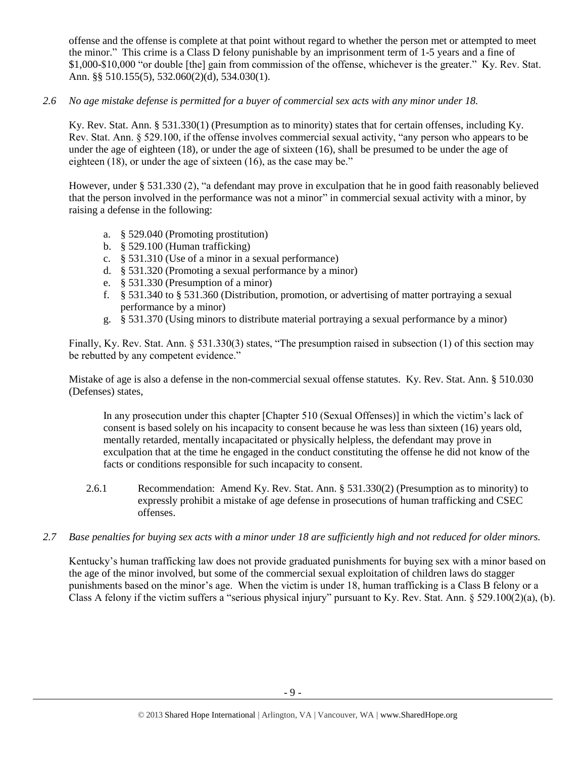offense and the offense is complete at that point without regard to whether the person met or attempted to meet the minor." This crime is a Class D felony punishable by an imprisonment term of 1-5 years and a fine of $1,000-$10,000 "or double [the] gain from commission of the offense, whichever is the greater." Ky. Rev. Stat. Ann. §§ 510.155(5), 532.060(2)(d), 534.030(1).

*2.6 No age mistake defense is permitted for a buyer of commercial sex acts with any minor under 18.*

Ky. Rev. Stat. Ann. § 531.330(1) (Presumption as to minority) states that for certain offenses, including Ky. Rev. Stat. Ann. § 529.100, if the offense involves commercial sexual activity, "any person who appears to be under the age of eighteen (18), or under the age of sixteen (16), shall be presumed to be under the age of eighteen (18), or under the age of sixteen (16), as the case may be."

However, under § 531.330 (2), "a defendant may prove in exculpation that he in good faith reasonably believed that the person involved in the performance was not a minor" in commercial sexual activity with a minor, by raising a defense in the following:

a. § 529.040 (Promoting prostitution)
b. § 529.100 (Human trafficking)
c. § 531.310 (Use of a minor in a sexual performance)
d. § 531.320 (Promoting a sexual performance by a minor)
e. § 531.330 (Presumption of a minor)
f. § 531.340 to § 531.360 (Distribution, promotion, or advertising of matter portraying a sexual performance by a minor)
g. § 531.370 (Using minors to distribute material portraying a sexual performance by a minor)

Finally, Ky. Rev. Stat. Ann. § 531.330(3) states, "The presumption raised in subsection (1) of this section may be rebutted by any competent evidence."

Mistake of age is also a defense in the non-commercial sexual offense statutes. Ky. Rev. Stat. Ann. § 510.030 (Defenses) states,

> In any prosecution under this chapter [Chapter 510 (Sexual Offenses)] in which the victim's lack of consent is based solely on his incapacity to consent because he was less than sixteen (16) years old, mentally retarded, mentally incapacitated or physically helpless, the defendant may prove in exculpation that at the time he engaged in the conduct constituting the offense he did not know of the facts or conditions responsible for such incapacity to consent.

2.6.1 Recommendation: Amend Ky. Rev. Stat. Ann. § 531.330(2) (Presumption as to minority) to expressly prohibit a mistake of age defense in prosecutions of human trafficking and CSEC offenses.

*2.7 Base penalties for buying sex acts with a minor under 18 are sufficiently high and not reduced for older minors.*

Kentucky's human trafficking law does not provide graduated punishments for buying sex with a minor based on the age of the minor involved, but some of the commercial sexual exploitation of children laws do stagger punishments based on the minor's age. When the victim is under 18, human trafficking is a Class B felony or a Class A felony if the victim suffers a "serious physical injury" pursuant to Ky. Rev. Stat. Ann. § 529.100(2)(a), (b).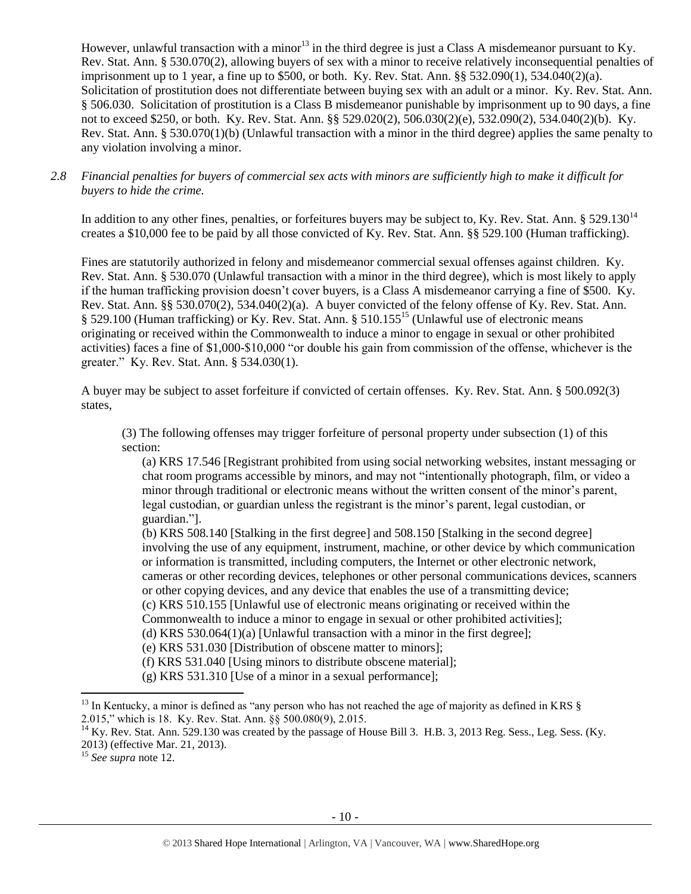However, unlawful transaction with a minor[13] in the third degree is just a Class A misdemeanor pursuant to Ky. Rev. Stat. Ann. § 530.070(2), allowing buyers of sex with a minor to receive relatively inconsequential penalties of imprisonment up to 1 year, a fine up to $500, or both. Ky. Rev. Stat. Ann. §§ 532.090(1), 534.040(2)(a). Solicitation of prostitution does not differentiate between buying sex with an adult or a minor. Ky. Rev. Stat. Ann. § 506.030. Solicitation of prostitution is a Class B misdemeanor punishable by imprisonment up to 90 days, a fine not to exceed $250, or both. Ky. Rev. Stat. Ann. §§ 529.020(2), 506.030(2)(e), 532.090(2), 534.040(2)(b). Ky. Rev. Stat. Ann. § 530.070(1)(b) (Unlawful transaction with a minor in the third degree) applies the same penalty to any violation involving a minor.

*2.8 Financial penalties for buyers of commercial sex acts with minors are sufficiently high to make it difficult for buyers to hide the crime.*

In addition to any other fines, penalties, or forfeitures buyers may be subject to, Ky. Rev. Stat. Ann. § 529.130[14] creates a $10,000 fee to be paid by all those convicted of Ky. Rev. Stat. Ann. §§ 529.100 (Human trafficking).

Fines are statutorily authorized in felony and misdemeanor commercial sexual offenses against children. Ky. Rev. Stat. Ann. § 530.070 (Unlawful transaction with a minor in the third degree), which is most likely to apply if the human trafficking provision doesn't cover buyers, is a Class A misdemeanor carrying a fine of $500. Ky. Rev. Stat. Ann. §§ 530.070(2), 534.040(2)(a). A buyer convicted of the felony offense of Ky. Rev. Stat. Ann. § 529.100 (Human trafficking) or Ky. Rev. Stat. Ann. § 510.155[15] (Unlawful use of electronic means originating or received within the Commonwealth to induce a minor to engage in sexual or other prohibited activities) faces a fine of $1,000-$10,000 "or double his gain from commission of the offense, whichever is the greater." Ky. Rev. Stat. Ann. § 534.030(1).

A buyer may be subject to asset forfeiture if convicted of certain offenses. Ky. Rev. Stat. Ann. § 500.092(3) states,

> (3) The following offenses may trigger forfeiture of personal property under subsection (1) of this section:
>
> (a) KRS 17.546 [Registrant prohibited from using social networking websites, instant messaging or chat room programs accessible by minors, and may not "intentionally photograph, film, or video a minor through traditional or electronic means without the written consent of the minor's parent, legal custodian, or guardian unless the registrant is the minor's parent, legal custodian, or guardian."].
>
> (b) KRS 508.140 [Stalking in the first degree] and 508.150 [Stalking in the second degree] involving the use of any equipment, instrument, machine, or other device by which communication or information is transmitted, including computers, the Internet or other electronic network, cameras or other recording devices, telephones or other personal communications devices, scanners or other copying devices, and any device that enables the use of a transmitting device;
>
> (c) KRS 510.155 [Unlawful use of electronic means originating or received within the Commonwealth to induce a minor to engage in sexual or other prohibited activities];
>
> (d) KRS 530.064(1)(a) [Unlawful transaction with a minor in the first degree];
>
> (e) KRS 531.030 [Distribution of obscene matter to minors];
>
> (f) KRS 531.040 [Using minors to distribute obscene material];
>
> (g) KRS 531.310 [Use of a minor in a sexual performance];

---

[13] In Kentucky, a minor is defined as "any person who has not reached the age of majority as defined in KRS § 2.015," which is 18. Ky. Rev. Stat. Ann. §§ 500.080(9), 2.015.

[14] Ky. Rev. Stat. Ann. 529.130 was created by the passage of House Bill 3. H.B. 3, 2013 Reg. Sess., Leg. Sess. (Ky. 2013) (effective Mar. 21, 2013).

[15] *See supra* note 12.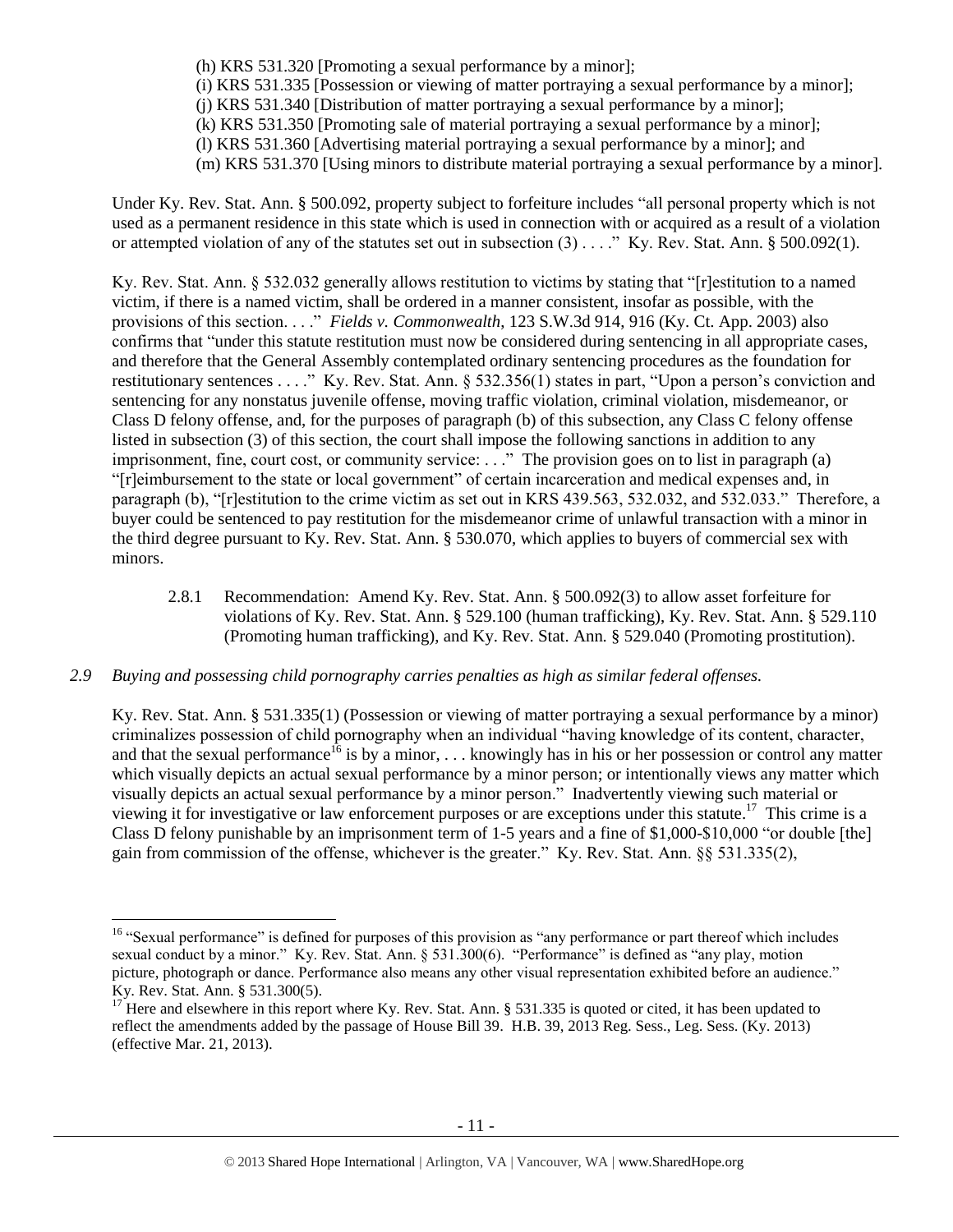(h) KRS 531.320 [Promoting a sexual performance by a minor];
(i) KRS 531.335 [Possession or viewing of matter portraying a sexual performance by a minor];
(j) KRS 531.340 [Distribution of matter portraying a sexual performance by a minor];
(k) KRS 531.350 [Promoting sale of material portraying a sexual performance by a minor];
(l) KRS 531.360 [Advertising material portraying a sexual performance by a minor]; and
(m) KRS 531.370 [Using minors to distribute material portraying a sexual performance by a minor].

Under Ky. Rev. Stat. Ann. § 500.092, property subject to forfeiture includes "all personal property which is not used as a permanent residence in this state which is used in connection with or acquired as a result of a violation or attempted violation of any of the statutes set out in subsection (3) . . . ." Ky. Rev. Stat. Ann. § 500.092(1).

Ky. Rev. Stat. Ann. § 532.032 generally allows restitution to victims by stating that "[r]estitution to a named victim, if there is a named victim, shall be ordered in a manner consistent, insofar as possible, with the provisions of this section. . . ." *Fields v. Commonwealth*, 123 S.W.3d 914, 916 (Ky. Ct. App. 2003) also confirms that "under this statute restitution must now be considered during sentencing in all appropriate cases, and therefore that the General Assembly contemplated ordinary sentencing procedures as the foundation for restitutionary sentences . . . ." Ky. Rev. Stat. Ann. § 532.356(1) states in part, "Upon a person's conviction and sentencing for any nonstatus juvenile offense, moving traffic violation, criminal violation, misdemeanor, or Class D felony offense, and, for the purposes of paragraph (b) of this subsection, any Class C felony offense listed in subsection (3) of this section, the court shall impose the following sanctions in addition to any imprisonment, fine, court cost, or community service: . . ." The provision goes on to list in paragraph (a) "[r]eimbursement to the state or local government" of certain incarceration and medical expenses and, in paragraph (b), "[r]estitution to the crime victim as set out in KRS 439.563, 532.032, and 532.033." Therefore, a buyer could be sentenced to pay restitution for the misdemeanor crime of unlawful transaction with a minor in the third degree pursuant to Ky. Rev. Stat. Ann. § 530.070, which applies to buyers of commercial sex with minors.

2.8.1 Recommendation: Amend Ky. Rev. Stat. Ann. § 500.092(3) to allow asset forfeiture for violations of Ky. Rev. Stat. Ann. § 529.100 (human trafficking), Ky. Rev. Stat. Ann. § 529.110 (Promoting human trafficking), and Ky. Rev. Stat. Ann. § 529.040 (Promoting prostitution).

*2.9 Buying and possessing child pornography carries penalties as high as similar federal offenses.*

Ky. Rev. Stat. Ann. § 531.335(1) (Possession or viewing of matter portraying a sexual performance by a minor) criminalizes possession of child pornography when an individual "having knowledge of its content, character, and that the sexual performance[16] is by a minor, . . . knowingly has in his or her possession or control any matter which visually depicts an actual sexual performance by a minor person; or intentionally views any matter which visually depicts an actual sexual performance by a minor person." Inadvertently viewing such material or viewing it for investigative or law enforcement purposes or are exceptions under this statute.[17] This crime is a Class D felony punishable by an imprisonment term of 1-5 years and a fine of $1,000-$10,000 "or double [the] gain from commission of the offense, whichever is the greater." Ky. Rev. Stat. Ann. §§ 531.335(2),

[16] "Sexual performance" is defined for purposes of this provision as "any performance or part thereof which includes sexual conduct by a minor." Ky. Rev. Stat. Ann. § 531.300(6). "Performance" is defined as "any play, motion picture, photograph or dance. Performance also means any other visual representation exhibited before an audience." Ky. Rev. Stat. Ann. § 531.300(5).

[17] Here and elsewhere in this report where Ky. Rev. Stat. Ann. § 531.335 is quoted or cited, it has been updated to reflect the amendments added by the passage of House Bill 39. H.B. 39, 2013 Reg. Sess., Leg. Sess. (Ky. 2013) (effective Mar. 21, 2013).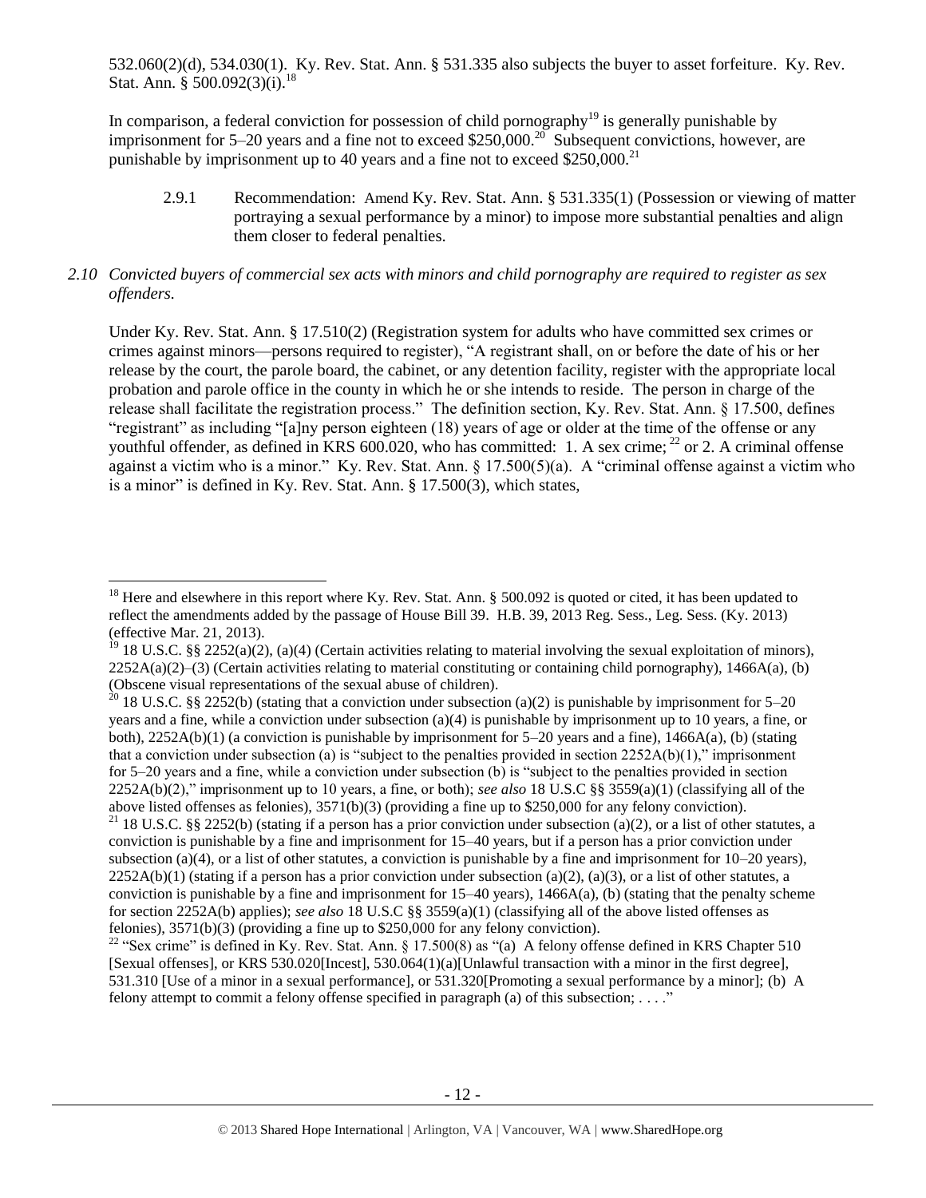532.060(2)(d), 534.030(1). Ky. Rev. Stat. Ann. § 531.335 also subjects the buyer to asset forfeiture. Ky. Rev. Stat. Ann. § 500.092(3)(i).[18]

In comparison, a federal conviction for possession of child pornography[19] is generally punishable by imprisonment for 5–20 years and a fine not to exceed $250,000.[20] Subsequent convictions, however, are punishable by imprisonment up to 40 years and a fine not to exceed $250,000.[21]

2.9.1 Recommendation: Amend Ky. Rev. Stat. Ann. § 531.335(1) (Possession or viewing of matter portraying a sexual performance by a minor) to impose more substantial penalties and align them closer to federal penalties.

*2.10 Convicted buyers of commercial sex acts with minors and child pornography are required to register as sex offenders.*

Under Ky. Rev. Stat. Ann. § 17.510(2) (Registration system for adults who have committed sex crimes or crimes against minors—persons required to register), "A registrant shall, on or before the date of his or her release by the court, the parole board, the cabinet, or any detention facility, register with the appropriate local probation and parole office in the county in which he or she intends to reside. The person in charge of the release shall facilitate the registration process." The definition section, Ky. Rev. Stat. Ann. § 17.500, defines "registrant" as including "[a]ny person eighteen (18) years of age or older at the time of the offense or any youthful offender, as defined in KRS 600.020, who has committed: 1. A sex crime; [22] or 2. A criminal offense against a victim who is a minor." Ky. Rev. Stat. Ann. § 17.500(5)(a). A "criminal offense against a victim who is a minor" is defined in Ky. Rev. Stat. Ann. § 17.500(3), which states,

---

[18] Here and elsewhere in this report where Ky. Rev. Stat. Ann. § 500.092 is quoted or cited, it has been updated to reflect the amendments added by the passage of House Bill 39. H.B. 39, 2013 Reg. Sess., Leg. Sess. (Ky. 2013) (effective Mar. 21, 2013).

[19] 18 U.S.C. §§ 2252(a)(2), (a)(4) (Certain activities relating to material involving the sexual exploitation of minors), 2252A(a)(2)–(3) (Certain activities relating to material constituting or containing child pornography), 1466A(a), (b) (Obscene visual representations of the sexual abuse of children).

[20] 18 U.S.C. §§ 2252(b) (stating that a conviction under subsection (a)(2) is punishable by imprisonment for 5–20 years and a fine, while a conviction under subsection (a)(4) is punishable by imprisonment up to 10 years, a fine, or both), 2252A(b)(1) (a conviction is punishable by imprisonment for 5–20 years and a fine), 1466A(a), (b) (stating that a conviction under subsection (a) is "subject to the penalties provided in section 2252A(b)(1)," imprisonment for 5–20 years and a fine, while a conviction under subsection (b) is "subject to the penalties provided in section 2252A(b)(2)," imprisonment up to 10 years, a fine, or both); *see also* 18 U.S.C §§ 3559(a)(1) (classifying all of the above listed offenses as felonies), 3571(b)(3) (providing a fine up to $250,000 for any felony conviction).

[21] 18 U.S.C. §§ 2252(b) (stating if a person has a prior conviction under subsection (a)(2), or a list of other statutes, a conviction is punishable by a fine and imprisonment for 15–40 years, but if a person has a prior conviction under subsection (a)(4), or a list of other statutes, a conviction is punishable by a fine and imprisonment for 10–20 years), 2252A(b)(1) (stating if a person has a prior conviction under subsection (a)(2), (a)(3), or a list of other statutes, a conviction is punishable by a fine and imprisonment for 15–40 years), 1466A(a), (b) (stating that the penalty scheme for section 2252A(b) applies); *see also* 18 U.S.C §§ 3559(a)(1) (classifying all of the above listed offenses as felonies), 3571(b)(3) (providing a fine up to $250,000 for any felony conviction).

[22] "Sex crime" is defined in Ky. Rev. Stat. Ann. § 17.500(8) as "(a) A felony offense defined in KRS Chapter 510 [Sexual offenses], or KRS 530.020[Incest], 530.064(1)(a)[Unlawful transaction with a minor in the first degree], 531.310 [Use of a minor in a sexual performance], or 531.320[Promoting a sexual performance by a minor]; (b) A felony attempt to commit a felony offense specified in paragraph (a) of this subsection; . . . ."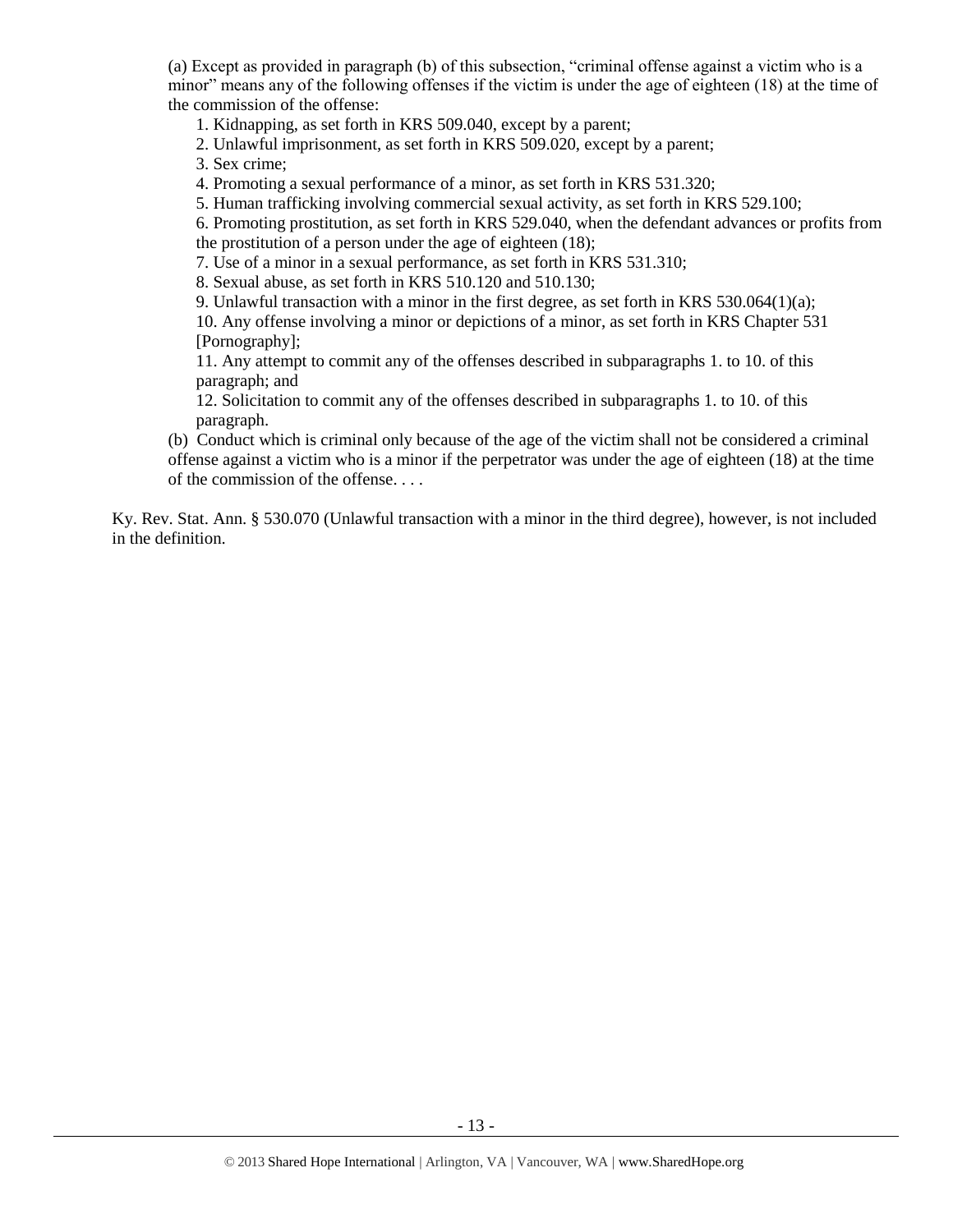(a) Except as provided in paragraph (b) of this subsection, "criminal offense against a victim who is a minor" means any of the following offenses if the victim is under the age of eighteen (18) at the time of the commission of the offense:

1. Kidnapping, as set forth in KRS 509.040, except by a parent;
2. Unlawful imprisonment, as set forth in KRS 509.020, except by a parent;
3. Sex crime;
4. Promoting a sexual performance of a minor, as set forth in KRS 531.320;
5. Human trafficking involving commercial sexual activity, as set forth in KRS 529.100;
6. Promoting prostitution, as set forth in KRS 529.040, when the defendant advances or profits from the prostitution of a person under the age of eighteen (18);
7. Use of a minor in a sexual performance, as set forth in KRS 531.310;
8. Sexual abuse, as set forth in KRS 510.120 and 510.130;
9. Unlawful transaction with a minor in the first degree, as set forth in KRS 530.064(1)(a);
10. Any offense involving a minor or depictions of a minor, as set forth in KRS Chapter 531 [Pornography];
11. Any attempt to commit any of the offenses described in subparagraphs 1. to 10. of this paragraph; and
12. Solicitation to commit any of the offenses described in subparagraphs 1. to 10. of this paragraph.

(b) Conduct which is criminal only because of the age of the victim shall not be considered a criminal offense against a victim who is a minor if the perpetrator was under the age of eighteen (18) at the time of the commission of the offense. . . .

Ky. Rev. Stat. Ann. § 530.070 (Unlawful transaction with a minor in the third degree), however, is not included in the definition.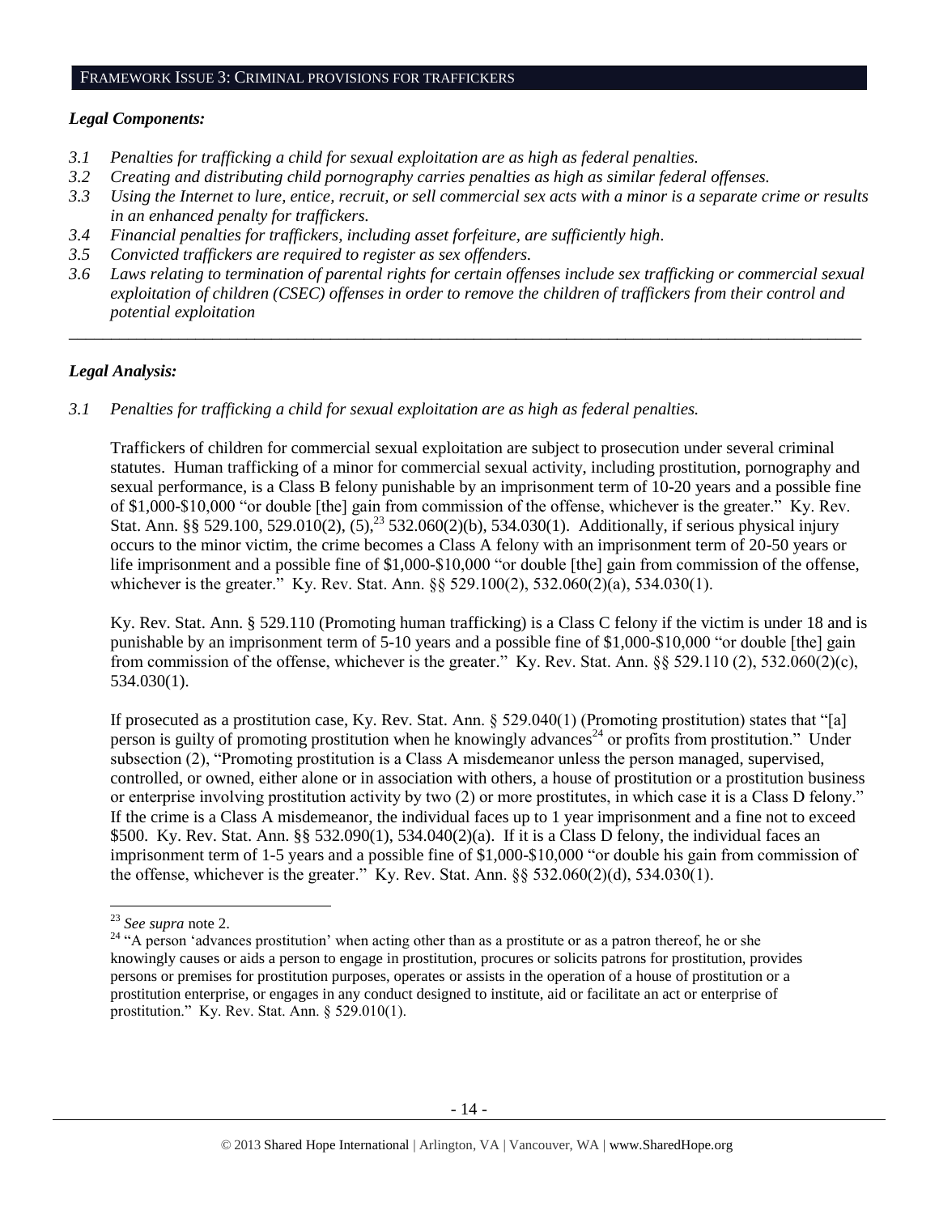## FRAMEWORK ISSUE 3: CRIMINAL PROVISIONS FOR TRAFFICKERS

### *Legal Components:*

*3.1 Penalties for trafficking a child for sexual exploitation are as high as federal penalties.*
*3.2 Creating and distributing child pornography carries penalties as high as similar federal offenses.*
*3.3 Using the Internet to lure, entice, recruit, or sell commercial sex acts with a minor is a separate crime or results in an enhanced penalty for traffickers.*
*3.4 Financial penalties for traffickers, including asset forfeiture, are sufficiently high.*
*3.5 Convicted traffickers are required to register as sex offenders.*
*3.6 Laws relating to termination of parental rights for certain offenses include sex trafficking or commercial sexual exploitation of children (CSEC) offenses in order to remove the children of traffickers from their control and potential exploitation*

---

### *Legal Analysis:*

*3.1 Penalties for trafficking a child for sexual exploitation are as high as federal penalties.*

Traffickers of children for commercial sexual exploitation are subject to prosecution under several criminal statutes. Human trafficking of a minor for commercial sexual activity, including prostitution, pornography and sexual performance, is a Class B felony punishable by an imprisonment term of 10-20 years and a possible fine of $1,000-$10,000 "or double [the] gain from commission of the offense, whichever is the greater." Ky. Rev. Stat. Ann. §§ 529.100, 529.010(2), (5),[23] 532.060(2)(b), 534.030(1). Additionally, if serious physical injury occurs to the minor victim, the crime becomes a Class A felony with an imprisonment term of 20-50 years or life imprisonment and a possible fine of $1,000-$10,000 "or double [the] gain from commission of the offense, whichever is the greater." Ky. Rev. Stat. Ann. §§ 529.100(2), 532.060(2)(a), 534.030(1).

Ky. Rev. Stat. Ann. § 529.110 (Promoting human trafficking) is a Class C felony if the victim is under 18 and is punishable by an imprisonment term of 5-10 years and a possible fine of $1,000-$10,000 "or double [the] gain from commission of the offense, whichever is the greater." Ky. Rev. Stat. Ann. §§ 529.110 (2), 532.060(2)(c), 534.030(1).

If prosecuted as a prostitution case, Ky. Rev. Stat. Ann. § 529.040(1) (Promoting prostitution) states that "[a] person is guilty of promoting prostitution when he knowingly advances[24] or profits from prostitution." Under subsection (2), "Promoting prostitution is a Class A misdemeanor unless the person managed, supervised, controlled, or owned, either alone or in association with others, a house of prostitution or a prostitution business or enterprise involving prostitution activity by two (2) or more prostitutes, in which case it is a Class D felony." If the crime is a Class A misdemeanor, the individual faces up to 1 year imprisonment and a fine not to exceed $500. Ky. Rev. Stat. Ann. §§ 532.090(1), 534.040(2)(a). If it is a Class D felony, the individual faces an imprisonment term of 1-5 years and a possible fine of $1,000-$10,000 "or double his gain from commission of the offense, whichever is the greater." Ky. Rev. Stat. Ann. §§ 532.060(2)(d), 534.030(1).

---

[23] *See supra* note 2.

[24] "A person 'advances prostitution' when acting other than as a prostitute or as a patron thereof, he or she knowingly causes or aids a person to engage in prostitution, procures or solicits patrons for prostitution, provides persons or premises for prostitution purposes, operates or assists in the operation of a house of prostitution or a prostitution enterprise, or engages in any conduct designed to institute, aid or facilitate an act or enterprise of prostitution." Ky. Rev. Stat. Ann. § 529.010(1).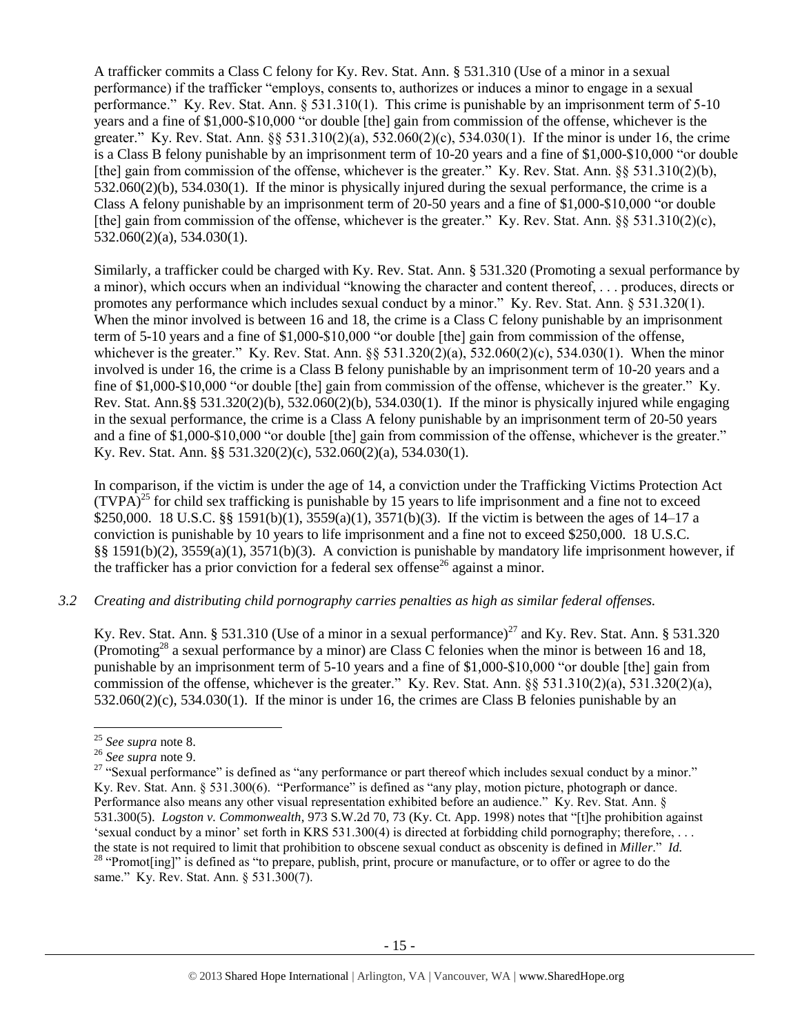A trafficker commits a Class C felony for Ky. Rev. Stat. Ann. § 531.310 (Use of a minor in a sexual performance) if the trafficker "employs, consents to, authorizes or induces a minor to engage in a sexual performance." Ky. Rev. Stat. Ann. § 531.310(1). This crime is punishable by an imprisonment term of 5-10 years and a fine of $1,000-$10,000 "or double [the] gain from commission of the offense, whichever is the greater." Ky. Rev. Stat. Ann. §§ 531.310(2)(a), 532.060(2)(c), 534.030(1). If the minor is under 16, the crime is a Class B felony punishable by an imprisonment term of 10-20 years and a fine of $1,000-$10,000 "or double [the] gain from commission of the offense, whichever is the greater." Ky. Rev. Stat. Ann. §§ 531.310(2)(b), 532.060(2)(b), 534.030(1). If the minor is physically injured during the sexual performance, the crime is a Class A felony punishable by an imprisonment term of 20-50 years and a fine of $1,000-$10,000 "or double [the] gain from commission of the offense, whichever is the greater." Ky. Rev. Stat. Ann. §§ 531.310(2)(c), 532.060(2)(a), 534.030(1).

Similarly, a trafficker could be charged with Ky. Rev. Stat. Ann. § 531.320 (Promoting a sexual performance by a minor), which occurs when an individual "knowing the character and content thereof, . . . produces, directs or promotes any performance which includes sexual conduct by a minor." Ky. Rev. Stat. Ann. § 531.320(1). When the minor involved is between 16 and 18, the crime is a Class C felony punishable by an imprisonment term of 5-10 years and a fine of $1,000-$10,000 "or double [the] gain from commission of the offense, whichever is the greater." Ky. Rev. Stat. Ann. §§ 531.320(2)(a), 532.060(2)(c), 534.030(1). When the minor involved is under 16, the crime is a Class B felony punishable by an imprisonment term of 10-20 years and a fine of $1,000-$10,000 "or double [the] gain from commission of the offense, whichever is the greater." Ky. Rev. Stat. Ann.§§ 531.320(2)(b), 532.060(2)(b), 534.030(1). If the minor is physically injured while engaging in the sexual performance, the crime is a Class A felony punishable by an imprisonment term of 20-50 years and a fine of $1,000-$10,000 "or double [the] gain from commission of the offense, whichever is the greater." Ky. Rev. Stat. Ann. §§ 531.320(2)(c), 532.060(2)(a), 534.030(1).

In comparison, if the victim is under the age of 14, a conviction under the Trafficking Victims Protection Act (TVPA)[25] for child sex trafficking is punishable by 15 years to life imprisonment and a fine not to exceed $250,000. 18 U.S.C. §§ 1591(b)(1), 3559(a)(1), 3571(b)(3). If the victim is between the ages of 14–17 a conviction is punishable by 10 years to life imprisonment and a fine not to exceed $250,000. 18 U.S.C. §§ 1591(b)(2), 3559(a)(1), 3571(b)(3). A conviction is punishable by mandatory life imprisonment however, if the trafficker has a prior conviction for a federal sex offense[26] against a minor.

*3.2 Creating and distributing child pornography carries penalties as high as similar federal offenses.*

Ky. Rev. Stat. Ann. § 531.310 (Use of a minor in a sexual performance)[27] and Ky. Rev. Stat. Ann. § 531.320 (Promoting[28] a sexual performance by a minor) are Class C felonies when the minor is between 16 and 18, punishable by an imprisonment term of 5-10 years and a fine of $1,000-$10,000 "or double [the] gain from commission of the offense, whichever is the greater." Ky. Rev. Stat. Ann. §§ 531.310(2)(a), 531.320(2)(a), 532.060(2)(c), 534.030(1). If the minor is under 16, the crimes are Class B felonies punishable by an

---

[25] *See supra* note 8.

[26] *See supra* note 9.

[27] "Sexual performance" is defined as "any performance or part thereof which includes sexual conduct by a minor." Ky. Rev. Stat. Ann. § 531.300(6). "Performance" is defined as "any play, motion picture, photograph or dance. Performance also means any other visual representation exhibited before an audience." Ky. Rev. Stat. Ann. § 531.300(5). *Logston v. Commonwealth*, 973 S.W.2d 70, 73 (Ky. Ct. App. 1998) notes that "[t]he prohibition against 'sexual conduct by a minor' set forth in KRS 531.300(4) is directed at forbidding child pornography; therefore, . . . the state is not required to limit that prohibition to obscene sexual conduct as obscenity is defined in *Miller*." *Id.*

[28] "Promot[ing]" is defined as "to prepare, publish, print, procure or manufacture, or to offer or agree to do the same." Ky. Rev. Stat. Ann. § 531.300(7).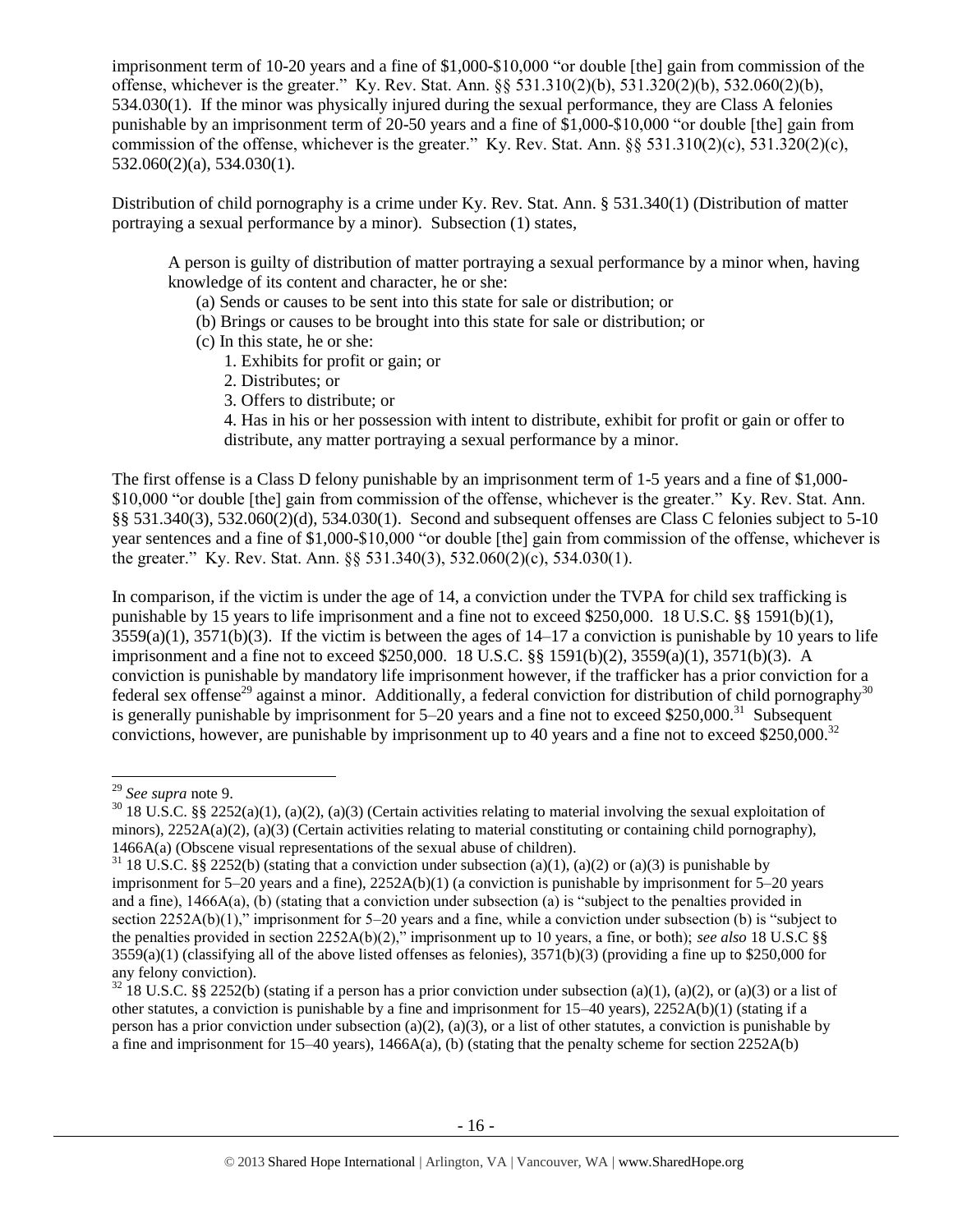imprisonment term of 10-20 years and a fine of $1,000-$10,000 "or double [the] gain from commission of the offense, whichever is the greater." Ky. Rev. Stat. Ann. §§ 531.310(2)(b), 531.320(2)(b), 532.060(2)(b), 534.030(1). If the minor was physically injured during the sexual performance, they are Class A felonies punishable by an imprisonment term of 20-50 years and a fine of $1,000-$10,000 "or double [the] gain from commission of the offense, whichever is the greater." Ky. Rev. Stat. Ann. §§ 531.310(2)(c), 531.320(2)(c), 532.060(2)(a), 534.030(1).

Distribution of child pornography is a crime under Ky. Rev. Stat. Ann. § 531.340(1) (Distribution of matter portraying a sexual performance by a minor). Subsection (1) states,

> A person is guilty of distribution of matter portraying a sexual performance by a minor when, having knowledge of its content and character, he or she:
>
> (a) Sends or causes to be sent into this state for sale or distribution; or
>
> (b) Brings or causes to be brought into this state for sale or distribution; or
>
> (c) In this state, he or she:
>
> 1. Exhibits for profit or gain; or
> 2. Distributes; or
> 3. Offers to distribute; or
> 4. Has in his or her possession with intent to distribute, exhibit for profit or gain or offer to distribute, any matter portraying a sexual performance by a minor.

The first offense is a Class D felony punishable by an imprisonment term of 1-5 years and a fine of $1,000-$10,000 "or double [the] gain from commission of the offense, whichever is the greater." Ky. Rev. Stat. Ann. §§ 531.340(3), 532.060(2)(d), 534.030(1). Second and subsequent offenses are Class C felonies subject to 5-10 year sentences and a fine of $1,000-$10,000 "or double [the] gain from commission of the offense, whichever is the greater." Ky. Rev. Stat. Ann. §§ 531.340(3), 532.060(2)(c), 534.030(1).

In comparison, if the victim is under the age of 14, a conviction under the TVPA for child sex trafficking is punishable by 15 years to life imprisonment and a fine not to exceed $250,000. 18 U.S.C. §§ 1591(b)(1), 3559(a)(1), 3571(b)(3). If the victim is between the ages of 14–17 a conviction is punishable by 10 years to life imprisonment and a fine not to exceed $250,000. 18 U.S.C. §§ 1591(b)(2), 3559(a)(1), 3571(b)(3). A conviction is punishable by mandatory life imprisonment however, if the trafficker has a prior conviction for a federal sex offense[29] against a minor. Additionally, a federal conviction for distribution of child pornography[30] is generally punishable by imprisonment for 5–20 years and a fine not to exceed $250,000.[31] Subsequent convictions, however, are punishable by imprisonment up to 40 years and a fine not to exceed $250,000.[32]

---

[29] *See supra* note 9.

[30] 18 U.S.C. §§ 2252(a)(1), (a)(2), (a)(3) (Certain activities relating to material involving the sexual exploitation of minors), 2252A(a)(2), (a)(3) (Certain activities relating to material constituting or containing child pornography), 1466A(a) (Obscene visual representations of the sexual abuse of children).

[31] 18 U.S.C. §§ 2252(b) (stating that a conviction under subsection (a)(1), (a)(2) or (a)(3) is punishable by imprisonment for 5–20 years and a fine), 2252A(b)(1) (a conviction is punishable by imprisonment for 5–20 years and a fine), 1466A(a), (b) (stating that a conviction under subsection (a) is "subject to the penalties provided in section 2252A(b)(1)," imprisonment for 5–20 years and a fine, while a conviction under subsection (b) is "subject to the penalties provided in section 2252A(b)(2)," imprisonment up to 10 years, a fine, or both); *see also* 18 U.S.C §§ 3559(a)(1) (classifying all of the above listed offenses as felonies), 3571(b)(3) (providing a fine up to $250,000 for any felony conviction).

[32] 18 U.S.C. §§ 2252(b) (stating if a person has a prior conviction under subsection (a)(1), (a)(2), or (a)(3) or a list of other statutes, a conviction is punishable by a fine and imprisonment for 15–40 years), 2252A(b)(1) (stating if a person has a prior conviction under subsection (a)(2), (a)(3), or a list of other statutes, a conviction is punishable by a fine and imprisonment for 15–40 years), 1466A(a), (b) (stating that the penalty scheme for section 2252A(b)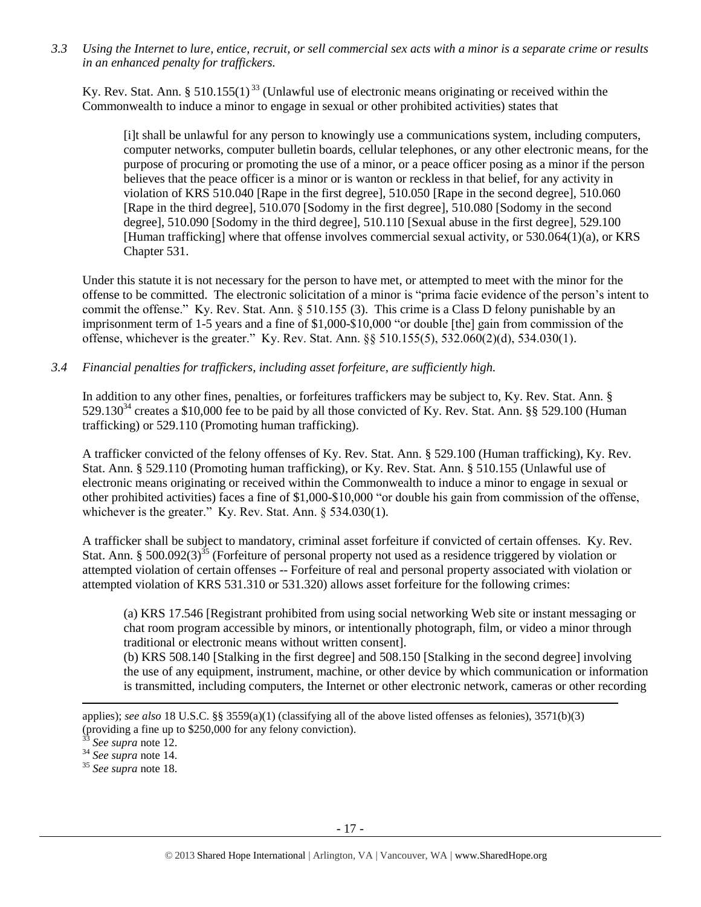*3.3 Using the Internet to lure, entice, recruit, or sell commercial sex acts with a minor is a separate crime or results in an enhanced penalty for traffickers.*

Ky. Rev. Stat. Ann. § 510.155(1)[33] (Unlawful use of electronic means originating or received within the Commonwealth to induce a minor to engage in sexual or other prohibited activities) states that

> [i]t shall be unlawful for any person to knowingly use a communications system, including computers, computer networks, computer bulletin boards, cellular telephones, or any other electronic means, for the purpose of procuring or promoting the use of a minor, or a peace officer posing as a minor if the person believes that the peace officer is a minor or is wanton or reckless in that belief, for any activity in violation of KRS 510.040 [Rape in the first degree], 510.050 [Rape in the second degree], 510.060 [Rape in the third degree], 510.070 [Sodomy in the first degree], 510.080 [Sodomy in the second degree], 510.090 [Sodomy in the third degree], 510.110 [Sexual abuse in the first degree], 529.100 [Human trafficking] where that offense involves commercial sexual activity, or 530.064(1)(a), or KRS Chapter 531.

Under this statute it is not necessary for the person to have met, or attempted to meet with the minor for the offense to be committed. The electronic solicitation of a minor is "prima facie evidence of the person's intent to commit the offense." Ky. Rev. Stat. Ann. § 510.155 (3). This crime is a Class D felony punishable by an imprisonment term of 1-5 years and a fine of $1,000-$10,000 "or double [the] gain from commission of the offense, whichever is the greater." Ky. Rev. Stat. Ann. §§ 510.155(5), 532.060(2)(d), 534.030(1).

*3.4 Financial penalties for traffickers, including asset forfeiture, are sufficiently high.*

In addition to any other fines, penalties, or forfeitures traffickers may be subject to, Ky. Rev. Stat. Ann. § 529.130[34] creates a $10,000 fee to be paid by all those convicted of Ky. Rev. Stat. Ann. §§ 529.100 (Human trafficking) or 529.110 (Promoting human trafficking).

A trafficker convicted of the felony offenses of Ky. Rev. Stat. Ann. § 529.100 (Human trafficking), Ky. Rev. Stat. Ann. § 529.110 (Promoting human trafficking), or Ky. Rev. Stat. Ann. § 510.155 (Unlawful use of electronic means originating or received within the Commonwealth to induce a minor to engage in sexual or other prohibited activities) faces a fine of $1,000-$10,000 "or double his gain from commission of the offense, whichever is the greater." Ky. Rev. Stat. Ann. § 534.030(1).

A trafficker shall be subject to mandatory, criminal asset forfeiture if convicted of certain offenses. Ky. Rev. Stat. Ann. § 500.092(3)[35] (Forfeiture of personal property not used as a residence triggered by violation or attempted violation of certain offenses -- Forfeiture of real and personal property associated with violation or attempted violation of KRS 531.310 or 531.320) allows asset forfeiture for the following crimes:

> (a) KRS 17.546 [Registrant prohibited from using social networking Web site or instant messaging or chat room program accessible by minors, or intentionally photograph, film, or video a minor through traditional or electronic means without written consent].
>
> (b) KRS 508.140 [Stalking in the first degree] and 508.150 [Stalking in the second degree] involving the use of any equipment, instrument, machine, or other device by which communication or information is transmitted, including computers, the Internet or other electronic network, cameras or other recording

---

applies); *see also* 18 U.S.C. §§ 3559(a)(1) (classifying all of the above listed offenses as felonies), 3571(b)(3) (providing a fine up to $250,000 for any felony conviction).

[33] *See supra* note 12.

[34] *See supra* note 14.

[35] *See supra* note 18.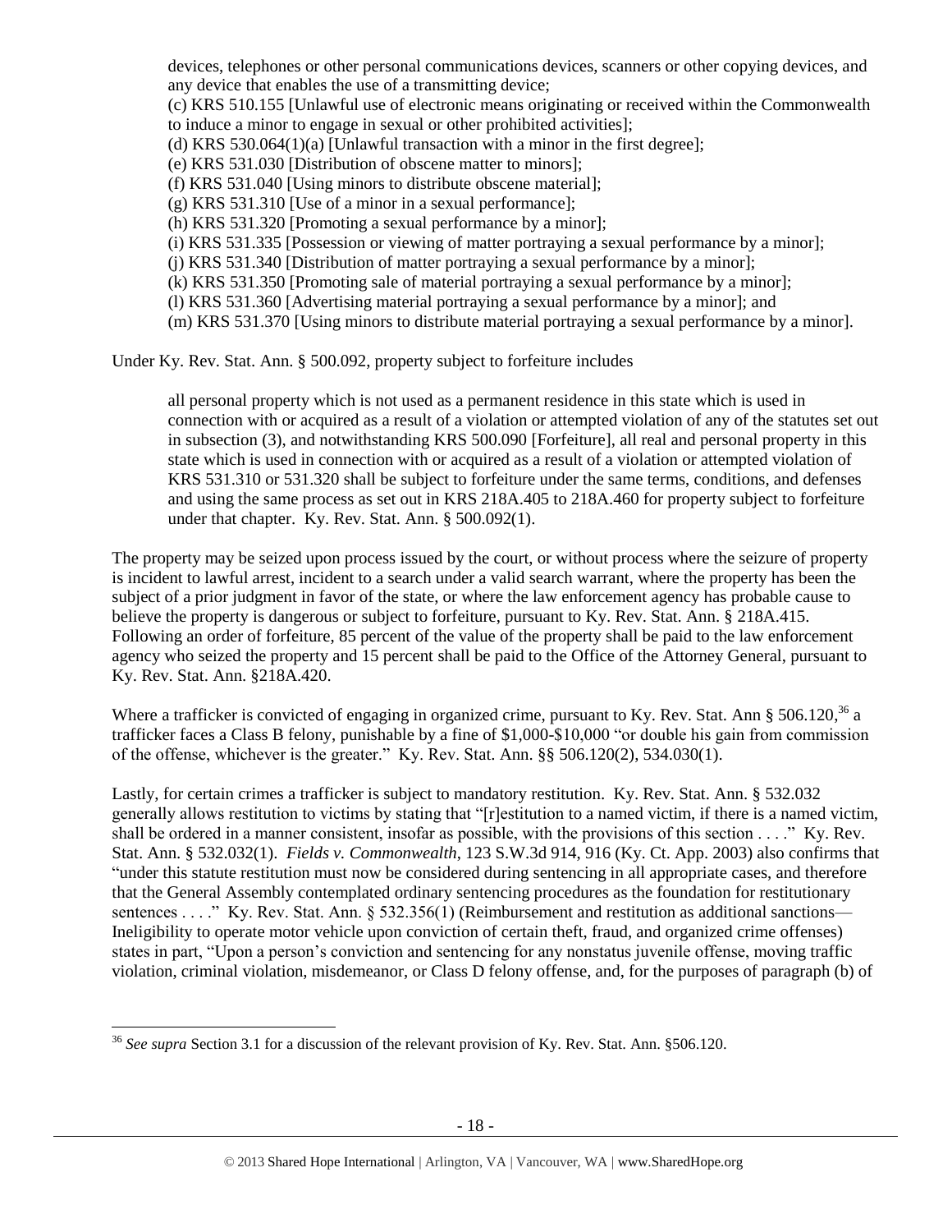devices, telephones or other personal communications devices, scanners or other copying devices, and any device that enables the use of a transmitting device;

(c) KRS 510.155 [Unlawful use of electronic means originating or received within the Commonwealth to induce a minor to engage in sexual or other prohibited activities];

(d) KRS 530.064(1)(a) [Unlawful transaction with a minor in the first degree];

(e) KRS 531.030 [Distribution of obscene matter to minors];

(f) KRS 531.040 [Using minors to distribute obscene material];

(g) KRS 531.310 [Use of a minor in a sexual performance];

(h) KRS 531.320 [Promoting a sexual performance by a minor];

(i) KRS 531.335 [Possession or viewing of matter portraying a sexual performance by a minor];

(j) KRS 531.340 [Distribution of matter portraying a sexual performance by a minor];

(k) KRS 531.350 [Promoting sale of material portraying a sexual performance by a minor];

(l) KRS 531.360 [Advertising material portraying a sexual performance by a minor]; and

(m) KRS 531.370 [Using minors to distribute material portraying a sexual performance by a minor].

Under Ky. Rev. Stat. Ann. § 500.092, property subject to forfeiture includes

> all personal property which is not used as a permanent residence in this state which is used in connection with or acquired as a result of a violation or attempted violation of any of the statutes set out in subsection (3), and notwithstanding KRS 500.090 [Forfeiture], all real and personal property in this state which is used in connection with or acquired as a result of a violation or attempted violation of KRS 531.310 or 531.320 shall be subject to forfeiture under the same terms, conditions, and defenses and using the same process as set out in KRS 218A.405 to 218A.460 for property subject to forfeiture under that chapter. Ky. Rev. Stat. Ann. § 500.092(1).

The property may be seized upon process issued by the court, or without process where the seizure of property is incident to lawful arrest, incident to a search under a valid search warrant, where the property has been the subject of a prior judgment in favor of the state, or where the law enforcement agency has probable cause to believe the property is dangerous or subject to forfeiture, pursuant to Ky. Rev. Stat. Ann. § 218A.415. Following an order of forfeiture, 85 percent of the value of the property shall be paid to the law enforcement agency who seized the property and 15 percent shall be paid to the Office of the Attorney General, pursuant to Ky. Rev. Stat. Ann. §218A.420.

Where a trafficker is convicted of engaging in organized crime, pursuant to Ky. Rev. Stat. Ann § 506.120,[36] a trafficker faces a Class B felony, punishable by a fine of $1,000-$10,000 "or double his gain from commission of the offense, whichever is the greater." Ky. Rev. Stat. Ann. §§ 506.120(2), 534.030(1).

Lastly, for certain crimes a trafficker is subject to mandatory restitution. Ky. Rev. Stat. Ann. § 532.032 generally allows restitution to victims by stating that "[r]estitution to a named victim, if there is a named victim, shall be ordered in a manner consistent, insofar as possible, with the provisions of this section . . . ." Ky. Rev. Stat. Ann. § 532.032(1). *Fields v. Commonwealth*, 123 S.W.3d 914, 916 (Ky. Ct. App. 2003) also confirms that "under this statute restitution must now be considered during sentencing in all appropriate cases, and therefore that the General Assembly contemplated ordinary sentencing procedures as the foundation for restitutionary sentences . . . ." Ky. Rev. Stat. Ann. § 532.356(1) (Reimbursement and restitution as additional sanctions—Ineligibility to operate motor vehicle upon conviction of certain theft, fraud, and organized crime offenses) states in part, "Upon a person's conviction and sentencing for any nonstatus juvenile offense, moving traffic violation, criminal violation, misdemeanor, or Class D felony offense, and, for the purposes of paragraph (b) of

[36] *See supra* Section 3.1 for a discussion of the relevant provision of Ky. Rev. Stat. Ann. §506.120.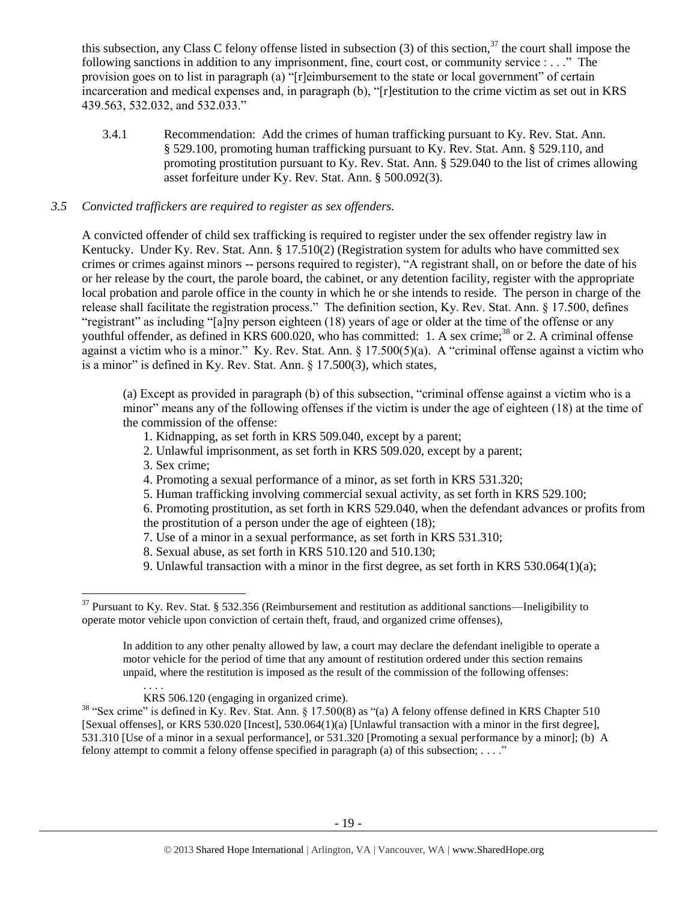this subsection, any Class C felony offense listed in subsection (3) of this section,[37] the court shall impose the following sanctions in addition to any imprisonment, fine, court cost, or community service : . . . ." The provision goes on to list in paragraph (a) "[r]eimbursement to the state or local government" of certain incarceration and medical expenses and, in paragraph (b), "[r]estitution to the crime victim as set out in KRS 439.563, 532.032, and 532.033."

3.4.1 Recommendation: Add the crimes of human trafficking pursuant to Ky. Rev. Stat. Ann. § 529.100, promoting human trafficking pursuant to Ky. Rev. Stat. Ann. § 529.110, and promoting prostitution pursuant to Ky. Rev. Stat. Ann. § 529.040 to the list of crimes allowing asset forfeiture under Ky. Rev. Stat. Ann. § 500.092(3).

*3.5 Convicted traffickers are required to register as sex offenders.*

A convicted offender of child sex trafficking is required to register under the sex offender registry law in Kentucky. Under Ky. Rev. Stat. Ann. § 17.510(2) (Registration system for adults who have committed sex crimes or crimes against minors -- persons required to register), "A registrant shall, on or before the date of his or her release by the court, the parole board, the cabinet, or any detention facility, register with the appropriate local probation and parole office in the county in which he or she intends to reside. The person in charge of the release shall facilitate the registration process." The definition section, Ky. Rev. Stat. Ann. § 17.500, defines "registrant" as including "[a]ny person eighteen (18) years of age or older at the time of the offense or any youthful offender, as defined in KRS 600.020, who has committed: 1. A sex crime;[38] or 2. A criminal offense against a victim who is a minor." Ky. Rev. Stat. Ann. § 17.500(5)(a). A "criminal offense against a victim who is a minor" is defined in Ky. Rev. Stat. Ann. § 17.500(3), which states,

> (a) Except as provided in paragraph (b) of this subsection, "criminal offense against a victim who is a minor" means any of the following offenses if the victim is under the age of eighteen (18) at the time of the commission of the offense:
>
> 1. Kidnapping, as set forth in KRS 509.040, except by a parent;
> 2. Unlawful imprisonment, as set forth in KRS 509.020, except by a parent;
> 3. Sex crime;
> 4. Promoting a sexual performance of a minor, as set forth in KRS 531.320;
> 5. Human trafficking involving commercial sexual activity, as set forth in KRS 529.100;
> 6. Promoting prostitution, as set forth in KRS 529.040, when the defendant advances or profits from the prostitution of a person under the age of eighteen (18);
> 7. Use of a minor in a sexual performance, as set forth in KRS 531.310;
> 8. Sexual abuse, as set forth in KRS 510.120 and 510.130;
> 9. Unlawful transaction with a minor in the first degree, as set forth in KRS 530.064(1)(a);

---

[37] Pursuant to Ky. Rev. Stat. § 532.356 (Reimbursement and restitution as additional sanctions—Ineligibility to operate motor vehicle upon conviction of certain theft, fraud, and organized crime offenses),

> In addition to any other penalty allowed by law, a court may declare the defendant ineligible to operate a motor vehicle for the period of time that any amount of restitution ordered under this section remains unpaid, where the restitution is imposed as the result of the commission of the following offenses:
>
> . . . .
>
> KRS 506.120 (engaging in organized crime).

[38] "Sex crime" is defined in Ky. Rev. Stat. Ann. § 17.500(8) as "(a) A felony offense defined in KRS Chapter 510 [Sexual offenses], or KRS 530.020 [Incest], 530.064(1)(a) [Unlawful transaction with a minor in the first degree], 531.310 [Use of a minor in a sexual performance], or 531.320 [Promoting a sexual performance by a minor]; (b) A felony attempt to commit a felony offense specified in paragraph (a) of this subsection; . . . ."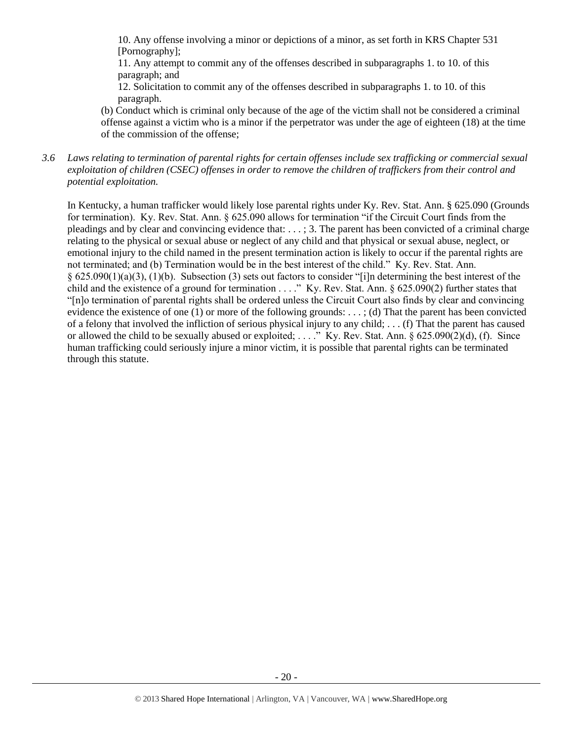10. Any offense involving a minor or depictions of a minor, as set forth in KRS Chapter 531 [Pornography];

11. Any attempt to commit any of the offenses described in subparagraphs 1. to 10. of this paragraph; and

12. Solicitation to commit any of the offenses described in subparagraphs 1. to 10. of this paragraph.

(b) Conduct which is criminal only because of the age of the victim shall not be considered a criminal offense against a victim who is a minor if the perpetrator was under the age of eighteen (18) at the time of the commission of the offense;

*3.6 Laws relating to termination of parental rights for certain offenses include sex trafficking or commercial sexual exploitation of children (CSEC) offenses in order to remove the children of traffickers from their control and potential exploitation.*

In Kentucky, a human trafficker would likely lose parental rights under Ky. Rev. Stat. Ann. § 625.090 (Grounds for termination). Ky. Rev. Stat. Ann. § 625.090 allows for termination "if the Circuit Court finds from the pleadings and by clear and convincing evidence that: . . . ; 3. The parent has been convicted of a criminal charge relating to the physical or sexual abuse or neglect of any child and that physical or sexual abuse, neglect, or emotional injury to the child named in the present termination action is likely to occur if the parental rights are not terminated; and (b) Termination would be in the best interest of the child." Ky. Rev. Stat. Ann. § 625.090(1)(a)(3), (1)(b). Subsection (3) sets out factors to consider "[i]n determining the best interest of the child and the existence of a ground for termination . . . ." Ky. Rev. Stat. Ann. § 625.090(2) further states that "[n]o termination of parental rights shall be ordered unless the Circuit Court also finds by clear and convincing evidence the existence of one (1) or more of the following grounds: . . . ; (d) That the parent has been convicted of a felony that involved the infliction of serious physical injury to any child; . . . (f) That the parent has caused or allowed the child to be sexually abused or exploited; . . . ." Ky. Rev. Stat. Ann. § 625.090(2)(d), (f). Since human trafficking could seriously injure a minor victim, it is possible that parental rights can be terminated through this statute.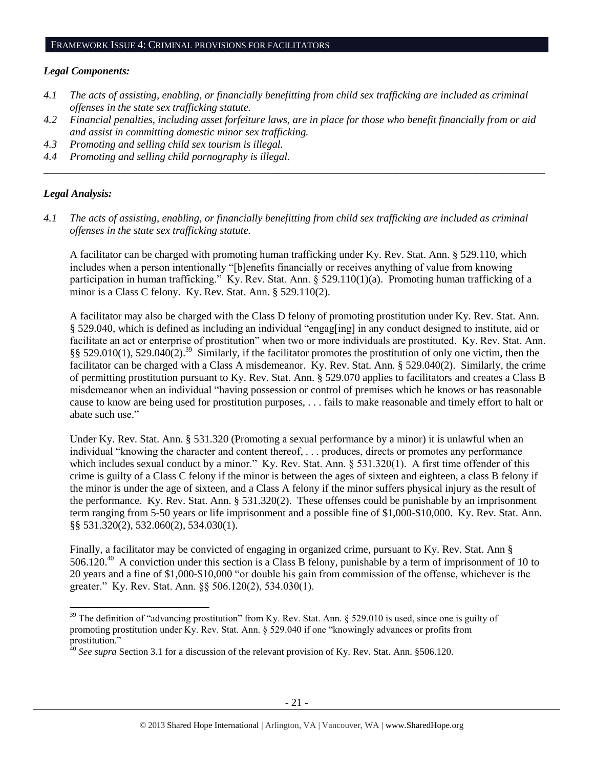## FRAMEWORK ISSUE 4: CRIMINAL PROVISIONS FOR FACILITATORS

### *Legal Components:*

*4.1 The acts of assisting, enabling, or financially benefitting from child sex trafficking are included as criminal offenses in the state sex trafficking statute.*

*4.2 Financial penalties, including asset forfeiture laws, are in place for those who benefit financially from or aid and assist in committing domestic minor sex trafficking.*

*4.3 Promoting and selling child sex tourism is illegal.*

*4.4 Promoting and selling child pornography is illegal.*

---

### *Legal Analysis:*

*4.1 The acts of assisting, enabling, or financially benefitting from child sex trafficking are included as criminal offenses in the state sex trafficking statute.*

A facilitator can be charged with promoting human trafficking under Ky. Rev. Stat. Ann. § 529.110, which includes when a person intentionally "[b]enefits financially or receives anything of value from knowing participation in human trafficking." Ky. Rev. Stat. Ann. § 529.110(1)(a). Promoting human trafficking of a minor is a Class C felony. Ky. Rev. Stat. Ann. § 529.110(2).

A facilitator may also be charged with the Class D felony of promoting prostitution under Ky. Rev. Stat. Ann. § 529.040, which is defined as including an individual "engag[ing] in any conduct designed to institute, aid or facilitate an act or enterprise of prostitution" when two or more individuals are prostituted. Ky. Rev. Stat. Ann. §§ 529.010(1), 529.040(2).[39] Similarly, if the facilitator promotes the prostitution of only one victim, then the facilitator can be charged with a Class A misdemeanor. Ky. Rev. Stat. Ann. § 529.040(2). Similarly, the crime of permitting prostitution pursuant to Ky. Rev. Stat. Ann. § 529.070 applies to facilitators and creates a Class B misdemeanor when an individual "having possession or control of premises which he knows or has reasonable cause to know are being used for prostitution purposes, . . . fails to make reasonable and timely effort to halt or abate such use."

Under Ky. Rev. Stat. Ann. § 531.320 (Promoting a sexual performance by a minor) it is unlawful when an individual "knowing the character and content thereof, . . . produces, directs or promotes any performance which includes sexual conduct by a minor." Ky. Rev. Stat. Ann. § 531.320(1). A first time offender of this crime is guilty of a Class C felony if the minor is between the ages of sixteen and eighteen, a class B felony if the minor is under the age of sixteen, and a Class A felony if the minor suffers physical injury as the result of the performance. Ky. Rev. Stat. Ann. § 531.320(2). These offenses could be punishable by an imprisonment term ranging from 5-50 years or life imprisonment and a possible fine of $1,000-$10,000. Ky. Rev. Stat. Ann. §§ 531.320(2), 532.060(2), 534.030(1).

Finally, a facilitator may be convicted of engaging in organized crime, pursuant to Ky. Rev. Stat. Ann § 506.120.[40] A conviction under this section is a Class B felony, punishable by a term of imprisonment of 10 to 20 years and a fine of $1,000-$10,000 "or double his gain from commission of the offense, whichever is the greater." Ky. Rev. Stat. Ann. §§ 506.120(2), 534.030(1).

---

[39] The definition of "advancing prostitution" from Ky. Rev. Stat. Ann. § 529.010 is used, since one is guilty of promoting prostitution under Ky. Rev. Stat. Ann. § 529.040 if one "knowingly advances or profits from prostitution."

[40] *See supra* Section 3.1 for a discussion of the relevant provision of Ky. Rev. Stat. Ann. §506.120.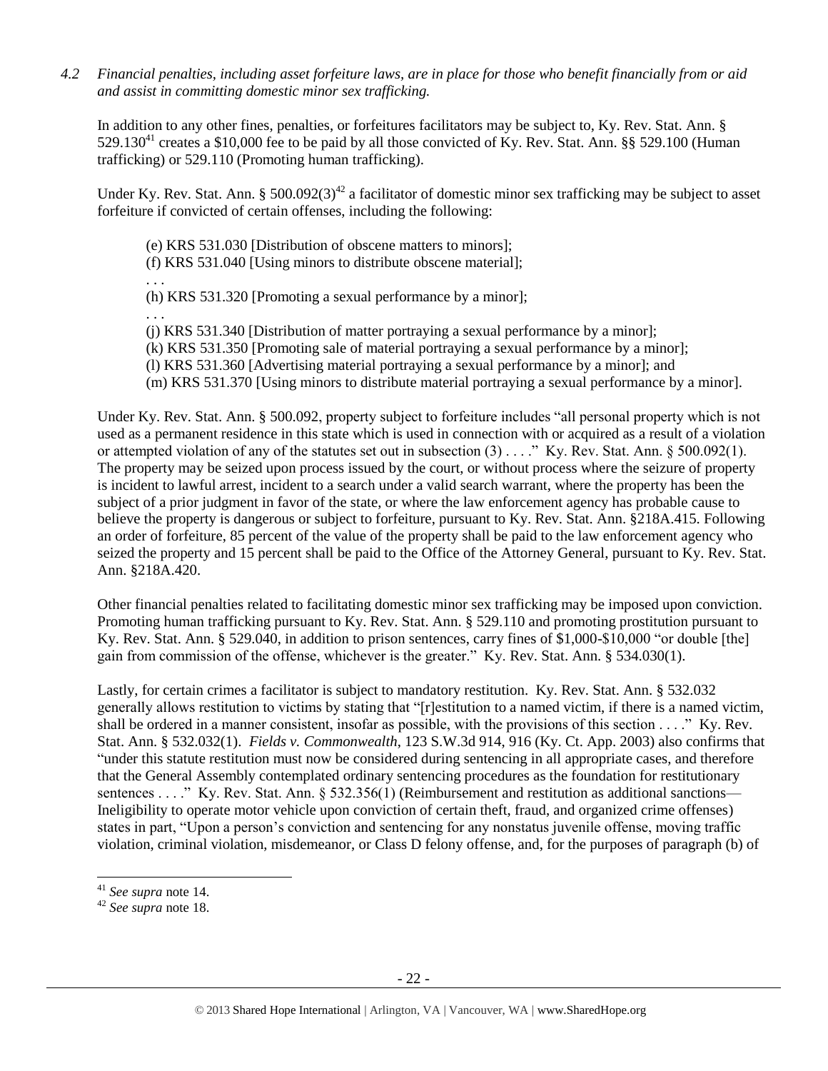*4.2 Financial penalties, including asset forfeiture laws, are in place for those who benefit financially from or aid and assist in committing domestic minor sex trafficking.*

In addition to any other fines, penalties, or forfeitures facilitators may be subject to, Ky. Rev. Stat. Ann. § 529.130[41] creates a $10,000 fee to be paid by all those convicted of Ky. Rev. Stat. Ann. §§ 529.100 (Human trafficking) or 529.110 (Promoting human trafficking).

Under Ky. Rev. Stat. Ann. § 500.092(3)[42] a facilitator of domestic minor sex trafficking may be subject to asset forfeiture if convicted of certain offenses, including the following:

> (e) KRS 531.030 [Distribution of obscene matters to minors];
> (f) KRS 531.040 [Using minors to distribute obscene material];
> . . .
> (h) KRS 531.320 [Promoting a sexual performance by a minor];
> . . .
> (j) KRS 531.340 [Distribution of matter portraying a sexual performance by a minor];
> (k) KRS 531.350 [Promoting sale of material portraying a sexual performance by a minor];
> (l) KRS 531.360 [Advertising material portraying a sexual performance by a minor]; and
> (m) KRS 531.370 [Using minors to distribute material portraying a sexual performance by a minor].

Under Ky. Rev. Stat. Ann. § 500.092, property subject to forfeiture includes "all personal property which is not used as a permanent residence in this state which is used in connection with or acquired as a result of a violation or attempted violation of any of the statutes set out in subsection (3) . . . ." Ky. Rev. Stat. Ann. § 500.092(1). The property may be seized upon process issued by the court, or without process where the seizure of property is incident to lawful arrest, incident to a search under a valid search warrant, where the property has been the subject of a prior judgment in favor of the state, or where the law enforcement agency has probable cause to believe the property is dangerous or subject to forfeiture, pursuant to Ky. Rev. Stat. Ann. §218A.415. Following an order of forfeiture, 85 percent of the value of the property shall be paid to the law enforcement agency who seized the property and 15 percent shall be paid to the Office of the Attorney General, pursuant to Ky. Rev. Stat. Ann. §218A.420.

Other financial penalties related to facilitating domestic minor sex trafficking may be imposed upon conviction. Promoting human trafficking pursuant to Ky. Rev. Stat. Ann. § 529.110 and promoting prostitution pursuant to Ky. Rev. Stat. Ann. § 529.040, in addition to prison sentences, carry fines of $1,000-$10,000 "or double [the] gain from commission of the offense, whichever is the greater." Ky. Rev. Stat. Ann. § 534.030(1).

Lastly, for certain crimes a facilitator is subject to mandatory restitution. Ky. Rev. Stat. Ann. § 532.032 generally allows restitution to victims by stating that "[r]estitution to a named victim, if there is a named victim, shall be ordered in a manner consistent, insofar as possible, with the provisions of this section . . . ." Ky. Rev. Stat. Ann. § 532.032(1). *Fields v. Commonwealth*, 123 S.W.3d 914, 916 (Ky. Ct. App. 2003) also confirms that "under this statute restitution must now be considered during sentencing in all appropriate cases, and therefore that the General Assembly contemplated ordinary sentencing procedures as the foundation for restitutionary sentences . . . ." Ky. Rev. Stat. Ann. § 532.356(1) (Reimbursement and restitution as additional sanctions—Ineligibility to operate motor vehicle upon conviction of certain theft, fraud, and organized crime offenses) states in part, "Upon a person's conviction and sentencing for any nonstatus juvenile offense, moving traffic violation, criminal violation, misdemeanor, or Class D felony offense, and, for the purposes of paragraph (b) of

---

[41] *See supra* note 14.

[42] *See supra* note 18.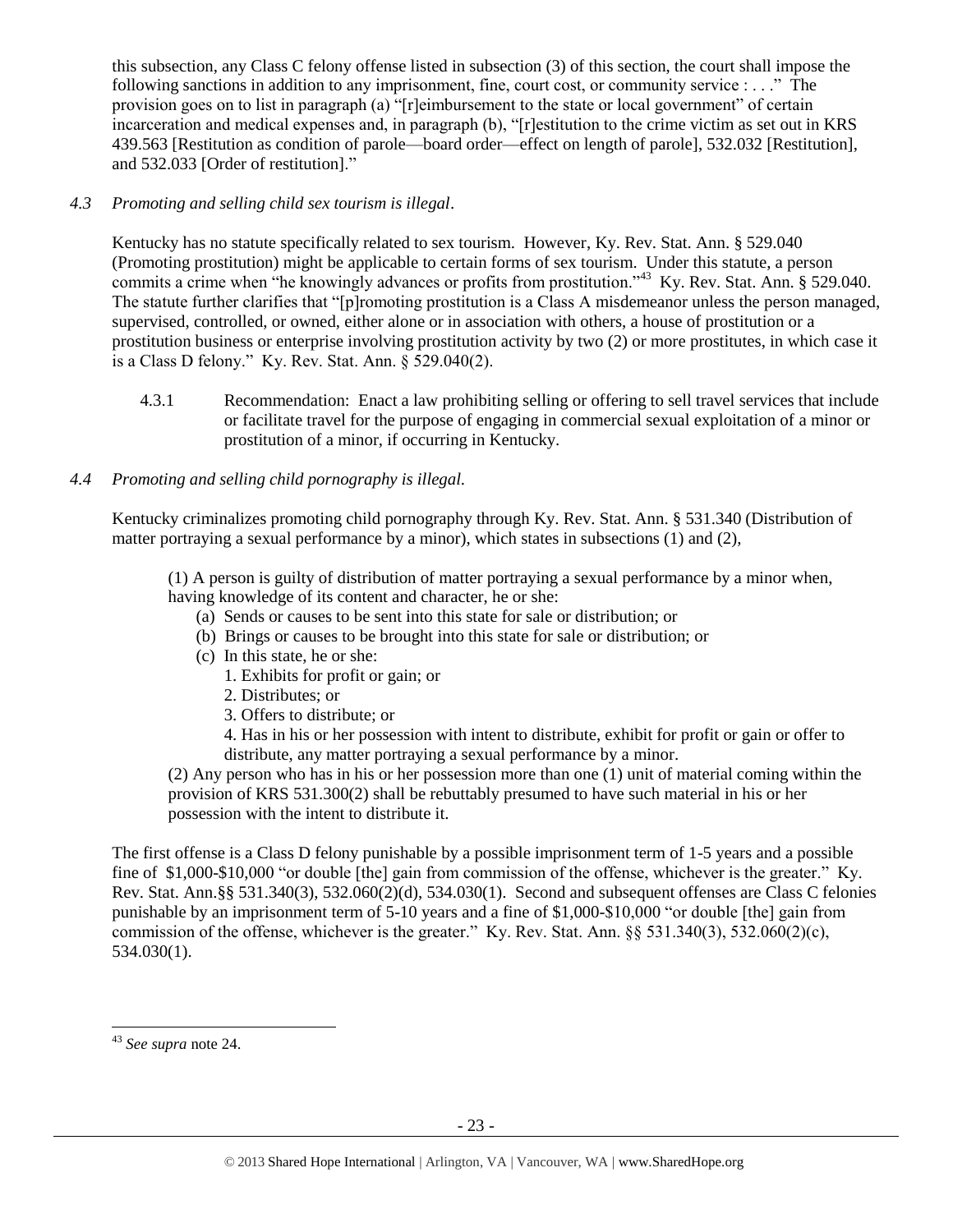this subsection, any Class C felony offense listed in subsection (3) of this section, the court shall impose the following sanctions in addition to any imprisonment, fine, court cost, or community service : . . ." The provision goes on to list in paragraph (a) "[r]eimbursement to the state or local government" of certain incarceration and medical expenses and, in paragraph (b), "[r]estitution to the crime victim as set out in KRS 439.563 [Restitution as condition of parole—board order—effect on length of parole], 532.032 [Restitution], and 532.033 [Order of restitution]."

*4.3 Promoting and selling child sex tourism is illegal*.

Kentucky has no statute specifically related to sex tourism. However, Ky. Rev. Stat. Ann. § 529.040 (Promoting prostitution) might be applicable to certain forms of sex tourism. Under this statute, a person commits a crime when "he knowingly advances or profits from prostitution."[43] Ky. Rev. Stat. Ann. § 529.040. The statute further clarifies that "[p]romoting prostitution is a Class A misdemeanor unless the person managed, supervised, controlled, or owned, either alone or in association with others, a house of prostitution or a prostitution business or enterprise involving prostitution activity by two (2) or more prostitutes, in which case it is a Class D felony." Ky. Rev. Stat. Ann. § 529.040(2).

4.3.1 Recommendation: Enact a law prohibiting selling or offering to sell travel services that include or facilitate travel for the purpose of engaging in commercial sexual exploitation of a minor or prostitution of a minor, if occurring in Kentucky.

*4.4 Promoting and selling child pornography is illegal.*

Kentucky criminalizes promoting child pornography through Ky. Rev. Stat. Ann. § 531.340 (Distribution of matter portraying a sexual performance by a minor), which states in subsections (1) and (2),

> (1) A person is guilty of distribution of matter portraying a sexual performance by a minor when, having knowledge of its content and character, he or she:
> (a) Sends or causes to be sent into this state for sale or distribution; or
> (b) Brings or causes to be brought into this state for sale or distribution; or
> (c) In this state, he or she:
> 1. Exhibits for profit or gain; or
> 2. Distributes; or
> 3. Offers to distribute; or
> 4. Has in his or her possession with intent to distribute, exhibit for profit or gain or offer to distribute, any matter portraying a sexual performance by a minor.
>
> (2) Any person who has in his or her possession more than one (1) unit of material coming within the provision of KRS 531.300(2) shall be rebuttably presumed to have such material in his or her possession with the intent to distribute it.

The first offense is a Class D felony punishable by a possible imprisonment term of 1-5 years and a possible fine of $1,000-$10,000 "or double [the] gain from commission of the offense, whichever is the greater." Ky. Rev. Stat. Ann.§§ 531.340(3), 532.060(2)(d), 534.030(1). Second and subsequent offenses are Class C felonies punishable by an imprisonment term of 5-10 years and a fine of $1,000-$10,000 "or double [the] gain from commission of the offense, whichever is the greater." Ky. Rev. Stat. Ann. §§ 531.340(3), 532.060(2)(c), 534.030(1).

---

[43] *See supra* note 24.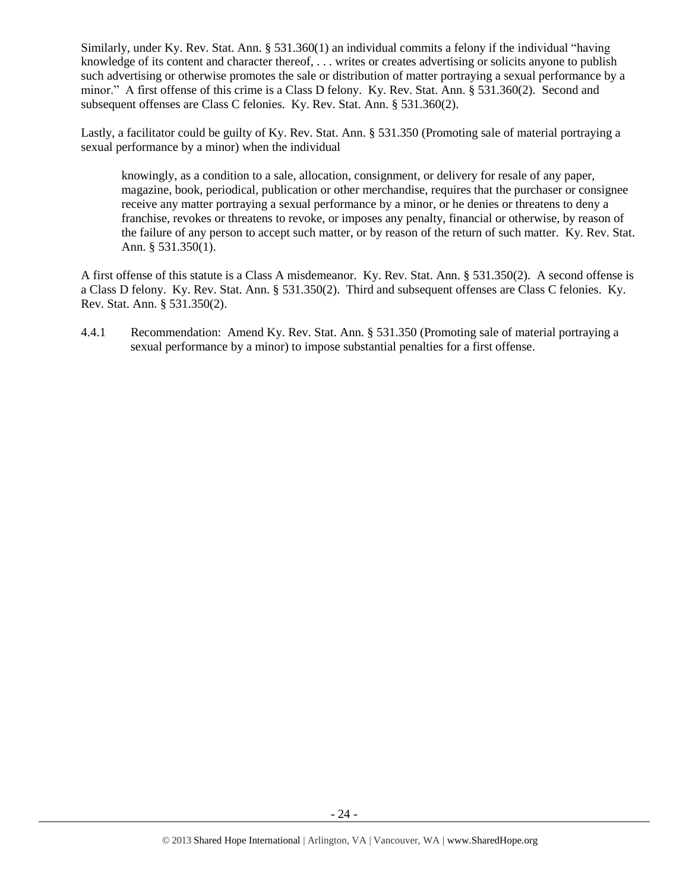Similarly, under Ky. Rev. Stat. Ann. § 531.360(1) an individual commits a felony if the individual "having knowledge of its content and character thereof, . . . writes or creates advertising or solicits anyone to publish such advertising or otherwise promotes the sale or distribution of matter portraying a sexual performance by a minor." A first offense of this crime is a Class D felony. Ky. Rev. Stat. Ann. § 531.360(2). Second and subsequent offenses are Class C felonies. Ky. Rev. Stat. Ann. § 531.360(2).

Lastly, a facilitator could be guilty of Ky. Rev. Stat. Ann. § 531.350 (Promoting sale of material portraying a sexual performance by a minor) when the individual

> knowingly, as a condition to a sale, allocation, consignment, or delivery for resale of any paper, magazine, book, periodical, publication or other merchandise, requires that the purchaser or consignee receive any matter portraying a sexual performance by a minor, or he denies or threatens to deny a franchise, revokes or threatens to revoke, or imposes any penalty, financial or otherwise, by reason of the failure of any person to accept such matter, or by reason of the return of such matter. Ky. Rev. Stat. Ann. § 531.350(1).

A first offense of this statute is a Class A misdemeanor. Ky. Rev. Stat. Ann. § 531.350(2). A second offense is a Class D felony. Ky. Rev. Stat. Ann. § 531.350(2). Third and subsequent offenses are Class C felonies. Ky. Rev. Stat. Ann. § 531.350(2).

4.4.1 Recommendation: Amend Ky. Rev. Stat. Ann. § 531.350 (Promoting sale of material portraying a sexual performance by a minor) to impose substantial penalties for a first offense.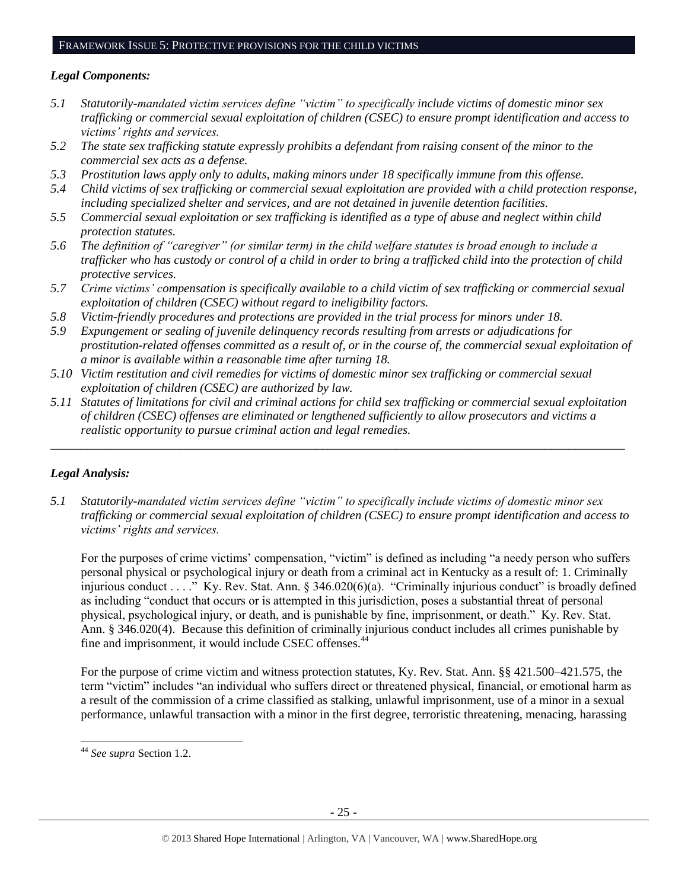## FRAMEWORK ISSUE 5: PROTECTIVE PROVISIONS FOR THE CHILD VICTIMS

### *Legal Components:*

*5.1 Statutorily-mandated victim services define "victim" to specifically include victims of domestic minor sex trafficking or commercial sexual exploitation of children (CSEC) to ensure prompt identification and access to victims' rights and services.*

*5.2 The state sex trafficking statute expressly prohibits a defendant from raising consent of the minor to the commercial sex acts as a defense.*

*5.3 Prostitution laws apply only to adults, making minors under 18 specifically immune from this offense.*

*5.4 Child victims of sex trafficking or commercial sexual exploitation are provided with a child protection response, including specialized shelter and services, and are not detained in juvenile detention facilities.*

*5.5 Commercial sexual exploitation or sex trafficking is identified as a type of abuse and neglect within child protection statutes.*

*5.6 The definition of "caregiver" (or similar term) in the child welfare statutes is broad enough to include a trafficker who has custody or control of a child in order to bring a trafficked child into the protection of child protective services.*

*5.7 Crime victims' compensation is specifically available to a child victim of sex trafficking or commercial sexual exploitation of children (CSEC) without regard to ineligibility factors.*

*5.8 Victim-friendly procedures and protections are provided in the trial process for minors under 18.*

*5.9 Expungement or sealing of juvenile delinquency records resulting from arrests or adjudications for prostitution-related offenses committed as a result of, or in the course of, the commercial sexual exploitation of a minor is available within a reasonable time after turning 18.*

*5.10 Victim restitution and civil remedies for victims of domestic minor sex trafficking or commercial sexual exploitation of children (CSEC) are authorized by law.*

*5.11 Statutes of limitations for civil and criminal actions for child sex trafficking or commercial sexual exploitation of children (CSEC) offenses are eliminated or lengthened sufficiently to allow prosecutors and victims a realistic opportunity to pursue criminal action and legal remedies.*

---

### *Legal Analysis:*

*5.1 Statutorily-mandated victim services define "victim" to specifically include victims of domestic minor sex trafficking or commercial sexual exploitation of children (CSEC) to ensure prompt identification and access to victims' rights and services.*

For the purposes of crime victims' compensation, "victim" is defined as including "a needy person who suffers personal physical or psychological injury or death from a criminal act in Kentucky as a result of: 1. Criminally injurious conduct . . . ." Ky. Rev. Stat. Ann. § 346.020(6)(a). "Criminally injurious conduct" is broadly defined as including "conduct that occurs or is attempted in this jurisdiction, poses a substantial threat of personal physical, psychological injury, or death, and is punishable by fine, imprisonment, or death." Ky. Rev. Stat. Ann. § 346.020(4). Because this definition of criminally injurious conduct includes all crimes punishable by fine and imprisonment, it would include CSEC offenses.[44]

For the purpose of crime victim and witness protection statutes, Ky. Rev. Stat. Ann. §§ 421.500–421.575, the term "victim" includes "an individual who suffers direct or threatened physical, financial, or emotional harm as a result of the commission of a crime classified as stalking, unlawful imprisonment, use of a minor in a sexual performance, unlawful transaction with a minor in the first degree, terroristic threatening, menacing, harassing

[44] *See supra* Section 1.2.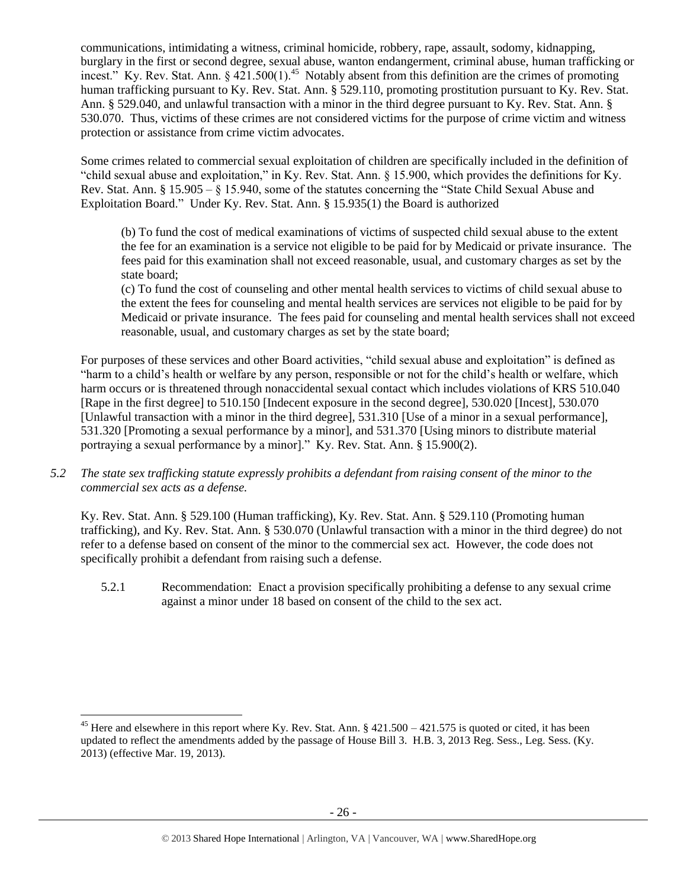communications, intimidating a witness, criminal homicide, robbery, rape, assault, sodomy, kidnapping, burglary in the first or second degree, sexual abuse, wanton endangerment, criminal abuse, human trafficking or incest." Ky. Rev. Stat. Ann. § 421.500(1).[45] Notably absent from this definition are the crimes of promoting human trafficking pursuant to Ky. Rev. Stat. Ann. § 529.110, promoting prostitution pursuant to Ky. Rev. Stat. Ann. § 529.040, and unlawful transaction with a minor in the third degree pursuant to Ky. Rev. Stat. Ann. § 530.070. Thus, victims of these crimes are not considered victims for the purpose of crime victim and witness protection or assistance from crime victim advocates.

Some crimes related to commercial sexual exploitation of children are specifically included in the definition of "child sexual abuse and exploitation," in Ky. Rev. Stat. Ann. § 15.900, which provides the definitions for Ky. Rev. Stat. Ann. § 15.905 – § 15.940, some of the statutes concerning the "State Child Sexual Abuse and Exploitation Board." Under Ky. Rev. Stat. Ann. § 15.935(1) the Board is authorized

> (b) To fund the cost of medical examinations of victims of suspected child sexual abuse to the extent the fee for an examination is a service not eligible to be paid for by Medicaid or private insurance. The fees paid for this examination shall not exceed reasonable, usual, and customary charges as set by the state board;
>
> (c) To fund the cost of counseling and other mental health services to victims of child sexual abuse to the extent the fees for counseling and mental health services are services not eligible to be paid for by Medicaid or private insurance. The fees paid for counseling and mental health services shall not exceed reasonable, usual, and customary charges as set by the state board;

For purposes of these services and other Board activities, "child sexual abuse and exploitation" is defined as "harm to a child's health or welfare by any person, responsible or not for the child's health or welfare, which harm occurs or is threatened through nonaccidental sexual contact which includes violations of KRS 510.040 [Rape in the first degree] to 510.150 [Indecent exposure in the second degree], 530.020 [Incest], 530.070 [Unlawful transaction with a minor in the third degree], 531.310 [Use of a minor in a sexual performance], 531.320 [Promoting a sexual performance by a minor], and 531.370 [Using minors to distribute material portraying a sexual performance by a minor]." Ky. Rev. Stat. Ann. § 15.900(2).

*5.2 The state sex trafficking statute expressly prohibits a defendant from raising consent of the minor to the commercial sex acts as a defense.*

Ky. Rev. Stat. Ann. § 529.100 (Human trafficking), Ky. Rev. Stat. Ann. § 529.110 (Promoting human trafficking), and Ky. Rev. Stat. Ann. § 530.070 (Unlawful transaction with a minor in the third degree) do not refer to a defense based on consent of the minor to the commercial sex act. However, the code does not specifically prohibit a defendant from raising such a defense.

5.2.1 Recommendation: Enact a provision specifically prohibiting a defense to any sexual crime against a minor under 18 based on consent of the child to the sex act.

---

[45] Here and elsewhere in this report where Ky. Rev. Stat. Ann. § 421.500 – 421.575 is quoted or cited, it has been updated to reflect the amendments added by the passage of House Bill 3. H.B. 3, 2013 Reg. Sess., Leg. Sess. (Ky. 2013) (effective Mar. 19, 2013).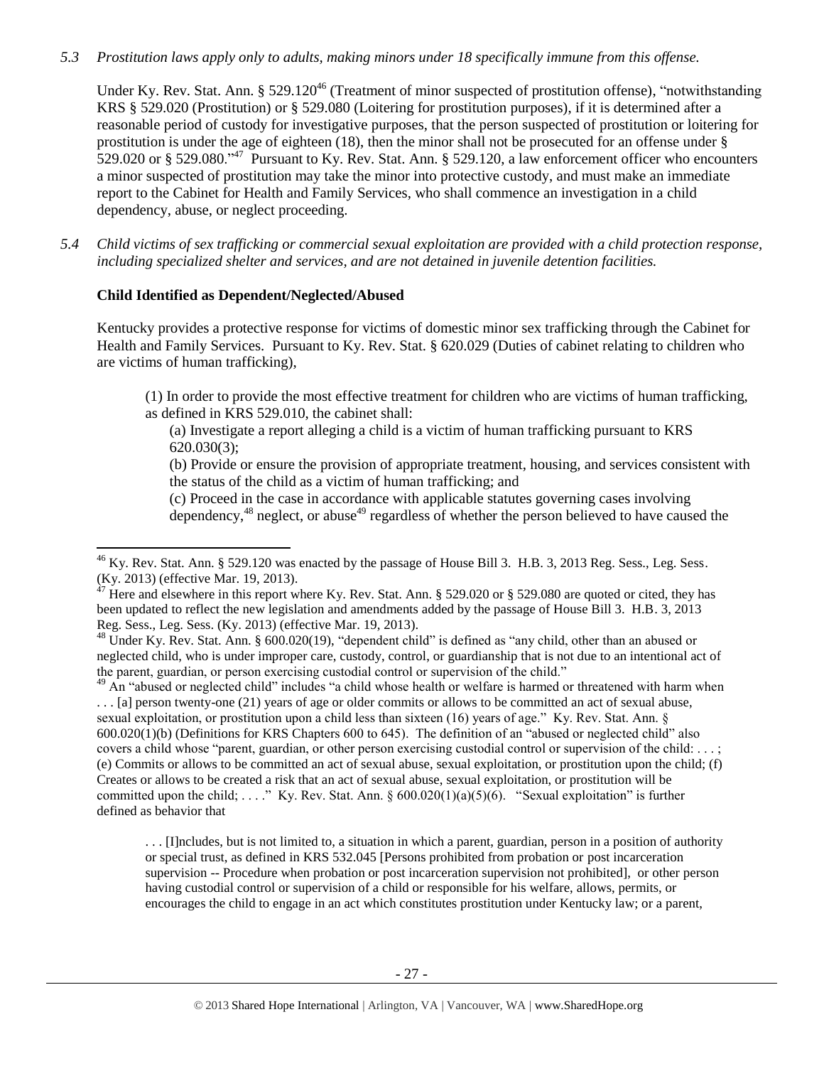*5.3 Prostitution laws apply only to adults, making minors under 18 specifically immune from this offense.*

Under Ky. Rev. Stat. Ann. § 529.120[46] (Treatment of minor suspected of prostitution offense), "notwithstanding KRS § 529.020 (Prostitution) or § 529.080 (Loitering for prostitution purposes), if it is determined after a reasonable period of custody for investigative purposes, that the person suspected of prostitution or loitering for prostitution is under the age of eighteen (18), then the minor shall not be prosecuted for an offense under § 529.020 or § 529.080."[47] Pursuant to Ky. Rev. Stat. Ann. § 529.120, a law enforcement officer who encounters a minor suspected of prostitution may take the minor into protective custody, and must make an immediate report to the Cabinet for Health and Family Services, who shall commence an investigation in a child dependency, abuse, or neglect proceeding.

*5.4 Child victims of sex trafficking or commercial sexual exploitation are provided with a child protection response, including specialized shelter and services, and are not detained in juvenile detention facilities.*

**Child Identified as Dependent/Neglected/Abused**

Kentucky provides a protective response for victims of domestic minor sex trafficking through the Cabinet for Health and Family Services. Pursuant to Ky. Rev. Stat. § 620.029 (Duties of cabinet relating to children who are victims of human trafficking),

> (1) In order to provide the most effective treatment for children who are victims of human trafficking, as defined in KRS 529.010, the cabinet shall:
>
> (a) Investigate a report alleging a child is a victim of human trafficking pursuant to KRS 620.030(3);
>
> (b) Provide or ensure the provision of appropriate treatment, housing, and services consistent with the status of the child as a victim of human trafficking; and
>
> (c) Proceed in the case in accordance with applicable statutes governing cases involving dependency,[48] neglect, or abuse[49] regardless of whether the person believed to have caused the

---

[46] Ky. Rev. Stat. Ann. § 529.120 was enacted by the passage of House Bill 3. H.B. 3, 2013 Reg. Sess., Leg. Sess. (Ky. 2013) (effective Mar. 19, 2013).

[47] Here and elsewhere in this report where Ky. Rev. Stat. Ann. § 529.020 or § 529.080 are quoted or cited, they has been updated to reflect the new legislation and amendments added by the passage of House Bill 3. H.B. 3, 2013 Reg. Sess., Leg. Sess. (Ky. 2013) (effective Mar. 19, 2013).

[48] Under Ky. Rev. Stat. Ann. § 600.020(19), "dependent child" is defined as "any child, other than an abused or neglected child, who is under improper care, custody, control, or guardianship that is not due to an intentional act of the parent, guardian, or person exercising custodial control or supervision of the child."

[49] An "abused or neglected child" includes "a child whose health or welfare is harmed or threatened with harm when . . . [a] person twenty-one (21) years of age or older commits or allows to be committed an act of sexual abuse, sexual exploitation, or prostitution upon a child less than sixteen (16) years of age." Ky. Rev. Stat. Ann. § 600.020(1)(b) (Definitions for KRS Chapters 600 to 645). The definition of an "abused or neglected child" also covers a child whose "parent, guardian, or other person exercising custodial control or supervision of the child: . . . ; (e) Commits or allows to be committed an act of sexual abuse, sexual exploitation, or prostitution upon the child; (f) Creates or allows to be created a risk that an act of sexual abuse, sexual exploitation, or prostitution will be committed upon the child; . . . ." Ky. Rev. Stat. Ann. § 600.020(1)(a)(5)(6). "Sexual exploitation" is further defined as behavior that

> . . . [I]ncludes, but is not limited to, a situation in which a parent, guardian, person in a position of authority or special trust, as defined in KRS 532.045 [Persons prohibited from probation or post incarceration supervision -- Procedure when probation or post incarceration supervision not prohibited], or other person having custodial control or supervision of a child or responsible for his welfare, allows, permits, or encourages the child to engage in an act which constitutes prostitution under Kentucky law; or a parent,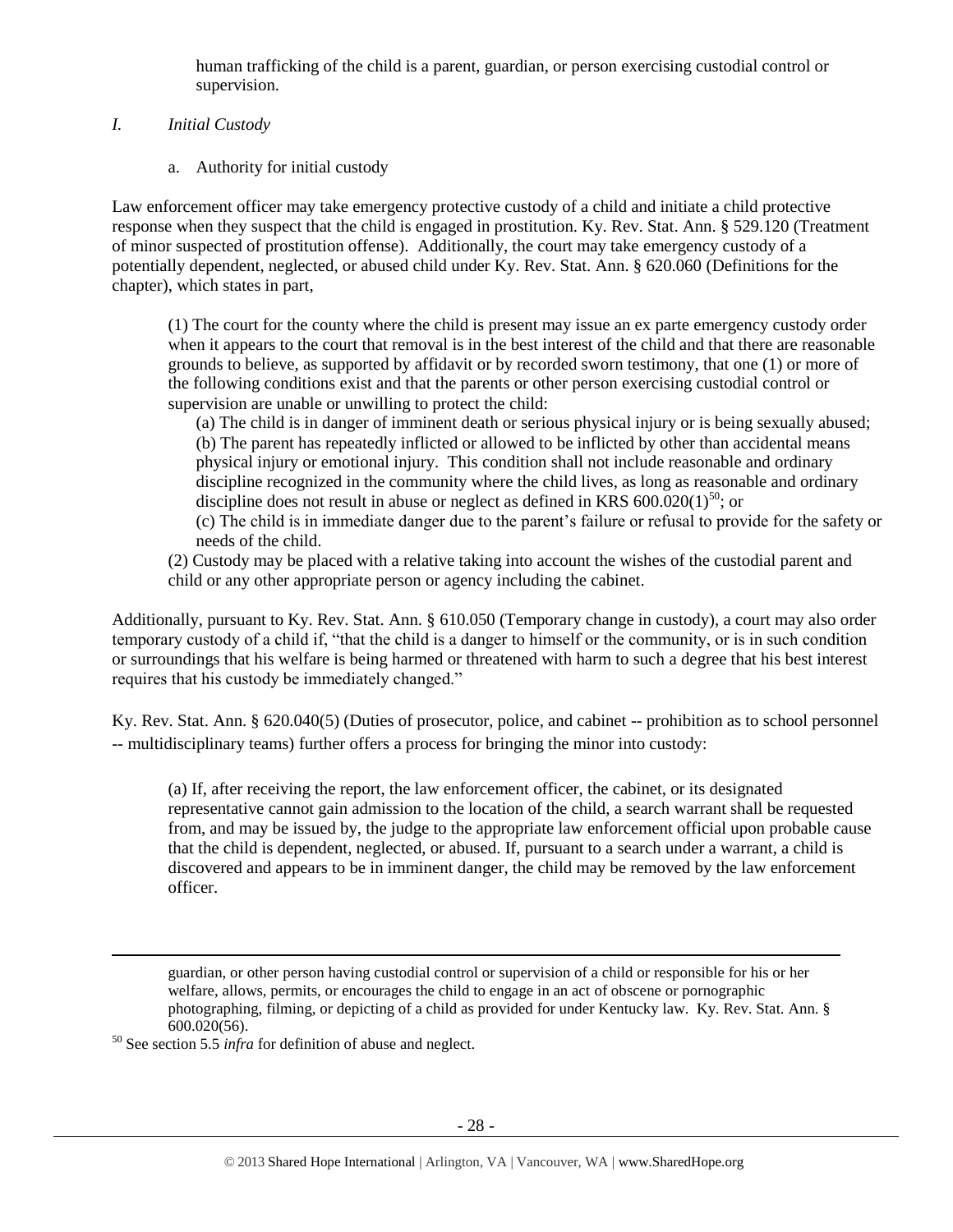human trafficking of the child is a parent, guardian, or person exercising custodial control or supervision.

*I. Initial Custody*

a. Authority for initial custody

Law enforcement officer may take emergency protective custody of a child and initiate a child protective response when they suspect that the child is engaged in prostitution. Ky. Rev. Stat. Ann. § 529.120 (Treatment of minor suspected of prostitution offense). Additionally, the court may take emergency custody of a potentially dependent, neglected, or abused child under Ky. Rev. Stat. Ann. § 620.060 (Definitions for the chapter), which states in part,

> (1) The court for the county where the child is present may issue an ex parte emergency custody order when it appears to the court that removal is in the best interest of the child and that there are reasonable grounds to believe, as supported by affidavit or by recorded sworn testimony, that one (1) or more of the following conditions exist and that the parents or other person exercising custodial control or supervision are unable or unwilling to protect the child:
>
> (a) The child is in danger of imminent death or serious physical injury or is being sexually abused;
> (b) The parent has repeatedly inflicted or allowed to be inflicted by other than accidental means physical injury or emotional injury. This condition shall not include reasonable and ordinary discipline recognized in the community where the child lives, as long as reasonable and ordinary discipline does not result in abuse or neglect as defined in KRS 600.020(1)[50]; or
> (c) The child is in immediate danger due to the parent's failure or refusal to provide for the safety or needs of the child.
>
> (2) Custody may be placed with a relative taking into account the wishes of the custodial parent and child or any other appropriate person or agency including the cabinet.

Additionally, pursuant to Ky. Rev. Stat. Ann. § 610.050 (Temporary change in custody), a court may also order temporary custody of a child if, "that the child is a danger to himself or the community, or is in such condition or surroundings that his welfare is being harmed or threatened with harm to such a degree that his best interest requires that his custody be immediately changed."

Ky. Rev. Stat. Ann. § 620.040(5) (Duties of prosecutor, police, and cabinet -- prohibition as to school personnel -- multidisciplinary teams) further offers a process for bringing the minor into custody:

> (a) If, after receiving the report, the law enforcement officer, the cabinet, or its designated representative cannot gain admission to the location of the child, a search warrant shall be requested from, and may be issued by, the judge to the appropriate law enforcement official upon probable cause that the child is dependent, neglected, or abused. If, pursuant to a search under a warrant, a child is discovered and appears to be in imminent danger, the child may be removed by the law enforcement officer.

---

guardian, or other person having custodial control or supervision of a child or responsible for his or her welfare, allows, permits, or encourages the child to engage in an act of obscene or pornographic photographing, filming, or depicting of a child as provided for under Kentucky law. Ky. Rev. Stat. Ann. § 600.020(56).

[50] See section 5.5 *infra* for definition of abuse and neglect.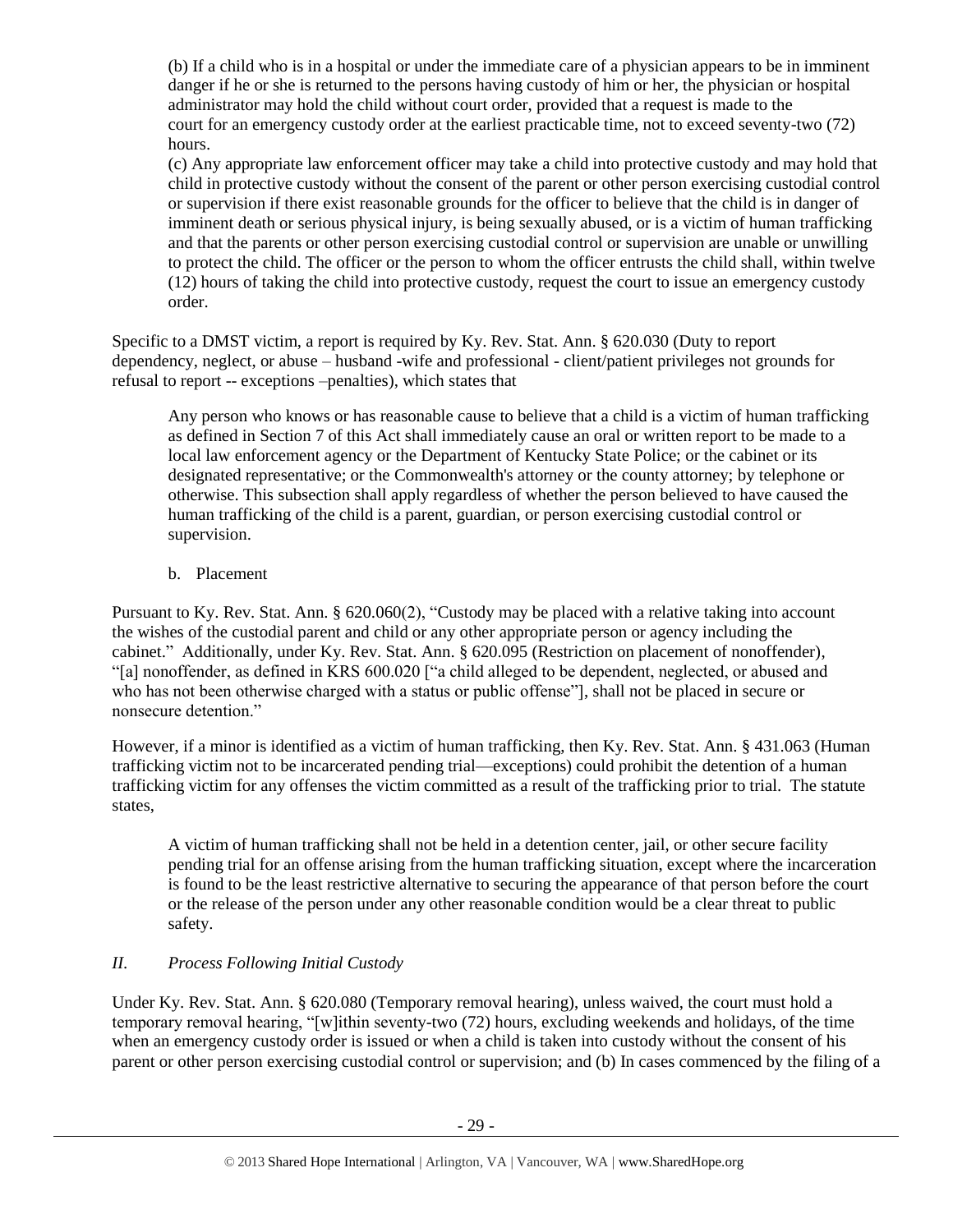> (b) If a child who is in a hospital or under the immediate care of a physician appears to be in imminent danger if he or she is returned to the persons having custody of him or her, the physician or hospital administrator may hold the child without court order, provided that a request is made to the court for an emergency custody order at the earliest practicable time, not to exceed seventy-two (72) hours.
>
> (c) Any appropriate law enforcement officer may take a child into protective custody and may hold that child in protective custody without the consent of the parent or other person exercising custodial control or supervision if there exist reasonable grounds for the officer to believe that the child is in danger of imminent death or serious physical injury, is being sexually abused, or is a victim of human trafficking and that the parents or other person exercising custodial control or supervision are unable or unwilling to protect the child. The officer or the person to whom the officer entrusts the child shall, within twelve (12) hours of taking the child into protective custody, request the court to issue an emergency custody order.

Specific to a DMST victim, a report is required by Ky. Rev. Stat. Ann. § 620.030 (Duty to report dependency, neglect, or abuse – husband -wife and professional - client/patient privileges not grounds for refusal to report -- exceptions –penalties), which states that

> Any person who knows or has reasonable cause to believe that a child is a victim of human trafficking as defined in Section 7 of this Act shall immediately cause an oral or written report to be made to a local law enforcement agency or the Department of Kentucky State Police; or the cabinet or its designated representative; or the Commonwealth's attorney or the county attorney; by telephone or otherwise. This subsection shall apply regardless of whether the person believed to have caused the human trafficking of the child is a parent, guardian, or person exercising custodial control or supervision.

b. Placement

Pursuant to Ky. Rev. Stat. Ann. § 620.060(2), "Custody may be placed with a relative taking into account the wishes of the custodial parent and child or any other appropriate person or agency including the cabinet." Additionally, under Ky. Rev. Stat. Ann. § 620.095 (Restriction on placement of nonoffender), "[a] nonoffender, as defined in KRS 600.020 ["a child alleged to be dependent, neglected, or abused and who has not been otherwise charged with a status or public offense"], shall not be placed in secure or nonsecure detention."

However, if a minor is identified as a victim of human trafficking, then Ky. Rev. Stat. Ann. § 431.063 (Human trafficking victim not to be incarcerated pending trial—exceptions) could prohibit the detention of a human trafficking victim for any offenses the victim committed as a result of the trafficking prior to trial. The statute states,

> A victim of human trafficking shall not be held in a detention center, jail, or other secure facility pending trial for an offense arising from the human trafficking situation, except where the incarceration is found to be the least restrictive alternative to securing the appearance of that person before the court or the release of the person under any other reasonable condition would be a clear threat to public safety.

### *II. Process Following Initial Custody*

Under Ky. Rev. Stat. Ann. § 620.080 (Temporary removal hearing), unless waived, the court must hold a temporary removal hearing, "[w]ithin seventy-two (72) hours, excluding weekends and holidays, of the time when an emergency custody order is issued or when a child is taken into custody without the consent of his parent or other person exercising custodial control or supervision; and (b) In cases commenced by the filing of a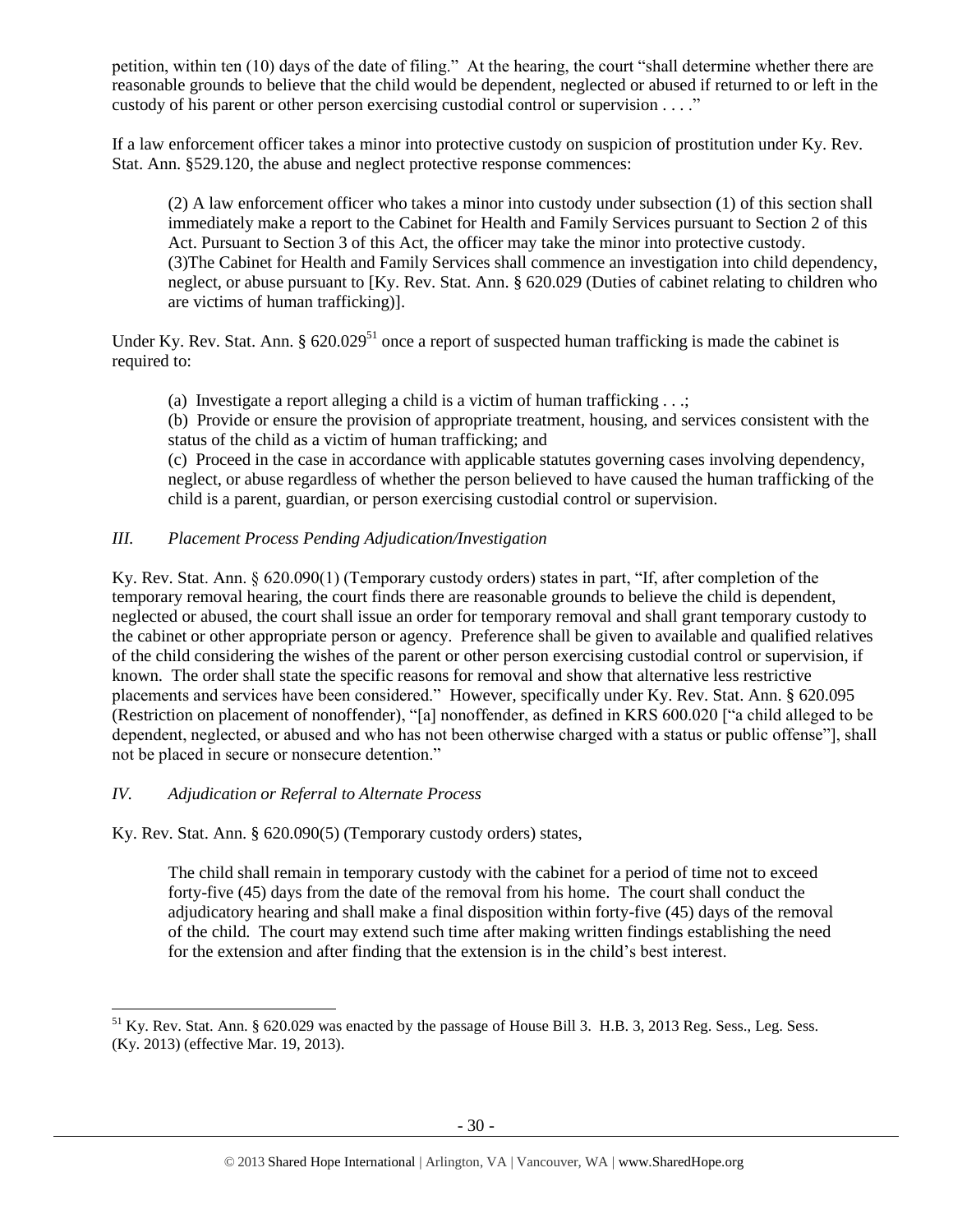petition, within ten (10) days of the date of filing." At the hearing, the court "shall determine whether there are reasonable grounds to believe that the child would be dependent, neglected or abused if returned to or left in the custody of his parent or other person exercising custodial control or supervision . . . ."

If a law enforcement officer takes a minor into protective custody on suspicion of prostitution under Ky. Rev. Stat. Ann. §529.120, the abuse and neglect protective response commences:

> (2) A law enforcement officer who takes a minor into custody under subsection (1) of this section shall immediately make a report to the Cabinet for Health and Family Services pursuant to Section 2 of this Act. Pursuant to Section 3 of this Act, the officer may take the minor into protective custody.
> (3)The Cabinet for Health and Family Services shall commence an investigation into child dependency, neglect, or abuse pursuant to [Ky. Rev. Stat. Ann. § 620.029 (Duties of cabinet relating to children who are victims of human trafficking)].

Under Ky. Rev. Stat. Ann. § 620.029[51] once a report of suspected human trafficking is made the cabinet is required to:

> (a) Investigate a report alleging a child is a victim of human trafficking . . .;
> (b) Provide or ensure the provision of appropriate treatment, housing, and services consistent with the status of the child as a victim of human trafficking; and
> (c) Proceed in the case in accordance with applicable statutes governing cases involving dependency, neglect, or abuse regardless of whether the person believed to have caused the human trafficking of the child is a parent, guardian, or person exercising custodial control or supervision.

### *III. Placement Process Pending Adjudication/Investigation*

Ky. Rev. Stat. Ann. § 620.090(1) (Temporary custody orders) states in part, "If, after completion of the temporary removal hearing, the court finds there are reasonable grounds to believe the child is dependent, neglected or abused, the court shall issue an order for temporary removal and shall grant temporary custody to the cabinet or other appropriate person or agency. Preference shall be given to available and qualified relatives of the child considering the wishes of the parent or other person exercising custodial control or supervision, if known. The order shall state the specific reasons for removal and show that alternative less restrictive placements and services have been considered." However, specifically under Ky. Rev. Stat. Ann. § 620.095 (Restriction on placement of nonoffender), "[a] nonoffender, as defined in KRS 600.020 ["a child alleged to be dependent, neglected, or abused and who has not been otherwise charged with a status or public offense"], shall not be placed in secure or nonsecure detention."

### *IV. Adjudication or Referral to Alternate Process*

Ky. Rev. Stat. Ann. § 620.090(5) (Temporary custody orders) states,

> The child shall remain in temporary custody with the cabinet for a period of time not to exceed forty-five (45) days from the date of the removal from his home. The court shall conduct the adjudicatory hearing and shall make a final disposition within forty-five (45) days of the removal of the child. The court may extend such time after making written findings establishing the need for the extension and after finding that the extension is in the child's best interest.

---

[51] Ky. Rev. Stat. Ann. § 620.029 was enacted by the passage of House Bill 3. H.B. 3, 2013 Reg. Sess., Leg. Sess. (Ky. 2013) (effective Mar. 19, 2013).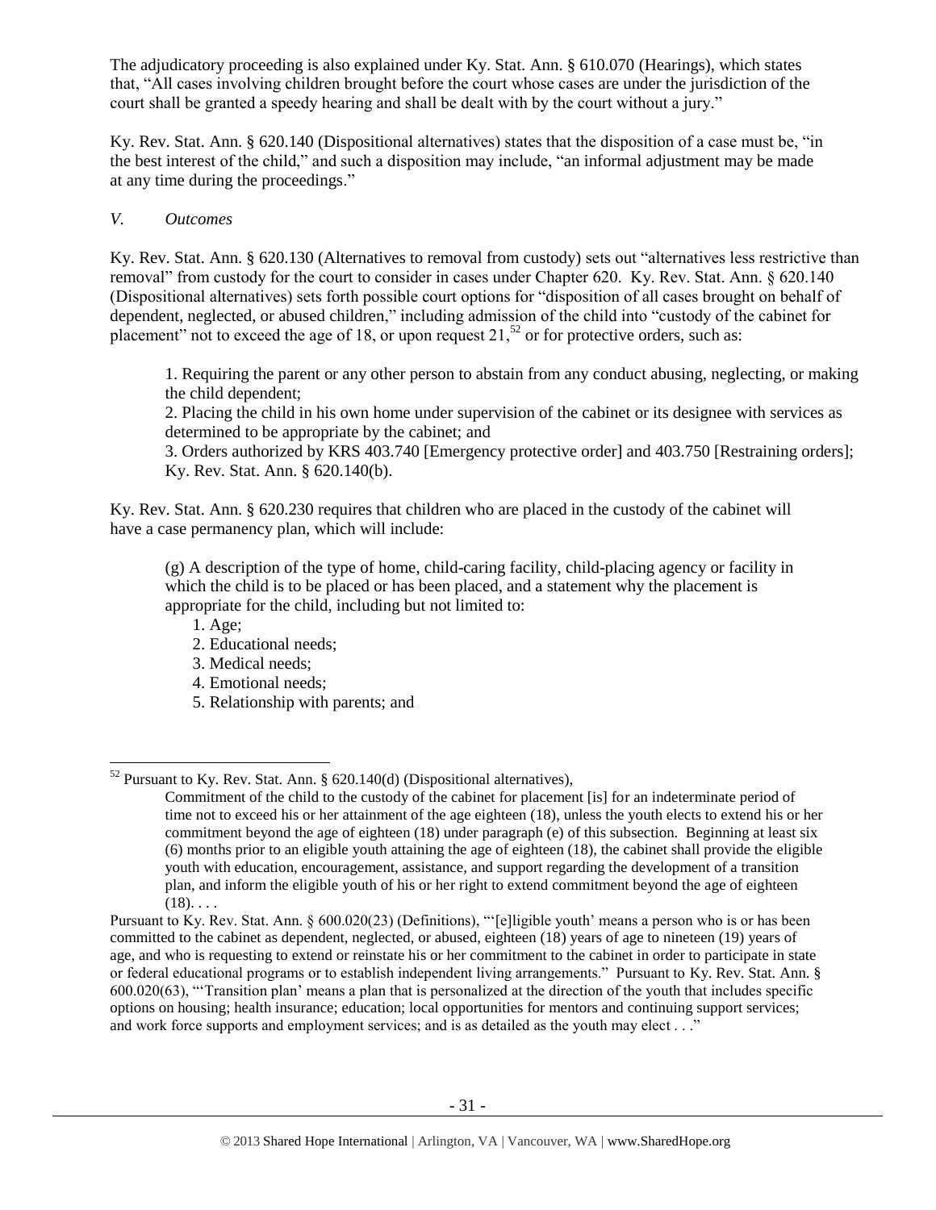The adjudicatory proceeding is also explained under Ky. Stat. Ann. § 610.070 (Hearings), which states that, "All cases involving children brought before the court whose cases are under the jurisdiction of the court shall be granted a speedy hearing and shall be dealt with by the court without a jury."

Ky. Rev. Stat. Ann. § 620.140 (Dispositional alternatives) states that the disposition of a case must be, "in the best interest of the child," and such a disposition may include, "an informal adjustment may be made at any time during the proceedings."

*V. Outcomes*

Ky. Rev. Stat. Ann. § 620.130 (Alternatives to removal from custody) sets out "alternatives less restrictive than removal" from custody for the court to consider in cases under Chapter 620. Ky. Rev. Stat. Ann. § 620.140 (Dispositional alternatives) sets forth possible court options for "disposition of all cases brought on behalf of dependent, neglected, or abused children," including admission of the child into "custody of the cabinet for placement" not to exceed the age of 18, or upon request 21,[52] or for protective orders, such as:

> 1. Requiring the parent or any other person to abstain from any conduct abusing, neglecting, or making the child dependent;
> 2. Placing the child in his own home under supervision of the cabinet or its designee with services as determined to be appropriate by the cabinet; and
> 3. Orders authorized by KRS 403.740 [Emergency protective order] and 403.750 [Restraining orders]; Ky. Rev. Stat. Ann. § 620.140(b).

Ky. Rev. Stat. Ann. § 620.230 requires that children who are placed in the custody of the cabinet will have a case permanency plan, which will include:

> (g) A description of the type of home, child-caring facility, child-placing agency or facility in which the child is to be placed or has been placed, and a statement why the placement is appropriate for the child, including but not limited to:
> 1. Age;
> 2. Educational needs;
> 3. Medical needs;
> 4. Emotional needs;
> 5. Relationship with parents; and

---

[52] Pursuant to Ky. Rev. Stat. Ann. § 620.140(d) (Dispositional alternatives),

> Commitment of the child to the custody of the cabinet for placement [is] for an indeterminate period of time not to exceed his or her attainment of the age eighteen (18), unless the youth elects to extend his or her commitment beyond the age of eighteen (18) under paragraph (e) of this subsection. Beginning at least six (6) months prior to an eligible youth attaining the age of eighteen (18), the cabinet shall provide the eligible youth with education, encouragement, assistance, and support regarding the development of a transition plan, and inform the eligible youth of his or her right to extend commitment beyond the age of eighteen (18). . . .

Pursuant to Ky. Rev. Stat. Ann. § 600.020(23) (Definitions), "'[e]ligible youth' means a person who is or has been committed to the cabinet as dependent, neglected, or abused, eighteen (18) years of age to nineteen (19) years of age, and who is requesting to extend or reinstate his or her commitment to the cabinet in order to participate in state or federal educational programs or to establish independent living arrangements." Pursuant to Ky. Rev. Stat. Ann. § 600.020(63), "'Transition plan' means a plan that is personalized at the direction of the youth that includes specific options on housing; health insurance; education; local opportunities for mentors and continuing support services; and work force supports and employment services; and is as detailed as the youth may elect . . ."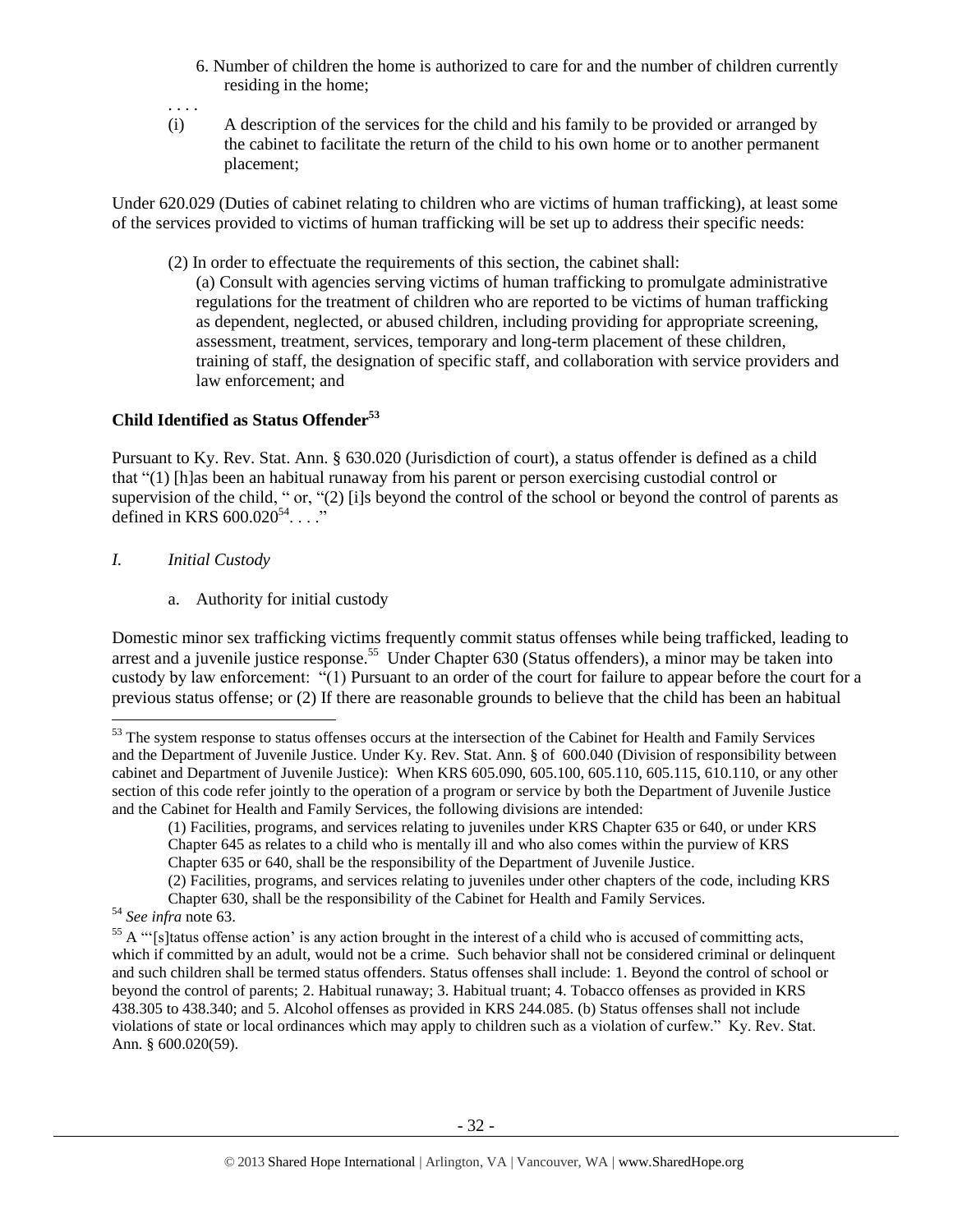6. Number of children the home is authorized to care for and the number of children currently residing in the home;

. . . .

(i) A description of the services for the child and his family to be provided or arranged by the cabinet to facilitate the return of the child to his own home or to another permanent placement;

Under 620.029 (Duties of cabinet relating to children who are victims of human trafficking), at least some of the services provided to victims of human trafficking will be set up to address their specific needs:

> (2) In order to effectuate the requirements of this section, the cabinet shall:
>
> (a) Consult with agencies serving victims of human trafficking to promulgate administrative regulations for the treatment of children who are reported to be victims of human trafficking as dependent, neglected, or abused children, including providing for appropriate screening, assessment, treatment, services, temporary and long-term placement of these children, training of staff, the designation of specific staff, and collaboration with service providers and law enforcement; and

**Child Identified as Status Offender[53]**

Pursuant to Ky. Rev. Stat. Ann. § 630.020 (Jurisdiction of court), a status offender is defined as a child that "(1) [h]as been an habitual runaway from his parent or person exercising custodial control or supervision of the child, " or, "(2) [i]s beyond the control of the school or beyond the control of parents as defined in KRS 600.020[54]. . . ."

*I. Initial Custody*

a. Authority for initial custody

Domestic minor sex trafficking victims frequently commit status offenses while being trafficked, leading to arrest and a juvenile justice response.[55] Under Chapter 630 (Status offenders), a minor may be taken into custody by law enforcement: "(1) Pursuant to an order of the court for failure to appear before the court for a previous status offense; or (2) If there are reasonable grounds to believe that the child has been an habitual

---

[53] The system response to status offenses occurs at the intersection of the Cabinet for Health and Family Services and the Department of Juvenile Justice. Under Ky. Rev. Stat. Ann. § of 600.040 (Division of responsibility between cabinet and Department of Juvenile Justice): When KRS 605.090, 605.100, 605.110, 605.115, 610.110, or any other section of this code refer jointly to the operation of a program or service by both the Department of Juvenile Justice and the Cabinet for Health and Family Services, the following divisions are intended:

> (1) Facilities, programs, and services relating to juveniles under KRS Chapter 635 or 640, or under KRS Chapter 645 as relates to a child who is mentally ill and who also comes within the purview of KRS Chapter 635 or 640, shall be the responsibility of the Department of Juvenile Justice.
>
> (2) Facilities, programs, and services relating to juveniles under other chapters of the code, including KRS Chapter 630, shall be the responsibility of the Cabinet for Health and Family Services.

[54] *See infra* note 63.

[55] A "'[s]tatus offense action' is any action brought in the interest of a child who is accused of committing acts, which if committed by an adult, would not be a crime. Such behavior shall not be considered criminal or delinquent and such children shall be termed status offenders. Status offenses shall include: 1. Beyond the control of school or beyond the control of parents; 2. Habitual runaway; 3. Habitual truant; 4. Tobacco offenses as provided in KRS 438.305 to 438.340; and 5. Alcohol offenses as provided in KRS 244.085. (b) Status offenses shall not include violations of state or local ordinances which may apply to children such as a violation of curfew." Ky. Rev. Stat. Ann. § 600.020(59).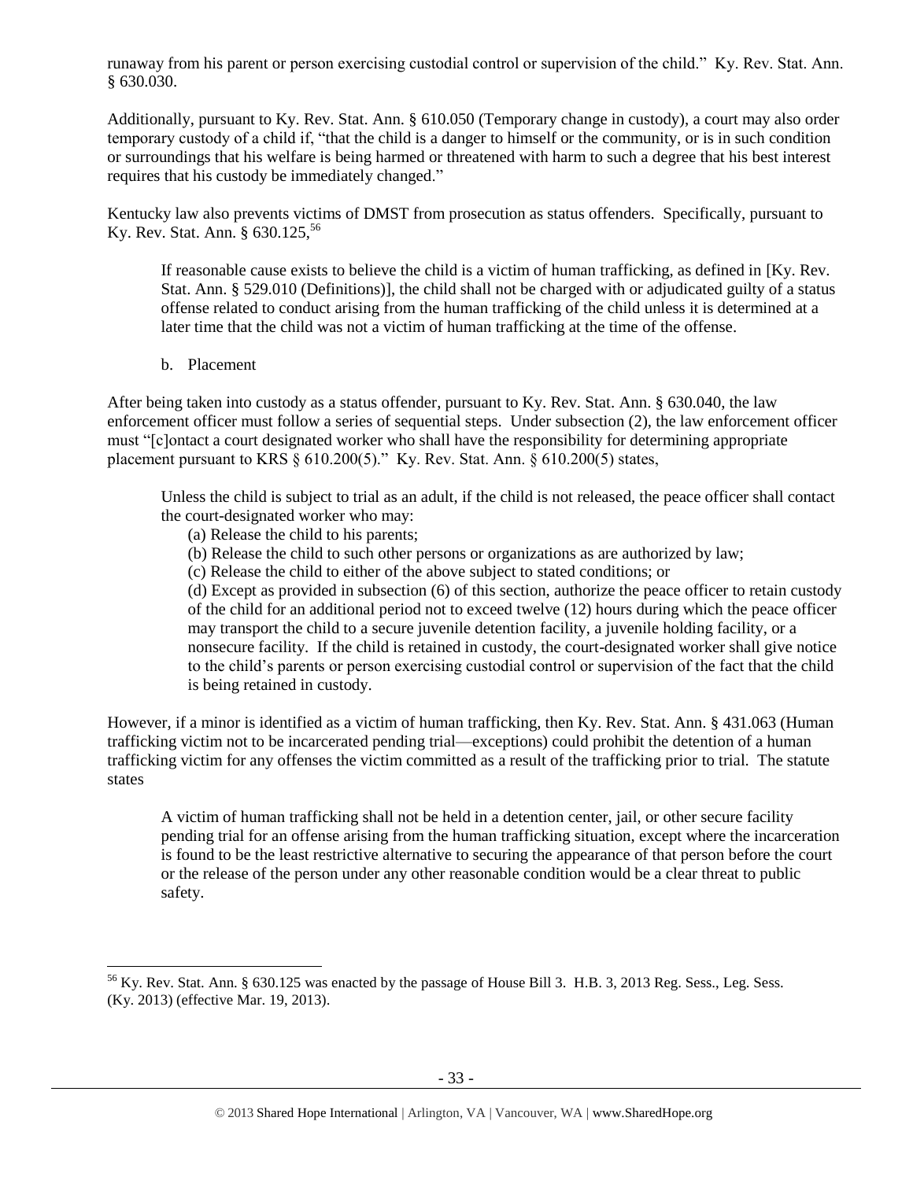runaway from his parent or person exercising custodial control or supervision of the child." Ky. Rev. Stat. Ann. § 630.030.

Additionally, pursuant to Ky. Rev. Stat. Ann. § 610.050 (Temporary change in custody), a court may also order temporary custody of a child if, "that the child is a danger to himself or the community, or is in such condition or surroundings that his welfare is being harmed or threatened with harm to such a degree that his best interest requires that his custody be immediately changed."

Kentucky law also prevents victims of DMST from prosecution as status offenders. Specifically, pursuant to Ky. Rev. Stat. Ann. § 630.125,[56]

> If reasonable cause exists to believe the child is a victim of human trafficking, as defined in [Ky. Rev. Stat. Ann. § 529.010 (Definitions)], the child shall not be charged with or adjudicated guilty of a status offense related to conduct arising from the human trafficking of the child unless it is determined at a later time that the child was not a victim of human trafficking at the time of the offense.

b. Placement

After being taken into custody as a status offender, pursuant to Ky. Rev. Stat. Ann. § 630.040, the law enforcement officer must follow a series of sequential steps. Under subsection (2), the law enforcement officer must "[c]ontact a court designated worker who shall have the responsibility for determining appropriate placement pursuant to KRS § 610.200(5)." Ky. Rev. Stat. Ann. § 610.200(5) states,

> Unless the child is subject to trial as an adult, if the child is not released, the peace officer shall contact the court-designated worker who may:
>
> (a) Release the child to his parents;
> (b) Release the child to such other persons or organizations as are authorized by law;
> (c) Release the child to either of the above subject to stated conditions; or
> (d) Except as provided in subsection (6) of this section, authorize the peace officer to retain custody of the child for an additional period not to exceed twelve (12) hours during which the peace officer may transport the child to a secure juvenile detention facility, a juvenile holding facility, or a nonsecure facility. If the child is retained in custody, the court-designated worker shall give notice to the child's parents or person exercising custodial control or supervision of the fact that the child is being retained in custody.

However, if a minor is identified as a victim of human trafficking, then Ky. Rev. Stat. Ann. § 431.063 (Human trafficking victim not to be incarcerated pending trial—exceptions) could prohibit the detention of a human trafficking victim for any offenses the victim committed as a result of the trafficking prior to trial. The statute states

> A victim of human trafficking shall not be held in a detention center, jail, or other secure facility pending trial for an offense arising from the human trafficking situation, except where the incarceration is found to be the least restrictive alternative to securing the appearance of that person before the court or the release of the person under any other reasonable condition would be a clear threat to public safety.

---

[56] Ky. Rev. Stat. Ann. § 630.125 was enacted by the passage of House Bill 3. H.B. 3, 2013 Reg. Sess., Leg. Sess. (Ky. 2013) (effective Mar. 19, 2013).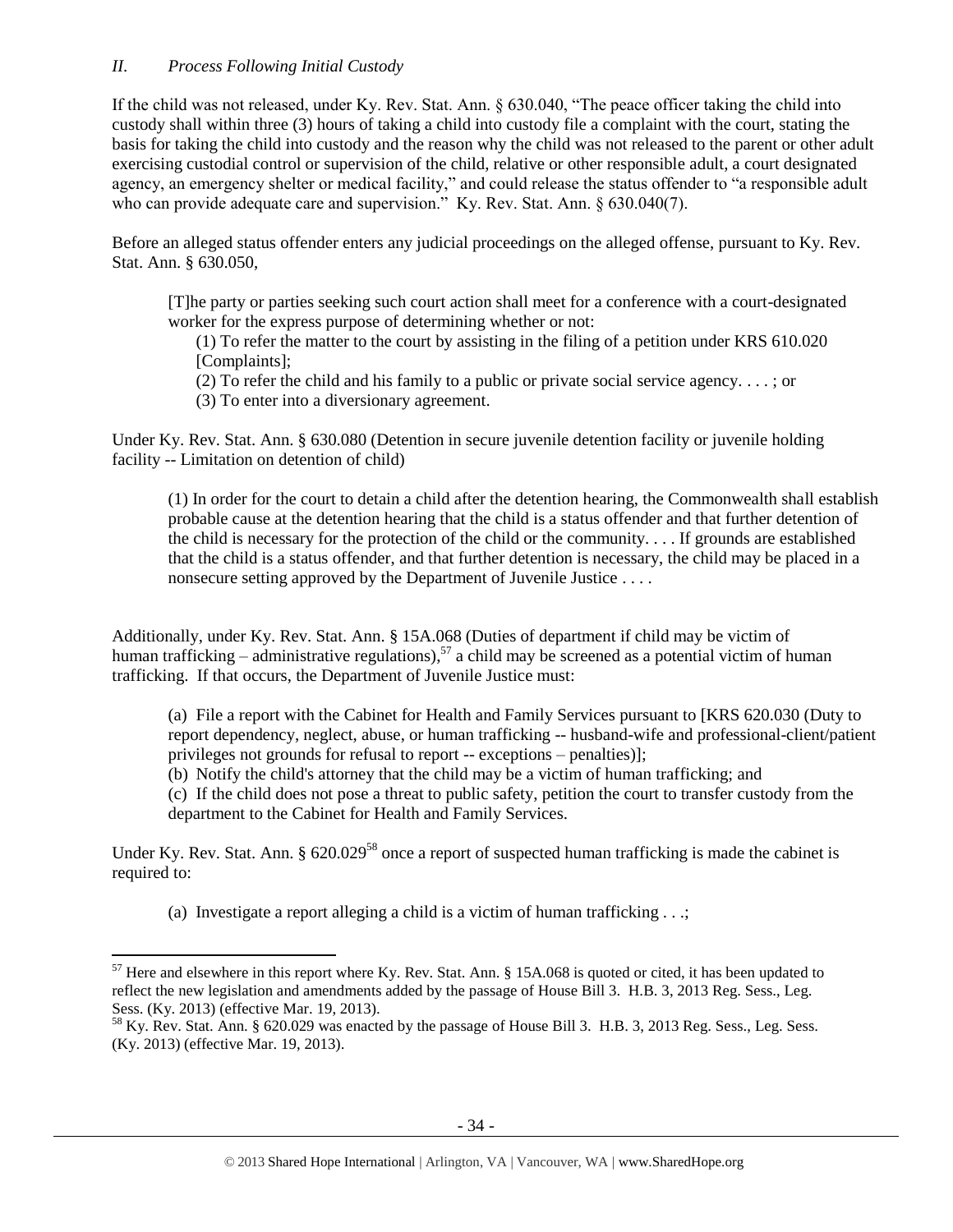### *II. Process Following Initial Custody*

If the child was not released, under Ky. Rev. Stat. Ann. § 630.040, "The peace officer taking the child into custody shall within three (3) hours of taking a child into custody file a complaint with the court, stating the basis for taking the child into custody and the reason why the child was not released to the parent or other adult exercising custodial control or supervision of the child, relative or other responsible adult, a court designated agency, an emergency shelter or medical facility," and could release the status offender to "a responsible adult who can provide adequate care and supervision." Ky. Rev. Stat. Ann. § 630.040(7).

Before an alleged status offender enters any judicial proceedings on the alleged offense, pursuant to Ky. Rev. Stat. Ann. § 630.050,

> [T]he party or parties seeking such court action shall meet for a conference with a court-designated worker for the express purpose of determining whether or not:
>
> (1) To refer the matter to the court by assisting in the filing of a petition under KRS 610.020 [Complaints];
>
> (2) To refer the child and his family to a public or private social service agency. . . . ; or
>
> (3) To enter into a diversionary agreement.

Under Ky. Rev. Stat. Ann. § 630.080 (Detention in secure juvenile detention facility or juvenile holding facility -- Limitation on detention of child)

> (1) In order for the court to detain a child after the detention hearing, the Commonwealth shall establish probable cause at the detention hearing that the child is a status offender and that further detention of the child is necessary for the protection of the child or the community. . . . If grounds are established that the child is a status offender, and that further detention is necessary, the child may be placed in a nonsecure setting approved by the Department of Juvenile Justice . . . .

Additionally, under Ky. Rev. Stat. Ann. § 15A.068 (Duties of department if child may be victim of human trafficking – administrative regulations),[57] a child may be screened as a potential victim of human trafficking. If that occurs, the Department of Juvenile Justice must:

> (a) File a report with the Cabinet for Health and Family Services pursuant to [KRS 620.030 (Duty to report dependency, neglect, abuse, or human trafficking -- husband-wife and professional-client/patient privileges not grounds for refusal to report -- exceptions – penalties)];
>
> (b) Notify the child's attorney that the child may be a victim of human trafficking; and
>
> (c) If the child does not pose a threat to public safety, petition the court to transfer custody from the department to the Cabinet for Health and Family Services.

Under Ky. Rev. Stat. Ann. § 620.029[58] once a report of suspected human trafficking is made the cabinet is required to:

> (a) Investigate a report alleging a child is a victim of human trafficking . . .;

---

[57] Here and elsewhere in this report where Ky. Rev. Stat. Ann. § 15A.068 is quoted or cited, it has been updated to reflect the new legislation and amendments added by the passage of House Bill 3. H.B. 3, 2013 Reg. Sess., Leg. Sess. (Ky. 2013) (effective Mar. 19, 2013).

[58] Ky. Rev. Stat. Ann. § 620.029 was enacted by the passage of House Bill 3. H.B. 3, 2013 Reg. Sess., Leg. Sess. (Ky. 2013) (effective Mar. 19, 2013).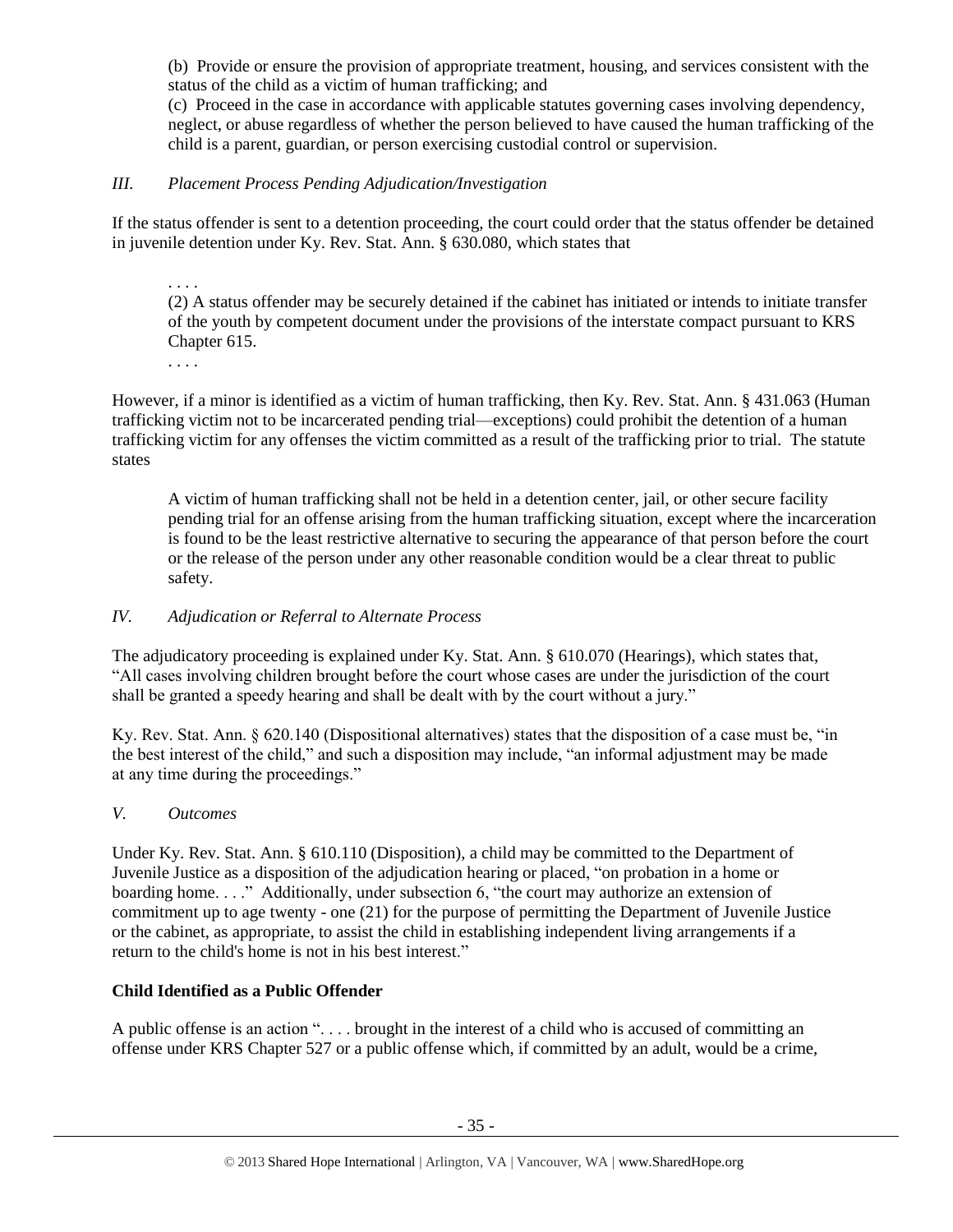(b) Provide or ensure the provision of appropriate treatment, housing, and services consistent with the status of the child as a victim of human trafficking; and

(c) Proceed in the case in accordance with applicable statutes governing cases involving dependency, neglect, or abuse regardless of whether the person believed to have caused the human trafficking of the child is a parent, guardian, or person exercising custodial control or supervision.

### *III. Placement Process Pending Adjudication/Investigation*

If the status offender is sent to a detention proceeding, the court could order that the status offender be detained in juvenile detention under Ky. Rev. Stat. Ann. § 630.080, which states that

> . . . .
>
> (2) A status offender may be securely detained if the cabinet has initiated or intends to initiate transfer of the youth by competent document under the provisions of the interstate compact pursuant to KRS Chapter 615.
>
> . . . .

However, if a minor is identified as a victim of human trafficking, then Ky. Rev. Stat. Ann. § 431.063 (Human trafficking victim not to be incarcerated pending trial—exceptions) could prohibit the detention of a human trafficking victim for any offenses the victim committed as a result of the trafficking prior to trial. The statute states

> A victim of human trafficking shall not be held in a detention center, jail, or other secure facility pending trial for an offense arising from the human trafficking situation, except where the incarceration is found to be the least restrictive alternative to securing the appearance of that person before the court or the release of the person under any other reasonable condition would be a clear threat to public safety.

### *IV. Adjudication or Referral to Alternate Process*

The adjudicatory proceeding is explained under Ky. Stat. Ann. § 610.070 (Hearings), which states that, "All cases involving children brought before the court whose cases are under the jurisdiction of the court shall be granted a speedy hearing and shall be dealt with by the court without a jury."

Ky. Rev. Stat. Ann. § 620.140 (Dispositional alternatives) states that the disposition of a case must be, "in the best interest of the child," and such a disposition may include, "an informal adjustment may be made at any time during the proceedings."

### *V. Outcomes*

Under Ky. Rev. Stat. Ann. § 610.110 (Disposition), a child may be committed to the Department of Juvenile Justice as a disposition of the adjudication hearing or placed, "on probation in a home or boarding home. . . ." Additionally, under subsection 6, "the court may authorize an extension of commitment up to age twenty - one (21) for the purpose of permitting the Department of Juvenile Justice or the cabinet, as appropriate, to assist the child in establishing independent living arrangements if a return to the child's home is not in his best interest."

**Child Identified as a Public Offender**

A public offense is an action ". . . . brought in the interest of a child who is accused of committing an offense under KRS Chapter 527 or a public offense which, if committed by an adult, would be a crime,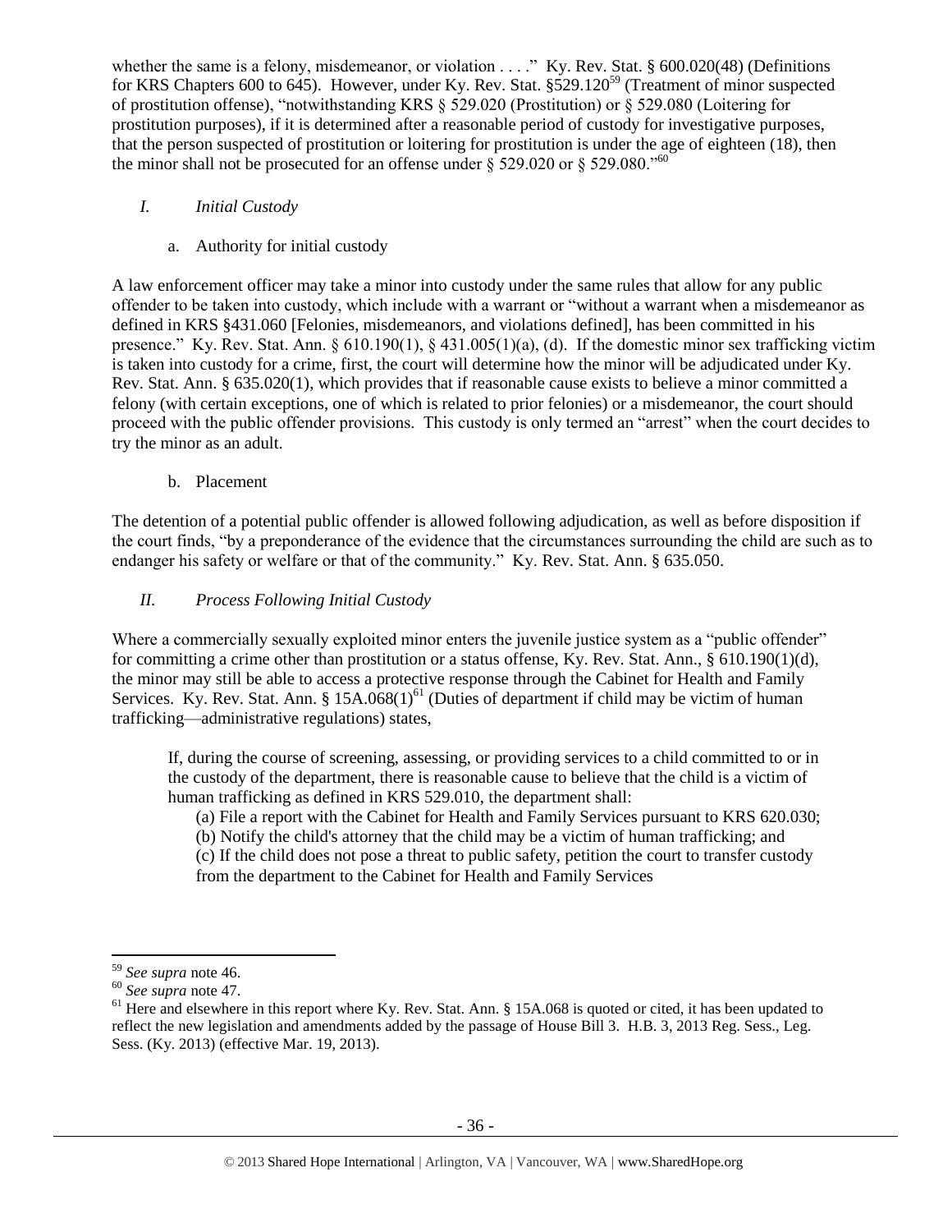whether the same is a felony, misdemeanor, or violation . . . ." Ky. Rev. Stat. § 600.020(48) (Definitions for KRS Chapters 600 to 645). However, under Ky. Rev. Stat. §529.120[59] (Treatment of minor suspected of prostitution offense), "notwithstanding KRS § 529.020 (Prostitution) or § 529.080 (Loitering for prostitution purposes), if it is determined after a reasonable period of custody for investigative purposes, that the person suspected of prostitution or loitering for prostitution is under the age of eighteen (18), then the minor shall not be prosecuted for an offense under § 529.020 or § 529.080."[60]

*I. Initial Custody*

a. Authority for initial custody

A law enforcement officer may take a minor into custody under the same rules that allow for any public offender to be taken into custody, which include with a warrant or "without a warrant when a misdemeanor as defined in KRS §431.060 [Felonies, misdemeanors, and violations defined], has been committed in his presence." Ky. Rev. Stat. Ann. § 610.190(1), § 431.005(1)(a), (d). If the domestic minor sex trafficking victim is taken into custody for a crime, first, the court will determine how the minor will be adjudicated under Ky. Rev. Stat. Ann. § 635.020(1), which provides that if reasonable cause exists to believe a minor committed a felony (with certain exceptions, one of which is related to prior felonies) or a misdemeanor, the court should proceed with the public offender provisions. This custody is only termed an "arrest" when the court decides to try the minor as an adult.

b. Placement

The detention of a potential public offender is allowed following adjudication, as well as before disposition if the court finds, "by a preponderance of the evidence that the circumstances surrounding the child are such as to endanger his safety or welfare or that of the community." Ky. Rev. Stat. Ann. § 635.050.

*II. Process Following Initial Custody*

Where a commercially sexually exploited minor enters the juvenile justice system as a "public offender" for committing a crime other than prostitution or a status offense, Ky. Rev. Stat. Ann., § 610.190(1)(d), the minor may still be able to access a protective response through the Cabinet for Health and Family Services. Ky. Rev. Stat. Ann. § 15A.068(1)[61] (Duties of department if child may be victim of human trafficking—administrative regulations) states,

> If, during the course of screening, assessing, or providing services to a child committed to or in the custody of the department, there is reasonable cause to believe that the child is a victim of human trafficking as defined in KRS 529.010, the department shall:
>
> (a) File a report with the Cabinet for Health and Family Services pursuant to KRS 620.030;
> (b) Notify the child's attorney that the child may be a victim of human trafficking; and
> (c) If the child does not pose a threat to public safety, petition the court to transfer custody from the department to the Cabinet for Health and Family Services

---

[59] *See supra* note 46.

[60] *See supra* note 47.

[61] Here and elsewhere in this report where Ky. Rev. Stat. Ann. § 15A.068 is quoted or cited, it has been updated to reflect the new legislation and amendments added by the passage of House Bill 3. H.B. 3, 2013 Reg. Sess., Leg. Sess. (Ky. 2013) (effective Mar. 19, 2013).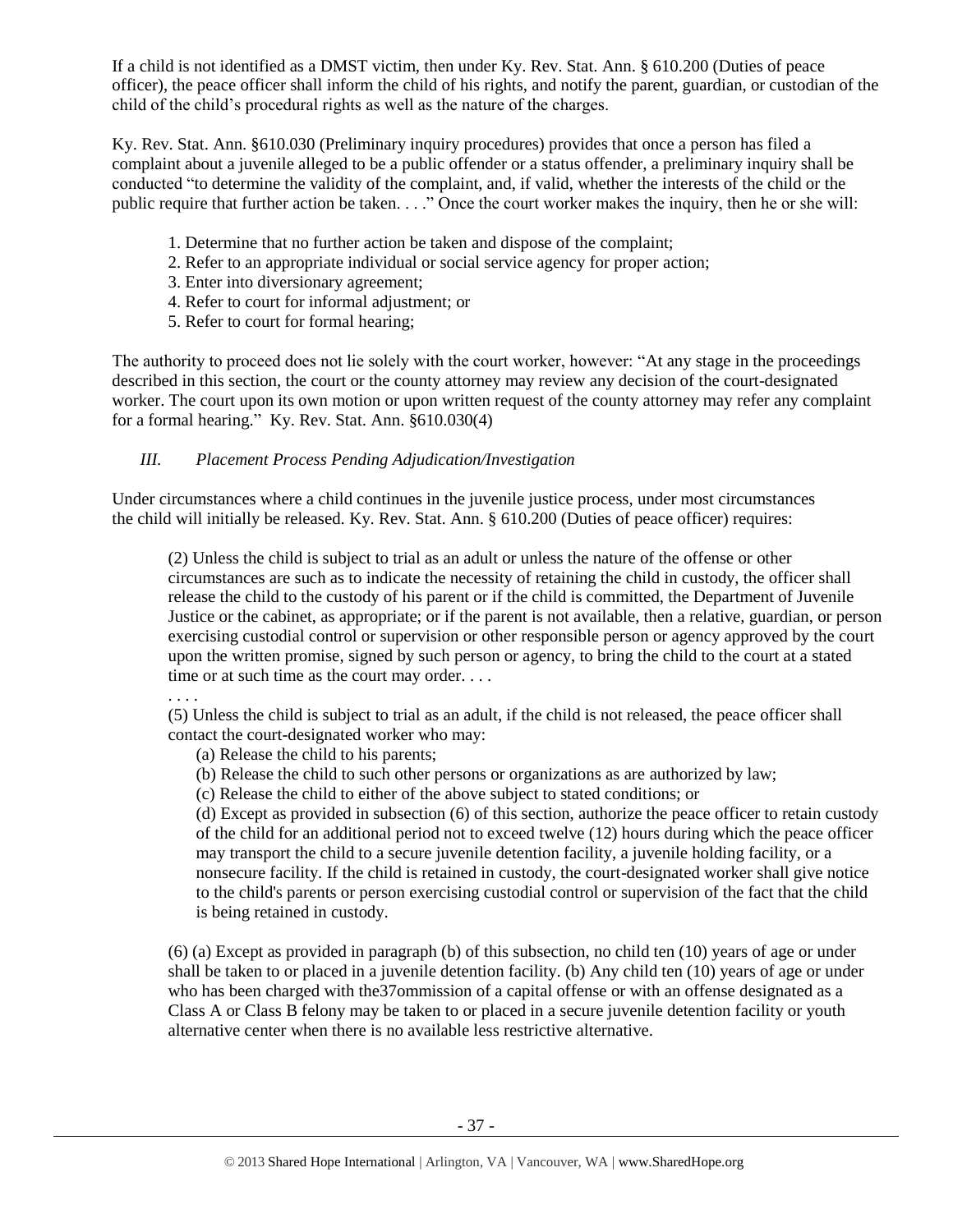If a child is not identified as a DMST victim, then under Ky. Rev. Stat. Ann. § 610.200 (Duties of peace officer), the peace officer shall inform the child of his rights, and notify the parent, guardian, or custodian of the child of the child's procedural rights as well as the nature of the charges.

Ky. Rev. Stat. Ann. §610.030 (Preliminary inquiry procedures) provides that once a person has filed a complaint about a juvenile alleged to be a public offender or a status offender, a preliminary inquiry shall be conducted "to determine the validity of the complaint, and, if valid, whether the interests of the child or the public require that further action be taken. . . ." Once the court worker makes the inquiry, then he or she will:

1. Determine that no further action be taken and dispose of the complaint;
2. Refer to an appropriate individual or social service agency for proper action;
3. Enter into diversionary agreement;
4. Refer to court for informal adjustment; or
5. Refer to court for formal hearing;

The authority to proceed does not lie solely with the court worker, however: "At any stage in the proceedings described in this section, the court or the county attorney may review any decision of the court-designated worker. The court upon its own motion or upon written request of the county attorney may refer any complaint for a formal hearing." Ky. Rev. Stat. Ann. §610.030(4)

### *III. Placement Process Pending Adjudication/Investigation*

Under circumstances where a child continues in the juvenile justice process, under most circumstances the child will initially be released. Ky. Rev. Stat. Ann. § 610.200 (Duties of peace officer) requires:

> (2) Unless the child is subject to trial as an adult or unless the nature of the offense or other circumstances are such as to indicate the necessity of retaining the child in custody, the officer shall release the child to the custody of his parent or if the child is committed, the Department of Juvenile Justice or the cabinet, as appropriate; or if the parent is not available, then a relative, guardian, or person exercising custodial control or supervision or other responsible person or agency approved by the court upon the written promise, signed by such person or agency, to bring the child to the court at a stated time or at such time as the court may order. . . .
>
> . . . .
>
> (5) Unless the child is subject to trial as an adult, if the child is not released, the peace officer shall contact the court-designated worker who may:
>
> (a) Release the child to his parents;
>
> (b) Release the child to such other persons or organizations as are authorized by law;
>
> (c) Release the child to either of the above subject to stated conditions; or
>
> (d) Except as provided in subsection (6) of this section, authorize the peace officer to retain custody of the child for an additional period not to exceed twelve (12) hours during which the peace officer may transport the child to a secure juvenile detention facility, a juvenile holding facility, or a nonsecure facility. If the child is retained in custody, the court-designated worker shall give notice to the child's parents or person exercising custodial control or supervision of the fact that the child is being retained in custody.
>
> (6) (a) Except as provided in paragraph (b) of this subsection, no child ten (10) years of age or under shall be taken to or placed in a juvenile detention facility. (b) Any child ten (10) years of age or under who has been charged with the37ommission of a capital offense or with an offense designated as a Class A or Class B felony may be taken to or placed in a secure juvenile detention facility or youth alternative center when there is no available less restrictive alternative.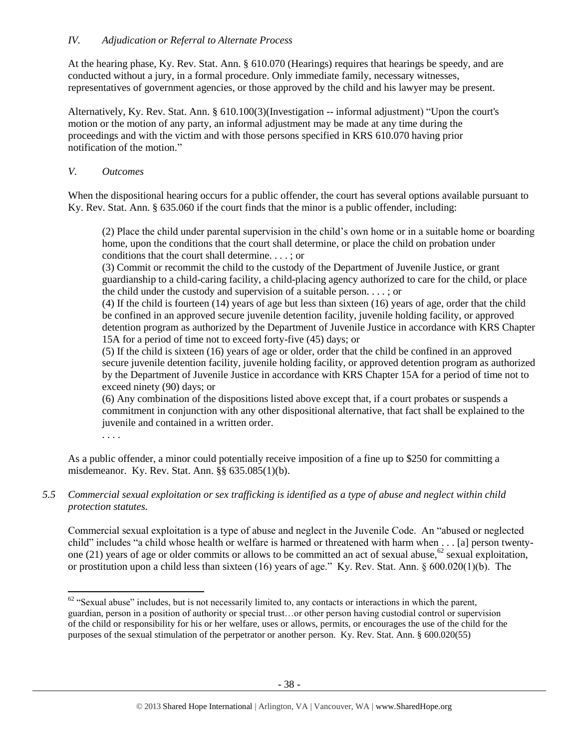## *IV. Adjudication or Referral to Alternate Process*

At the hearing phase, Ky. Rev. Stat. Ann. § 610.070 (Hearings) requires that hearings be speedy, and are conducted without a jury, in a formal procedure. Only immediate family, necessary witnesses, representatives of government agencies, or those approved by the child and his lawyer may be present.

Alternatively, Ky. Rev. Stat. Ann. § 610.100(3)(Investigation -- informal adjustment) "Upon the court's motion or the motion of any party, an informal adjustment may be made at any time during the proceedings and with the victim and with those persons specified in KRS 610.070 having prior notification of the motion."

## *V. Outcomes*

When the dispositional hearing occurs for a public offender, the court has several options available pursuant to Ky. Rev. Stat. Ann. § 635.060 if the court finds that the minor is a public offender, including:

> (2) Place the child under parental supervision in the child's own home or in a suitable home or boarding home, upon the conditions that the court shall determine, or place the child on probation under conditions that the court shall determine. . . . ; or
>
> (3) Commit or recommit the child to the custody of the Department of Juvenile Justice, or grant guardianship to a child-caring facility, a child-placing agency authorized to care for the child, or place the child under the custody and supervision of a suitable person. . . . ; or
>
> (4) If the child is fourteen (14) years of age but less than sixteen (16) years of age, order that the child be confined in an approved secure juvenile detention facility, juvenile holding facility, or approved detention program as authorized by the Department of Juvenile Justice in accordance with KRS Chapter 15A for a period of time not to exceed forty-five (45) days; or
>
> (5) If the child is sixteen (16) years of age or older, order that the child be confined in an approved secure juvenile detention facility, juvenile holding facility, or approved detention program as authorized by the Department of Juvenile Justice in accordance with KRS Chapter 15A for a period of time not to exceed ninety (90) days; or
>
> (6) Any combination of the dispositions listed above except that, if a court probates or suspends a commitment in conjunction with any other dispositional alternative, that fact shall be explained to the juvenile and contained in a written order.
>
> . . . .

As a public offender, a minor could potentially receive imposition of a fine up to $250 for committing a misdemeanor. Ky. Rev. Stat. Ann. §§ 635.085(1)(b).

### *5.5 Commercial sexual exploitation or sex trafficking is identified as a type of abuse and neglect within child protection statutes.*

Commercial sexual exploitation is a type of abuse and neglect in the Juvenile Code. An "abused or neglected child" includes "a child whose health or welfare is harmed or threatened with harm when . . . [a] person twenty-one (21) years of age or older commits or allows to be committed an act of sexual abuse,[62] sexual exploitation, or prostitution upon a child less than sixteen (16) years of age." Ky. Rev. Stat. Ann. § 600.020(1)(b). The

---

[62] "Sexual abuse" includes, but is not necessarily limited to, any contacts or interactions in which the parent, guardian, person in a position of authority or special trust…or other person having custodial control or supervision of the child or responsibility for his or her welfare, uses or allows, permits, or encourages the use of the child for the purposes of the sexual stimulation of the perpetrator or another person. Ky. Rev. Stat. Ann. § 600.020(55)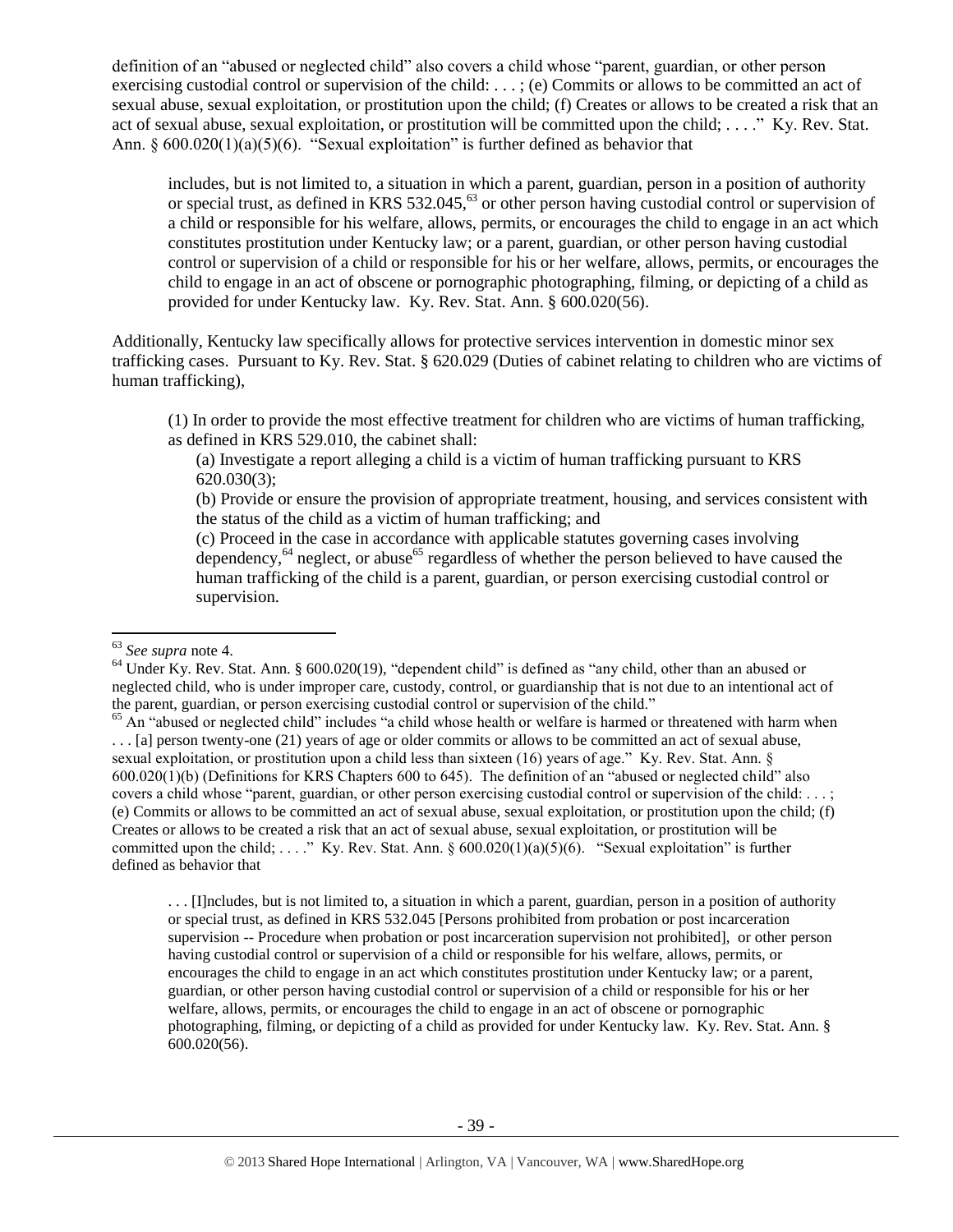definition of an "abused or neglected child" also covers a child whose "parent, guardian, or other person exercising custodial control or supervision of the child: . . . ; (e) Commits or allows to be committed an act of sexual abuse, sexual exploitation, or prostitution upon the child; (f) Creates or allows to be created a risk that an act of sexual abuse, sexual exploitation, or prostitution will be committed upon the child; . . . ." Ky. Rev. Stat. Ann. § 600.020(1)(a)(5)(6). "Sexual exploitation" is further defined as behavior that

> includes, but is not limited to, a situation in which a parent, guardian, person in a position of authority or special trust, as defined in KRS 532.045,[63] or other person having custodial control or supervision of a child or responsible for his welfare, allows, permits, or encourages the child to engage in an act which constitutes prostitution under Kentucky law; or a parent, guardian, or other person having custodial control or supervision of a child or responsible for his or her welfare, allows, permits, or encourages the child to engage in an act of obscene or pornographic photographing, filming, or depicting of a child as provided for under Kentucky law. Ky. Rev. Stat. Ann. § 600.020(56).

Additionally, Kentucky law specifically allows for protective services intervention in domestic minor sex trafficking cases. Pursuant to Ky. Rev. Stat. § 620.029 (Duties of cabinet relating to children who are victims of human trafficking),

> (1) In order to provide the most effective treatment for children who are victims of human trafficking, as defined in KRS 529.010, the cabinet shall:
>
> (a) Investigate a report alleging a child is a victim of human trafficking pursuant to KRS 620.030(3);
>
> (b) Provide or ensure the provision of appropriate treatment, housing, and services consistent with the status of the child as a victim of human trafficking; and
>
> (c) Proceed in the case in accordance with applicable statutes governing cases involving dependency,[64] neglect, or abuse[65] regardless of whether the person believed to have caused the human trafficking of the child is a parent, guardian, or person exercising custodial control or supervision.

---

[63] *See supra* note 4.

[64] Under Ky. Rev. Stat. Ann. § 600.020(19), "dependent child" is defined as "any child, other than an abused or neglected child, who is under improper care, custody, control, or guardianship that is not due to an intentional act of the parent, guardian, or person exercising custodial control or supervision of the child."

[65] An "abused or neglected child" includes "a child whose health or welfare is harmed or threatened with harm when . . . [a] person twenty-one (21) years of age or older commits or allows to be committed an act of sexual abuse, sexual exploitation, or prostitution upon a child less than sixteen (16) years of age." Ky. Rev. Stat. Ann. § 600.020(1)(b) (Definitions for KRS Chapters 600 to 645). The definition of an "abused or neglected child" also covers a child whose "parent, guardian, or other person exercising custodial control or supervision of the child: . . . ; (e) Commits or allows to be committed an act of sexual abuse, sexual exploitation, or prostitution upon the child; (f) Creates or allows to be created a risk that an act of sexual abuse, sexual exploitation, or prostitution will be committed upon the child; . . . ." Ky. Rev. Stat. Ann. § 600.020(1)(a)(5)(6). "Sexual exploitation" is further defined as behavior that

> . . . [I]ncludes, but is not limited to, a situation in which a parent, guardian, person in a position of authority or special trust, as defined in KRS 532.045 [Persons prohibited from probation or post incarceration supervision -- Procedure when probation or post incarceration supervision not prohibited], or other person having custodial control or supervision of a child or responsible for his welfare, allows, permits, or encourages the child to engage in an act which constitutes prostitution under Kentucky law; or a parent, guardian, or other person having custodial control or supervision of a child or responsible for his or her welfare, allows, permits, or encourages the child to engage in an act of obscene or pornographic photographing, filming, or depicting of a child as provided for under Kentucky law. Ky. Rev. Stat. Ann. § 600.020(56).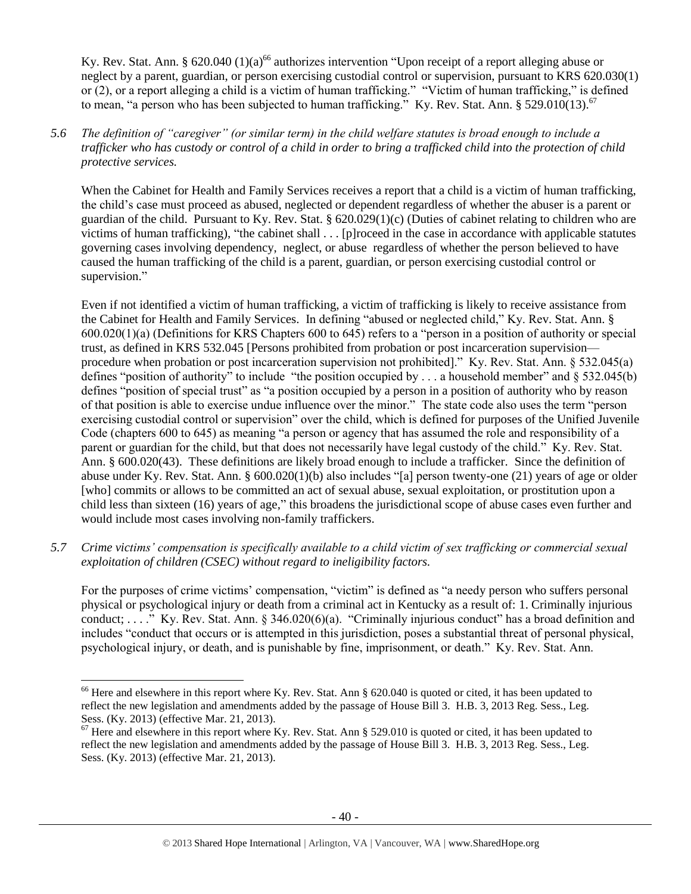Ky. Rev. Stat. Ann. § 620.040 (1)(a)[66] authorizes intervention "Upon receipt of a report alleging abuse or neglect by a parent, guardian, or person exercising custodial control or supervision, pursuant to KRS 620.030(1) or (2), or a report alleging a child is a victim of human trafficking." "Victim of human trafficking," is defined to mean, "a person who has been subjected to human trafficking." Ky. Rev. Stat. Ann. § 529.010(13).[67]

*5.6 The definition of "caregiver" (or similar term) in the child welfare statutes is broad enough to include a trafficker who has custody or control of a child in order to bring a trafficked child into the protection of child protective services.*

When the Cabinet for Health and Family Services receives a report that a child is a victim of human trafficking, the child's case must proceed as abused, neglected or dependent regardless of whether the abuser is a parent or guardian of the child. Pursuant to Ky. Rev. Stat. § 620.029(1)(c) (Duties of cabinet relating to children who are victims of human trafficking), "the cabinet shall . . . [p]roceed in the case in accordance with applicable statutes governing cases involving dependency, neglect, or abuse regardless of whether the person believed to have caused the human trafficking of the child is a parent, guardian, or person exercising custodial control or supervision."

Even if not identified a victim of human trafficking, a victim of trafficking is likely to receive assistance from the Cabinet for Health and Family Services. In defining "abused or neglected child," Ky. Rev. Stat. Ann. § 600.020(1)(a) (Definitions for KRS Chapters 600 to 645) refers to a "person in a position of authority or special trust, as defined in KRS 532.045 [Persons prohibited from probation or post incarceration supervision—procedure when probation or post incarceration supervision not prohibited]." Ky. Rev. Stat. Ann. § 532.045(a) defines "position of authority" to include "the position occupied by . . . a household member" and § 532.045(b) defines "position of special trust" as "a position occupied by a person in a position of authority who by reason of that position is able to exercise undue influence over the minor." The state code also uses the term "person exercising custodial control or supervision" over the child, which is defined for purposes of the Unified Juvenile Code (chapters 600 to 645) as meaning "a person or agency that has assumed the role and responsibility of a parent or guardian for the child, but that does not necessarily have legal custody of the child." Ky. Rev. Stat. Ann. § 600.020(43). These definitions are likely broad enough to include a trafficker. Since the definition of abuse under Ky. Rev. Stat. Ann. § 600.020(1)(b) also includes "[a] person twenty-one (21) years of age or older [who] commits or allows to be committed an act of sexual abuse, sexual exploitation, or prostitution upon a child less than sixteen (16) years of age," this broadens the jurisdictional scope of abuse cases even further and would include most cases involving non-family traffickers.

*5.7 Crime victims' compensation is specifically available to a child victim of sex trafficking or commercial sexual exploitation of children (CSEC) without regard to ineligibility factors.*

For the purposes of crime victims' compensation, "victim" is defined as "a needy person who suffers personal physical or psychological injury or death from a criminal act in Kentucky as a result of: 1. Criminally injurious conduct; . . . ." Ky. Rev. Stat. Ann. § 346.020(6)(a). "Criminally injurious conduct" has a broad definition and includes "conduct that occurs or is attempted in this jurisdiction, poses a substantial threat of personal physical, psychological injury, or death, and is punishable by fine, imprisonment, or death." Ky. Rev. Stat. Ann.

---

[66] Here and elsewhere in this report where Ky. Rev. Stat. Ann § 620.040 is quoted or cited, it has been updated to reflect the new legislation and amendments added by the passage of House Bill 3. H.B. 3, 2013 Reg. Sess., Leg. Sess. (Ky. 2013) (effective Mar. 21, 2013).

[67] Here and elsewhere in this report where Ky. Rev. Stat. Ann § 529.010 is quoted or cited, it has been updated to reflect the new legislation and amendments added by the passage of House Bill 3. H.B. 3, 2013 Reg. Sess., Leg. Sess. (Ky. 2013) (effective Mar. 21, 2013).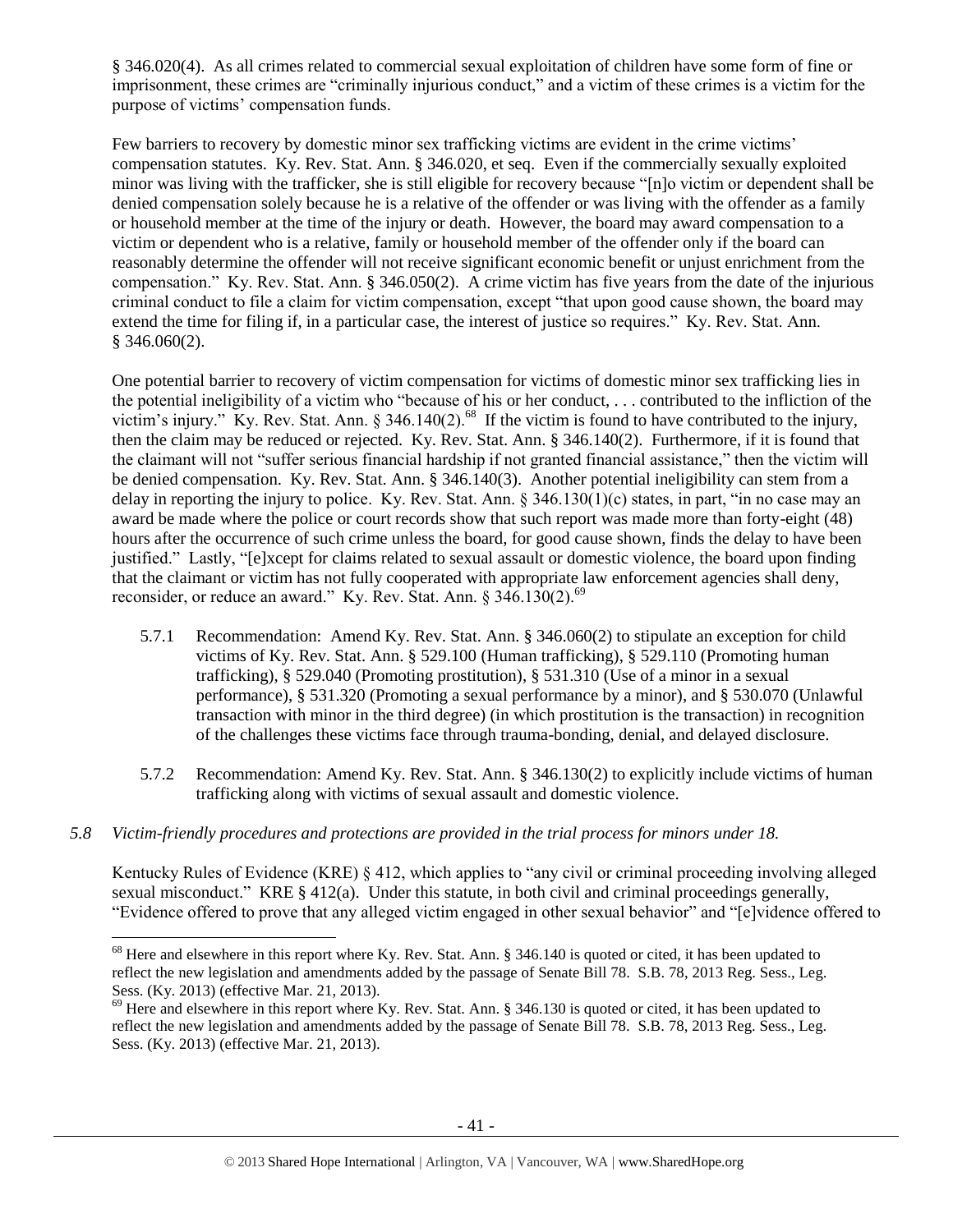§ 346.020(4). As all crimes related to commercial sexual exploitation of children have some form of fine or imprisonment, these crimes are "criminally injurious conduct," and a victim of these crimes is a victim for the purpose of victims' compensation funds.

Few barriers to recovery by domestic minor sex trafficking victims are evident in the crime victims' compensation statutes. Ky. Rev. Stat. Ann. § 346.020, et seq. Even if the commercially sexually exploited minor was living with the trafficker, she is still eligible for recovery because "[n]o victim or dependent shall be denied compensation solely because he is a relative of the offender or was living with the offender as a family or household member at the time of the injury or death. However, the board may award compensation to a victim or dependent who is a relative, family or household member of the offender only if the board can reasonably determine the offender will not receive significant economic benefit or unjust enrichment from the compensation." Ky. Rev. Stat. Ann. § 346.050(2). A crime victim has five years from the date of the injurious criminal conduct to file a claim for victim compensation, except "that upon good cause shown, the board may extend the time for filing if, in a particular case, the interest of justice so requires." Ky. Rev. Stat. Ann. § 346.060(2).

One potential barrier to recovery of victim compensation for victims of domestic minor sex trafficking lies in the potential ineligibility of a victim who "because of his or her conduct, . . . contributed to the infliction of the victim's injury." Ky. Rev. Stat. Ann. § 346.140(2).[68] If the victim is found to have contributed to the injury, then the claim may be reduced or rejected. Ky. Rev. Stat. Ann. § 346.140(2). Furthermore, if it is found that the claimant will not "suffer serious financial hardship if not granted financial assistance," then the victim will be denied compensation. Ky. Rev. Stat. Ann. § 346.140(3). Another potential ineligibility can stem from a delay in reporting the injury to police. Ky. Rev. Stat. Ann. § 346.130(1)(c) states, in part, "in no case may an award be made where the police or court records show that such report was made more than forty-eight (48) hours after the occurrence of such crime unless the board, for good cause shown, finds the delay to have been justified." Lastly, "[e]xcept for claims related to sexual assault or domestic violence, the board upon finding that the claimant or victim has not fully cooperated with appropriate law enforcement agencies shall deny, reconsider, or reduce an award." Ky. Rev. Stat. Ann. § 346.130(2).[69]

5.7.1 Recommendation: Amend Ky. Rev. Stat. Ann. § 346.060(2) to stipulate an exception for child victims of Ky. Rev. Stat. Ann. § 529.100 (Human trafficking), § 529.110 (Promoting human trafficking), § 529.040 (Promoting prostitution), § 531.310 (Use of a minor in a sexual performance), § 531.320 (Promoting a sexual performance by a minor), and § 530.070 (Unlawful transaction with minor in the third degree) (in which prostitution is the transaction) in recognition of the challenges these victims face through trauma-bonding, denial, and delayed disclosure.

5.7.2 Recommendation: Amend Ky. Rev. Stat. Ann. § 346.130(2) to explicitly include victims of human trafficking along with victims of sexual assault and domestic violence.

*5.8 Victim-friendly procedures and protections are provided in the trial process for minors under 18.*

Kentucky Rules of Evidence (KRE) § 412, which applies to "any civil or criminal proceeding involving alleged sexual misconduct." KRE § 412(a). Under this statute, in both civil and criminal proceedings generally, "Evidence offered to prove that any alleged victim engaged in other sexual behavior" and "[e]vidence offered to

[68] Here and elsewhere in this report where Ky. Rev. Stat. Ann. § 346.140 is quoted or cited, it has been updated to reflect the new legislation and amendments added by the passage of Senate Bill 78. S.B. 78, 2013 Reg. Sess., Leg. Sess. (Ky. 2013) (effective Mar. 21, 2013).

[69] Here and elsewhere in this report where Ky. Rev. Stat. Ann. § 346.130 is quoted or cited, it has been updated to reflect the new legislation and amendments added by the passage of Senate Bill 78. S.B. 78, 2013 Reg. Sess., Leg. Sess. (Ky. 2013) (effective Mar. 21, 2013).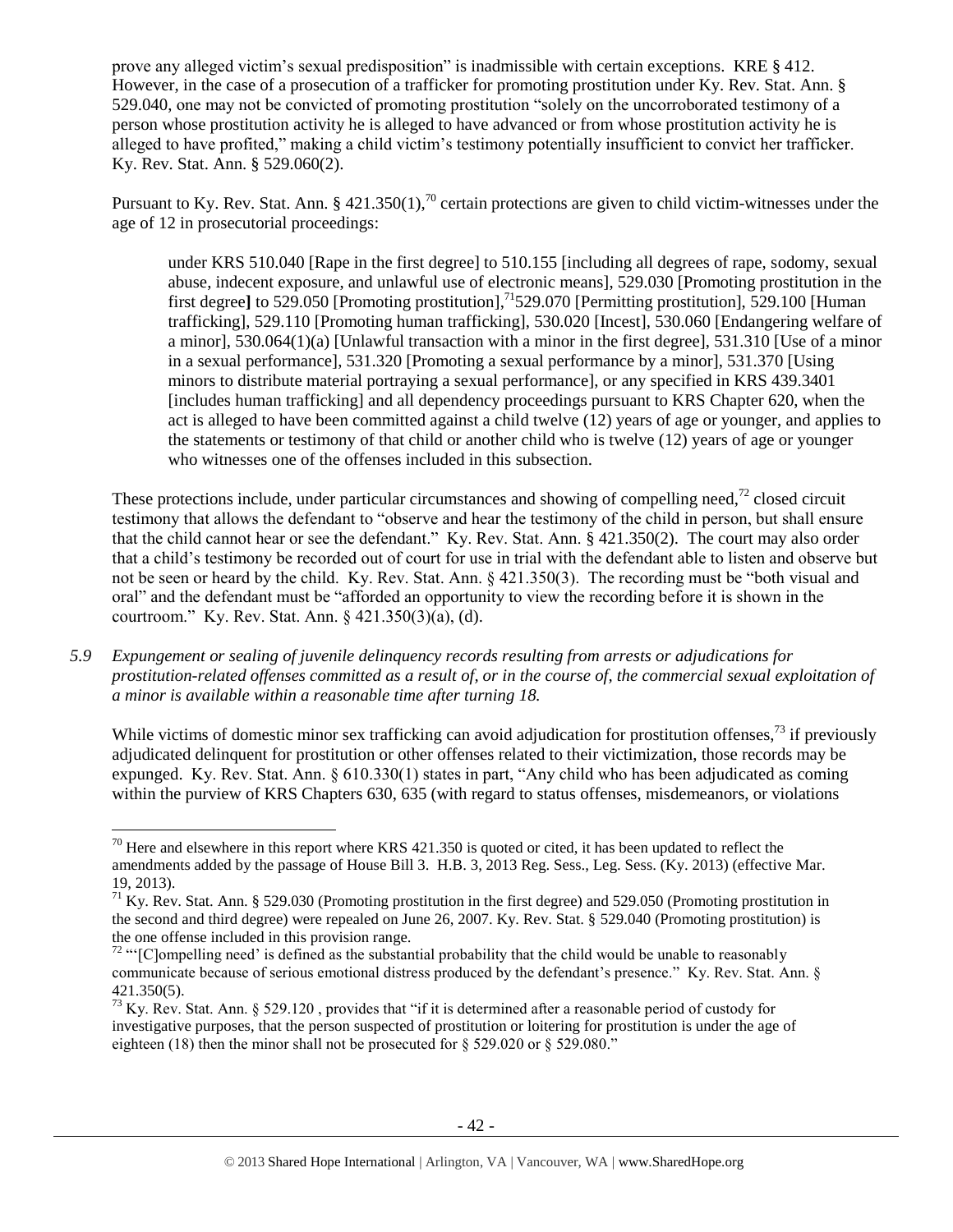prove any alleged victim's sexual predisposition" is inadmissible with certain exceptions. KRE § 412. However, in the case of a prosecution of a trafficker for promoting prostitution under Ky. Rev. Stat. Ann. § 529.040, one may not be convicted of promoting prostitution "solely on the uncorroborated testimony of a person whose prostitution activity he is alleged to have advanced or from whose prostitution activity he is alleged to have profited," making a child victim's testimony potentially insufficient to convict her trafficker. Ky. Rev. Stat. Ann. § 529.060(2).

Pursuant to Ky. Rev. Stat. Ann. § 421.350(1),[70] certain protections are given to child victim-witnesses under the age of 12 in prosecutorial proceedings:

> under KRS 510.040 [Rape in the first degree] to 510.155 [including all degrees of rape, sodomy, sexual abuse, indecent exposure, and unlawful use of electronic means], 529.030 [Promoting prostitution in the first degree] to 529.050 [Promoting prostitution],[71]529.070 [Permitting prostitution], 529.100 [Human trafficking], 529.110 [Promoting human trafficking], 530.020 [Incest], 530.060 [Endangering welfare of a minor], 530.064(1)(a) [Unlawful transaction with a minor in the first degree], 531.310 [Use of a minor in a sexual performance], 531.320 [Promoting a sexual performance by a minor], 531.370 [Using minors to distribute material portraying a sexual performance], or any specified in KRS 439.3401 [includes human trafficking] and all dependency proceedings pursuant to KRS Chapter 620, when the act is alleged to have been committed against a child twelve (12) years of age or younger, and applies to the statements or testimony of that child or another child who is twelve (12) years of age or younger who witnesses one of the offenses included in this subsection.

These protections include, under particular circumstances and showing of compelling need,[72] closed circuit testimony that allows the defendant to "observe and hear the testimony of the child in person, but shall ensure that the child cannot hear or see the defendant." Ky. Rev. Stat. Ann. § 421.350(2). The court may also order that a child's testimony be recorded out of court for use in trial with the defendant able to listen and observe but not be seen or heard by the child. Ky. Rev. Stat. Ann. § 421.350(3). The recording must be "both visual and oral" and the defendant must be "afforded an opportunity to view the recording before it is shown in the courtroom." Ky. Rev. Stat. Ann. § 421.350(3)(a), (d).

*5.9 Expungement or sealing of juvenile delinquency records resulting from arrests or adjudications for prostitution-related offenses committed as a result of, or in the course of, the commercial sexual exploitation of a minor is available within a reasonable time after turning 18.*

While victims of domestic minor sex trafficking can avoid adjudication for prostitution offenses,[73] if previously adjudicated delinquent for prostitution or other offenses related to their victimization, those records may be expunged. Ky. Rev. Stat. Ann. § 610.330(1) states in part, "Any child who has been adjudicated as coming within the purview of KRS Chapters 630, 635 (with regard to status offenses, misdemeanors, or violations

---

[70] Here and elsewhere in this report where KRS 421.350 is quoted or cited, it has been updated to reflect the amendments added by the passage of House Bill 3. H.B. 3, 2013 Reg. Sess., Leg. Sess. (Ky. 2013) (effective Mar. 19, 2013).

[71] Ky. Rev. Stat. Ann. § 529.030 (Promoting prostitution in the first degree) and 529.050 (Promoting prostitution in the second and third degree) were repealed on June 26, 2007. Ky. Rev. Stat. § 529.040 (Promoting prostitution) is the one offense included in this provision range.

[72] "'[C]ompelling need' is defined as the substantial probability that the child would be unable to reasonably communicate because of serious emotional distress produced by the defendant's presence." Ky. Rev. Stat. Ann. § 421.350(5).

[73] Ky. Rev. Stat. Ann. § 529.120 , provides that "if it is determined after a reasonable period of custody for investigative purposes, that the person suspected of prostitution or loitering for prostitution is under the age of eighteen (18) then the minor shall not be prosecuted for § 529.020 or § 529.080."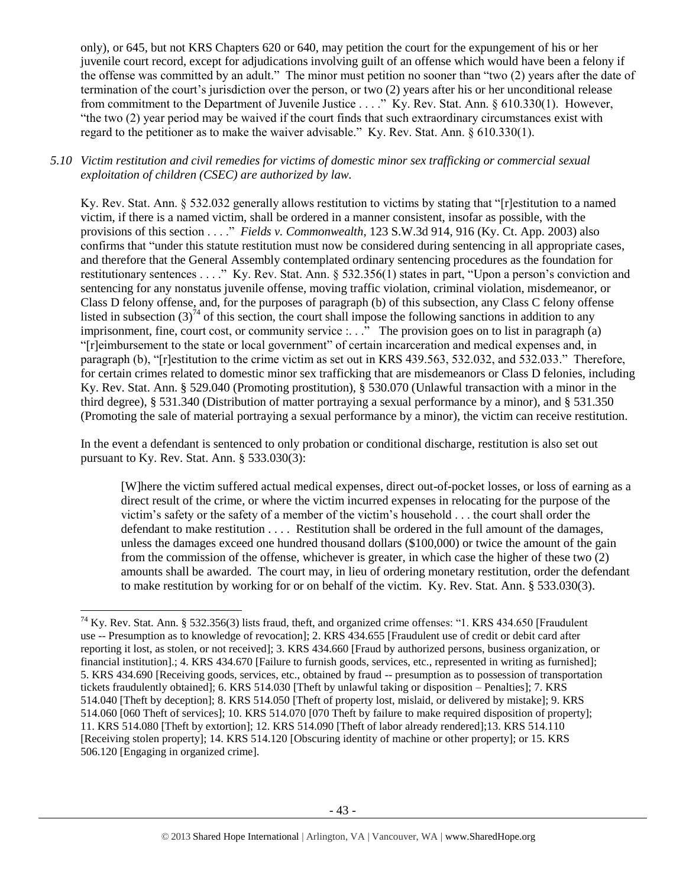only), or 645, but not KRS Chapters 620 or 640, may petition the court for the expungement of his or her juvenile court record, except for adjudications involving guilt of an offense which would have been a felony if the offense was committed by an adult." The minor must petition no sooner than "two (2) years after the date of termination of the court's jurisdiction over the person, or two (2) years after his or her unconditional release from commitment to the Department of Juvenile Justice . . . ." Ky. Rev. Stat. Ann. § 610.330(1). However, "the two (2) year period may be waived if the court finds that such extraordinary circumstances exist with regard to the petitioner as to make the waiver advisable." Ky. Rev. Stat. Ann. § 610.330(1).

*5.10 Victim restitution and civil remedies for victims of domestic minor sex trafficking or commercial sexual exploitation of children (CSEC) are authorized by law.*

Ky. Rev. Stat. Ann. § 532.032 generally allows restitution to victims by stating that "[r]estitution to a named victim, if there is a named victim, shall be ordered in a manner consistent, insofar as possible, with the provisions of this section . . . ." *Fields v. Commonwealth*, 123 S.W.3d 914, 916 (Ky. Ct. App. 2003) also confirms that "under this statute restitution must now be considered during sentencing in all appropriate cases, and therefore that the General Assembly contemplated ordinary sentencing procedures as the foundation for restitutionary sentences . . . ." Ky. Rev. Stat. Ann. § 532.356(1) states in part, "Upon a person's conviction and sentencing for any nonstatus juvenile offense, moving traffic violation, criminal violation, misdemeanor, or Class D felony offense, and, for the purposes of paragraph (b) of this subsection, any Class C felony offense listed in subsection (3)[74] of this section, the court shall impose the following sanctions in addition to any imprisonment, fine, court cost, or community service :. . ." The provision goes on to list in paragraph (a) "[r]eimbursement to the state or local government" of certain incarceration and medical expenses and, in paragraph (b), "[r]estitution to the crime victim as set out in KRS 439.563, 532.032, and 532.033." Therefore, for certain crimes related to domestic minor sex trafficking that are misdemeanors or Class D felonies, including Ky. Rev. Stat. Ann. § 529.040 (Promoting prostitution), § 530.070 (Unlawful transaction with a minor in the third degree), § 531.340 (Distribution of matter portraying a sexual performance by a minor), and § 531.350 (Promoting the sale of material portraying a sexual performance by a minor), the victim can receive restitution.

In the event a defendant is sentenced to only probation or conditional discharge, restitution is also set out pursuant to Ky. Rev. Stat. Ann. § 533.030(3):

> [W]here the victim suffered actual medical expenses, direct out-of-pocket losses, or loss of earning as a direct result of the crime, or where the victim incurred expenses in relocating for the purpose of the victim's safety or the safety of a member of the victim's household . . . the court shall order the defendant to make restitution . . . . Restitution shall be ordered in the full amount of the damages, unless the damages exceed one hundred thousand dollars ($100,000) or twice the amount of the gain from the commission of the offense, whichever is greater, in which case the higher of these two (2) amounts shall be awarded. The court may, in lieu of ordering monetary restitution, order the defendant to make restitution by working for or on behalf of the victim. Ky. Rev. Stat. Ann. § 533.030(3).

---

[74] Ky. Rev. Stat. Ann. § 532.356(3) lists fraud, theft, and organized crime offenses: "1. KRS 434.650 [Fraudulent use -- Presumption as to knowledge of revocation]; 2. KRS 434.655 [Fraudulent use of credit or debit card after reporting it lost, as stolen, or not received]; 3. KRS 434.660 [Fraud by authorized persons, business organization, or financial institution].; 4. KRS 434.670 [Failure to furnish goods, services, etc., represented in writing as furnished]; 5. KRS 434.690 [Receiving goods, services, etc., obtained by fraud -- presumption as to possession of transportation tickets fraudulently obtained]; 6. KRS 514.030 [Theft by unlawful taking or disposition – Penalties]; 7. KRS 514.040 [Theft by deception]; 8. KRS 514.050 [Theft of property lost, mislaid, or delivered by mistake]; 9. KRS 514.060 [060 Theft of services]; 10. KRS 514.070 [070 Theft by failure to make required disposition of property]; 11. KRS 514.080 [Theft by extortion]; 12. KRS 514.090 [Theft of labor already rendered];13. KRS 514.110 [Receiving stolen property]; 14. KRS 514.120 [Obscuring identity of machine or other property]; or 15. KRS 506.120 [Engaging in organized crime].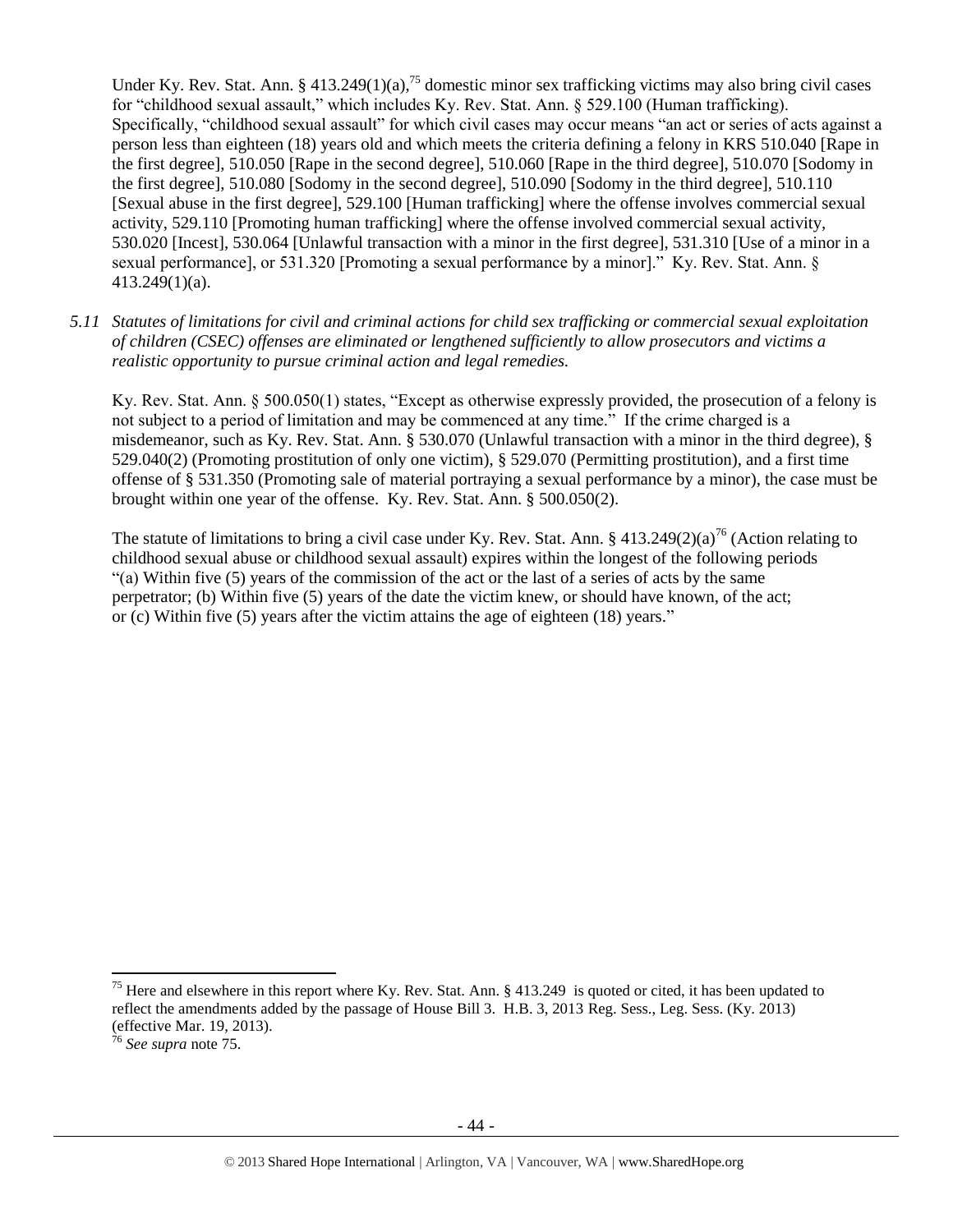Under Ky. Rev. Stat. Ann. § 413.249(1)(a),[75] domestic minor sex trafficking victims may also bring civil cases for "childhood sexual assault," which includes Ky. Rev. Stat. Ann. § 529.100 (Human trafficking). Specifically, "childhood sexual assault" for which civil cases may occur means "an act or series of acts against a person less than eighteen (18) years old and which meets the criteria defining a felony in KRS 510.040 [Rape in the first degree], 510.050 [Rape in the second degree], 510.060 [Rape in the third degree], 510.070 [Sodomy in the first degree], 510.080 [Sodomy in the second degree], 510.090 [Sodomy in the third degree], 510.110 [Sexual abuse in the first degree], 529.100 [Human trafficking] where the offense involves commercial sexual activity, 529.110 [Promoting human trafficking] where the offense involved commercial sexual activity, 530.020 [Incest], 530.064 [Unlawful transaction with a minor in the first degree], 531.310 [Use of a minor in a sexual performance], or 531.320 [Promoting a sexual performance by a minor]." Ky. Rev. Stat. Ann. § 413.249(1)(a).

*5.11 Statutes of limitations for civil and criminal actions for child sex trafficking or commercial sexual exploitation of children (CSEC) offenses are eliminated or lengthened sufficiently to allow prosecutors and victims a realistic opportunity to pursue criminal action and legal remedies.*

Ky. Rev. Stat. Ann. § 500.050(1) states, "Except as otherwise expressly provided, the prosecution of a felony is not subject to a period of limitation and may be commenced at any time." If the crime charged is a misdemeanor, such as Ky. Rev. Stat. Ann. § 530.070 (Unlawful transaction with a minor in the third degree), § 529.040(2) (Promoting prostitution of only one victim), § 529.070 (Permitting prostitution), and a first time offense of § 531.350 (Promoting sale of material portraying a sexual performance by a minor), the case must be brought within one year of the offense. Ky. Rev. Stat. Ann. § 500.050(2).

The statute of limitations to bring a civil case under Ky. Rev. Stat. Ann. § 413.249(2)(a)[76] (Action relating to childhood sexual abuse or childhood sexual assault) expires within the longest of the following periods "(a) Within five (5) years of the commission of the act or the last of a series of acts by the same perpetrator; (b) Within five (5) years of the date the victim knew, or should have known, of the act; or (c) Within five (5) years after the victim attains the age of eighteen (18) years."

---

[75] Here and elsewhere in this report where Ky. Rev. Stat. Ann. § 413.249 is quoted or cited, it has been updated to reflect the amendments added by the passage of House Bill 3. H.B. 3, 2013 Reg. Sess., Leg. Sess. (Ky. 2013) (effective Mar. 19, 2013).

[76] *See supra* note 75.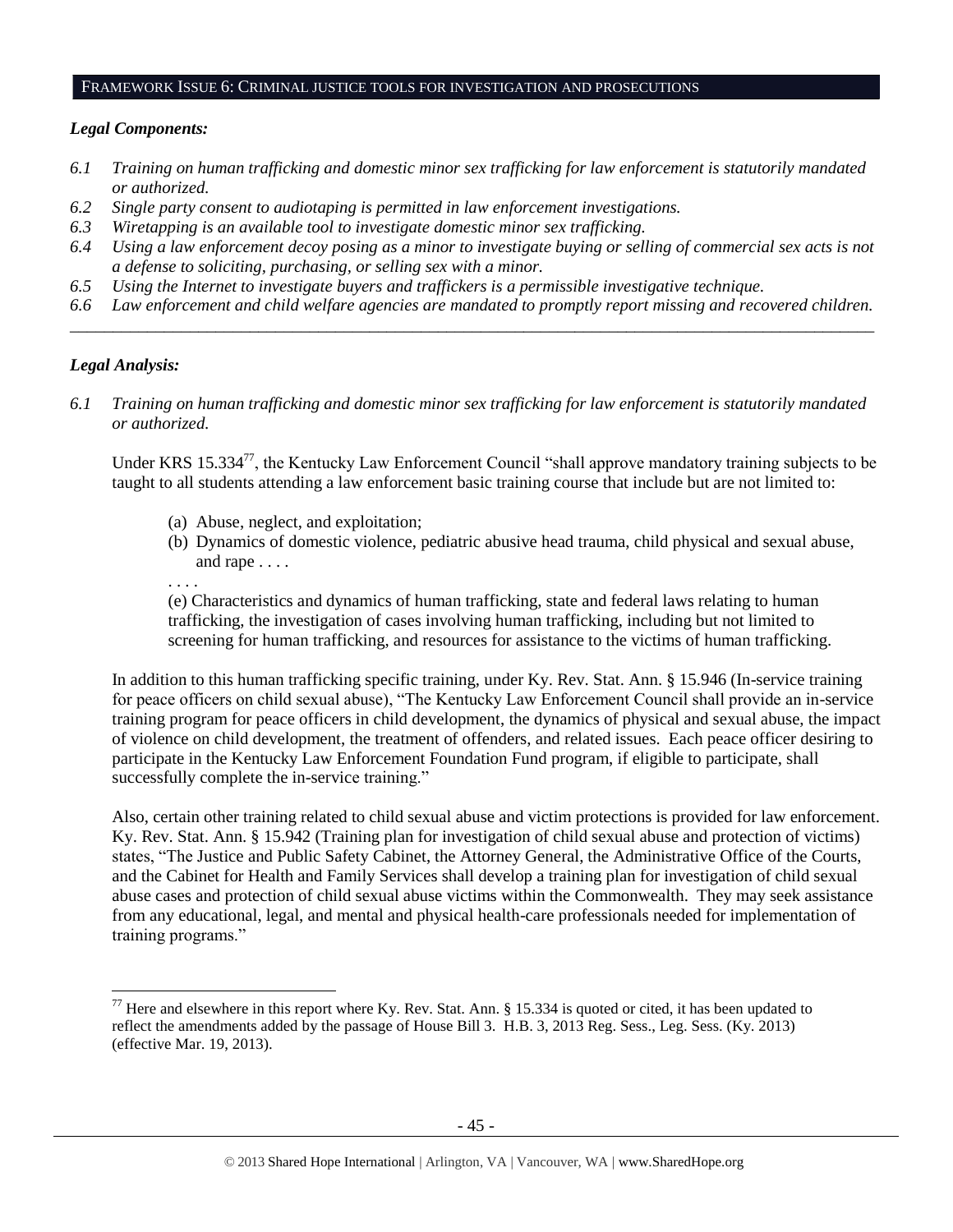## FRAMEWORK ISSUE 6: CRIMINAL JUSTICE TOOLS FOR INVESTIGATION AND PROSECUTIONS

### *Legal Components:*

*6.1 Training on human trafficking and domestic minor sex trafficking for law enforcement is statutorily mandated or authorized.*

*6.2 Single party consent to audiotaping is permitted in law enforcement investigations.*

*6.3 Wiretapping is an available tool to investigate domestic minor sex trafficking.*

*6.4 Using a law enforcement decoy posing as a minor to investigate buying or selling of commercial sex acts is not a defense to soliciting, purchasing, or selling sex with a minor.*

*6.5 Using the Internet to investigate buyers and traffickers is a permissible investigative technique.*

*6.6 Law enforcement and child welfare agencies are mandated to promptly report missing and recovered children.*

---

### *Legal Analysis:*

*6.1 Training on human trafficking and domestic minor sex trafficking for law enforcement is statutorily mandated or authorized.*

Under KRS 15.334[77], the Kentucky Law Enforcement Council "shall approve mandatory training subjects to be taught to all students attending a law enforcement basic training course that include but are not limited to:

> (a) Abuse, neglect, and exploitation;
>
> (b) Dynamics of domestic violence, pediatric abusive head trauma, child physical and sexual abuse, and rape . . . .
>
> . . . .
>
> (e) Characteristics and dynamics of human trafficking, state and federal laws relating to human trafficking, the investigation of cases involving human trafficking, including but not limited to screening for human trafficking, and resources for assistance to the victims of human trafficking.

In addition to this human trafficking specific training, under Ky. Rev. Stat. Ann. § 15.946 (In-service training for peace officers on child sexual abuse), "The Kentucky Law Enforcement Council shall provide an in-service training program for peace officers in child development, the dynamics of physical and sexual abuse, the impact of violence on child development, the treatment of offenders, and related issues. Each peace officer desiring to participate in the Kentucky Law Enforcement Foundation Fund program, if eligible to participate, shall successfully complete the in-service training."

Also, certain other training related to child sexual abuse and victim protections is provided for law enforcement. Ky. Rev. Stat. Ann. § 15.942 (Training plan for investigation of child sexual abuse and protection of victims) states, "The Justice and Public Safety Cabinet, the Attorney General, the Administrative Office of the Courts, and the Cabinet for Health and Family Services shall develop a training plan for investigation of child sexual abuse cases and protection of child sexual abuse victims within the Commonwealth. They may seek assistance from any educational, legal, and mental and physical health-care professionals needed for implementation of training programs."

---

[77] Here and elsewhere in this report where Ky. Rev. Stat. Ann. § 15.334 is quoted or cited, it has been updated to reflect the amendments added by the passage of House Bill 3. H.B. 3, 2013 Reg. Sess., Leg. Sess. (Ky. 2013) (effective Mar. 19, 2013).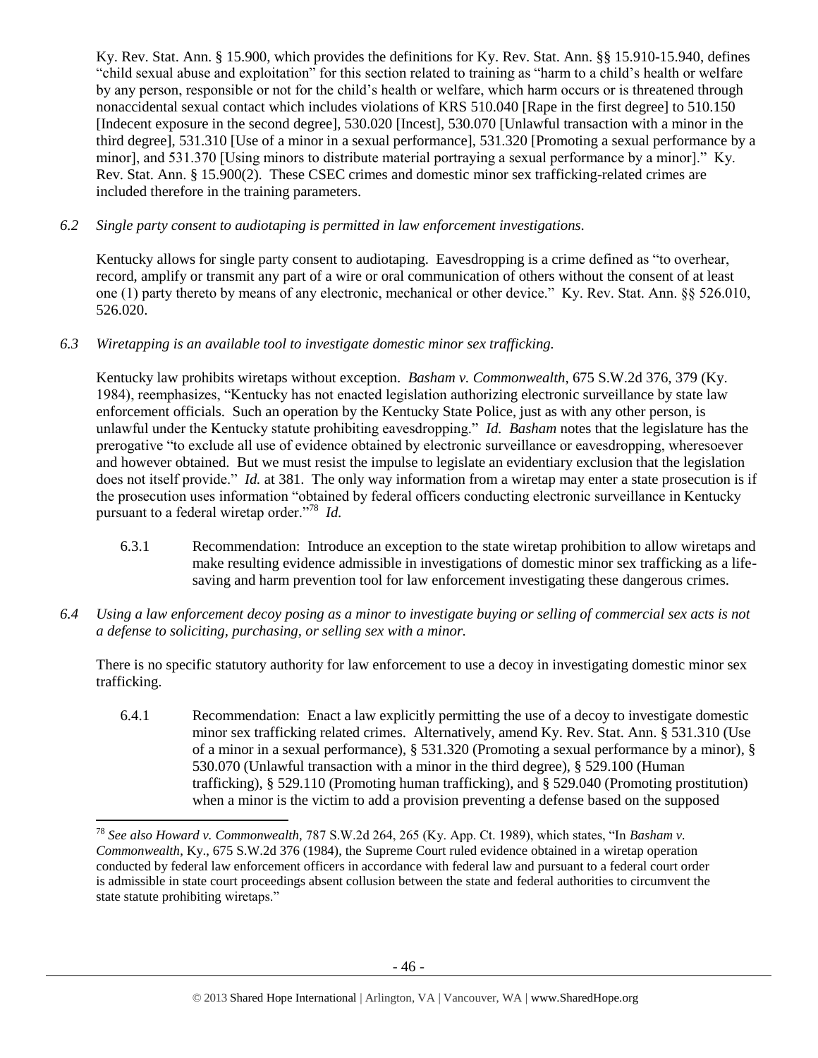Ky. Rev. Stat. Ann. § 15.900, which provides the definitions for Ky. Rev. Stat. Ann. §§ 15.910-15.940, defines "child sexual abuse and exploitation" for this section related to training as "harm to a child's health or welfare by any person, responsible or not for the child's health or welfare, which harm occurs or is threatened through nonaccidental sexual contact which includes violations of KRS 510.040 [Rape in the first degree] to 510.150 [Indecent exposure in the second degree], 530.020 [Incest], 530.070 [Unlawful transaction with a minor in the third degree], 531.310 [Use of a minor in a sexual performance], 531.320 [Promoting a sexual performance by a minor], and 531.370 [Using minors to distribute material portraying a sexual performance by a minor]." Ky. Rev. Stat. Ann. § 15.900(2). These CSEC crimes and domestic minor sex trafficking-related crimes are included therefore in the training parameters.

*6.2 Single party consent to audiotaping is permitted in law enforcement investigations.*

Kentucky allows for single party consent to audiotaping. Eavesdropping is a crime defined as "to overhear, record, amplify or transmit any part of a wire or oral communication of others without the consent of at least one (1) party thereto by means of any electronic, mechanical or other device." Ky. Rev. Stat. Ann. §§ 526.010, 526.020.

*6.3 Wiretapping is an available tool to investigate domestic minor sex trafficking.*

Kentucky law prohibits wiretaps without exception. *Basham v. Commonwealth*, 675 S.W.2d 376, 379 (Ky. 1984), reemphasizes, "Kentucky has not enacted legislation authorizing electronic surveillance by state law enforcement officials. Such an operation by the Kentucky State Police, just as with any other person, is unlawful under the Kentucky statute prohibiting eavesdropping." *Id. Basham* notes that the legislature has the prerogative "to exclude all use of evidence obtained by electronic surveillance or eavesdropping, wheresoever and however obtained. But we must resist the impulse to legislate an evidentiary exclusion that the legislation does not itself provide." *Id.* at 381. The only way information from a wiretap may enter a state prosecution is if the prosecution uses information "obtained by federal officers conducting electronic surveillance in Kentucky pursuant to a federal wiretap order."[78] *Id.*

6.3.1 Recommendation: Introduce an exception to the state wiretap prohibition to allow wiretaps and make resulting evidence admissible in investigations of domestic minor sex trafficking as a life-saving and harm prevention tool for law enforcement investigating these dangerous crimes.

*6.4 Using a law enforcement decoy posing as a minor to investigate buying or selling of commercial sex acts is not a defense to soliciting, purchasing, or selling sex with a minor.*

There is no specific statutory authority for law enforcement to use a decoy in investigating domestic minor sex trafficking.

6.4.1 Recommendation: Enact a law explicitly permitting the use of a decoy to investigate domestic minor sex trafficking related crimes. Alternatively, amend Ky. Rev. Stat. Ann. § 531.310 (Use of a minor in a sexual performance), § 531.320 (Promoting a sexual performance by a minor), § 530.070 (Unlawful transaction with a minor in the third degree), § 529.100 (Human trafficking), § 529.110 (Promoting human trafficking), and § 529.040 (Promoting prostitution) when a minor is the victim to add a provision preventing a defense based on the supposed

---

[78] *See also Howard v. Commonwealth*, 787 S.W.2d 264, 265 (Ky. App. Ct. 1989), which states, "In *Basham v. Commonwealth*, Ky., 675 S.W.2d 376 (1984), the Supreme Court ruled evidence obtained in a wiretap operation conducted by federal law enforcement officers in accordance with federal law and pursuant to a federal court order is admissible in state court proceedings absent collusion between the state and federal authorities to circumvent the state statute prohibiting wiretaps."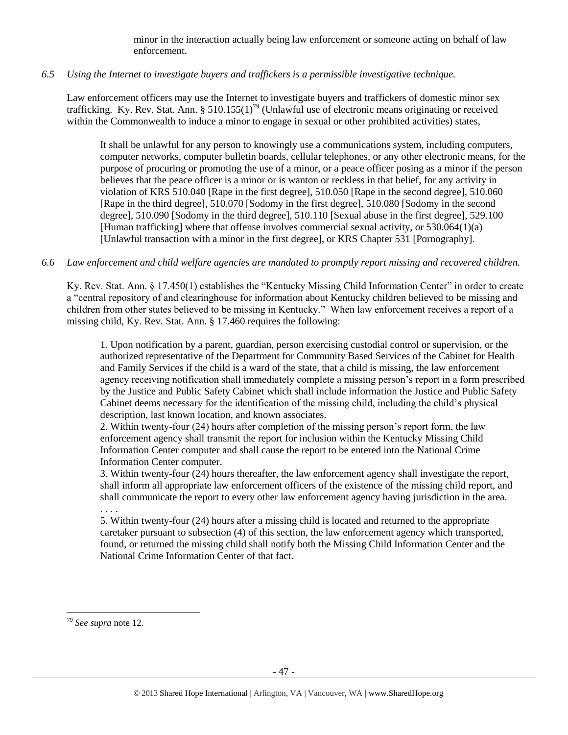minor in the interaction actually being law enforcement or someone acting on behalf of law enforcement.

*6.5 Using the Internet to investigate buyers and traffickers is a permissible investigative technique.*

Law enforcement officers may use the Internet to investigate buyers and traffickers of domestic minor sex trafficking. Ky. Rev. Stat. Ann. § 510.155(1)[79] (Unlawful use of electronic means originating or received within the Commonwealth to induce a minor to engage in sexual or other prohibited activities) states,

> It shall be unlawful for any person to knowingly use a communications system, including computers, computer networks, computer bulletin boards, cellular telephones, or any other electronic means, for the purpose of procuring or promoting the use of a minor, or a peace officer posing as a minor if the person believes that the peace officer is a minor or is wanton or reckless in that belief, for any activity in violation of KRS 510.040 [Rape in the first degree], 510.050 [Rape in the second degree], 510.060 [Rape in the third degree], 510.070 [Sodomy in the first degree], 510.080 [Sodomy in the second degree], 510.090 [Sodomy in the third degree], 510.110 [Sexual abuse in the first degree], 529.100 [Human trafficking] where that offense involves commercial sexual activity, or 530.064(1)(a) [Unlawful transaction with a minor in the first degree], or KRS Chapter 531 [Pornography].

*6.6 Law enforcement and child welfare agencies are mandated to promptly report missing and recovered children.*

Ky. Rev. Stat. Ann. § 17.450(1) establishes the "Kentucky Missing Child Information Center" in order to create a "central repository of and clearinghouse for information about Kentucky children believed to be missing and children from other states believed to be missing in Kentucky." When law enforcement receives a report of a missing child, Ky. Rev. Stat. Ann. § 17.460 requires the following:

> 1. Upon notification by a parent, guardian, person exercising custodial control or supervision, or the authorized representative of the Department for Community Based Services of the Cabinet for Health and Family Services if the child is a ward of the state, that a child is missing, the law enforcement agency receiving notification shall immediately complete a missing person's report in a form prescribed by the Justice and Public Safety Cabinet which shall include information the Justice and Public Safety Cabinet deems necessary for the identification of the missing child, including the child's physical description, last known location, and known associates.
> 2. Within twenty-four (24) hours after completion of the missing person's report form, the law enforcement agency shall transmit the report for inclusion within the Kentucky Missing Child Information Center computer and shall cause the report to be entered into the National Crime Information Center computer.
> 3. Within twenty-four (24) hours thereafter, the law enforcement agency shall investigate the report, shall inform all appropriate law enforcement officers of the existence of the missing child report, and shall communicate the report to every other law enforcement agency having jurisdiction in the area.
> . . . .
> 5. Within twenty-four (24) hours after a missing child is located and returned to the appropriate caretaker pursuant to subsection (4) of this section, the law enforcement agency which transported, found, or returned the missing child shall notify both the Missing Child Information Center and the National Crime Information Center of that fact.

---

[79] *See supra* note 12.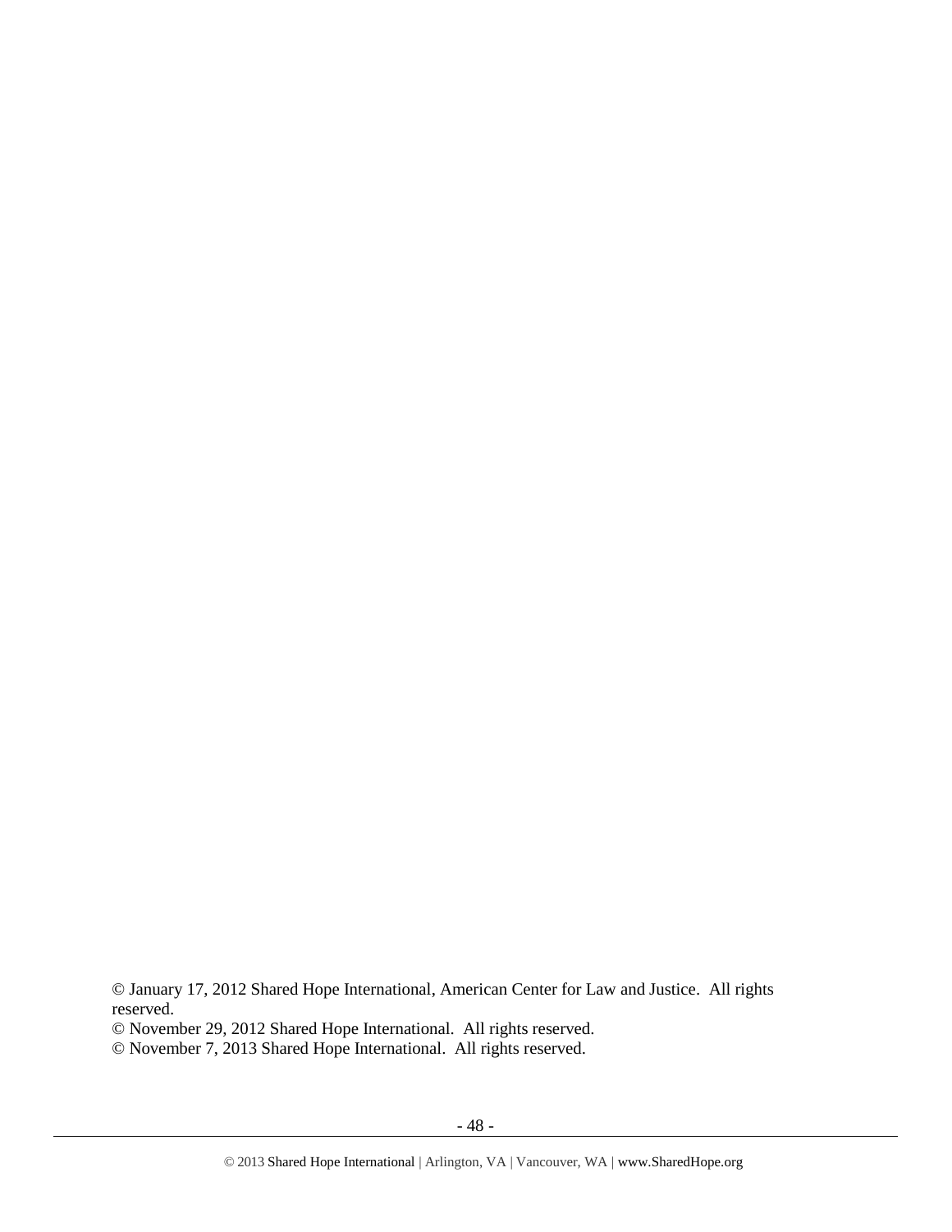© January 17, 2012 Shared Hope International, American Center for Law and Justice. All rights reserved.

© November 29, 2012 Shared Hope International. All rights reserved.

© November 7, 2013 Shared Hope International. All rights reserved.